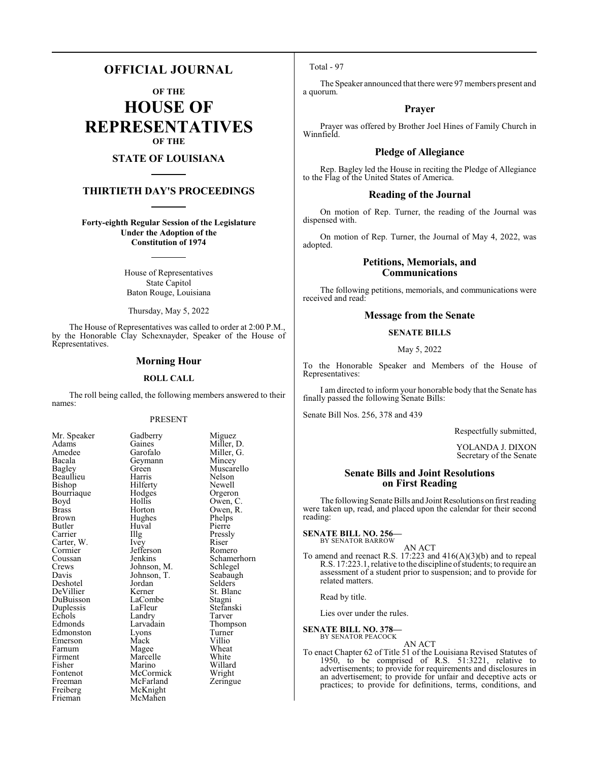# OFFICIAL JOURNAL

## OF THE

# HOUSE OF REPRESENTATIVES

## OF THE

## STATE OF LOUISIANA

## THIRTIETH DAY'S PROCEEDINGS

**Forty-eighth Regular Session of the Legislature Under the Adoption of the Constitution of 1974**

House of Representatives
State Capitol
Baton Rouge, Louisiana

Thursday, May 5, 2022

The House of Representatives was called to order at 2:00 P.M., by the Honorable Clay Schexnayder, Speaker of the House of Representatives.

## Morning Hour

### ROLL CALL

The roll being called, the following members answered to their names:

PRESENT

| | | |
|---|---|---|
| Mr. Speaker | Gadberry | Miguez |
| Adams | Gaines | Miller, D. |
| Amedee | Garofalo | Miller, G. |
| Bacala | Geymann | Mincey |
| Bagley | Green | Muscarello |
| Beaullieu | Harris | Nelson |
| Bishop | Hilferty | Newell |
| Bourriaque | Hodges | Orgeron |
| Boyd | Hollis | Owen, C. |
| Brass | Horton | Owen, R. |
| Brown | Hughes | Phelps |
| Butler | Huval | Pierre |
| Carrier | Illg | Pressly |
| Carter, W. | Ivey | Riser |
| Cormier | Jefferson | Romero |
| Coussan | Jenkins | Schamerhorn |
| Crews | Johnson, M. | Schlegel |
| Davis | Johnson, T. | Seabaugh |
| Deshotel | Jordan | Selders |
| DeVillier | Kerner | St. Blanc |
| DuBuisson | LaCombe | Stagni |
| Duplessis | LaFleur | Stefanski |
| Echols | Landry | Tarver |
| Edmonds | Larvadain | Thompson |
| Edmonston | Lyons | Turner |
| Emerson | Mack | Villio |
| Farnum | Magee | Wheat |
| Firment | Marcelle | White |
| Fisher | Marino | Willard |
| Fontenot | McCormick | Wright |
| Freeman | McFarland | Zeringue |
| Freiberg | McKnight | |
| Frieman | McMahen | |

Total - 97

The Speaker announced that there were 97 members present and a quorum.

## Prayer

Prayer was offered by Brother Joel Hines of Family Church in Winnfield.

## Pledge of Allegiance

Rep. Bagley led the House in reciting the Pledge of Allegiance to the Flag of the United States of America.

## Reading of the Journal

On motion of Rep. Turner, the reading of the Journal was dispensed with.

On motion of Rep. Turner, the Journal of May 4, 2022, was adopted.

## Petitions, Memorials, and Communications

The following petitions, memorials, and communications were received and read:

## Message from the Senate

### SENATE BILLS

May 5, 2022

To the Honorable Speaker and Members of the House of Representatives:

I am directed to inform your honorable body that the Senate has finally passed the following Senate Bills:

Senate Bill Nos. 256, 378 and 439

Respectfully submitted,

YOLANDA J. DIXON
Secretary of the Senate

## Senate Bills and Joint Resolutions on First Reading

The following Senate Bills and Joint Resolutions on first reading were taken up, read, and placed upon the calendar for their second reading:

**SENATE BILL NO. 256—**
BY SENATOR BARROW

AN ACT

To amend and reenact R.S. 17:223 and 416(A)(3)(b) and to repeal R.S. 17:223.1, relative to the discipline of students; to require an assessment of a student prior to suspension; and to provide for related matters.

Read by title.

Lies over under the rules.

**SENATE BILL NO. 378—**
BY SENATOR PEACOCK

AN ACT

To enact Chapter 62 of Title 51 of the Louisiana Revised Statutes of 1950, to be comprised of R.S. 51:3221, relative to advertisements; to provide for requirements and disclosures in an advertisement; to provide for unfair and deceptive acts or practices; to provide for definitions, terms, conditions, and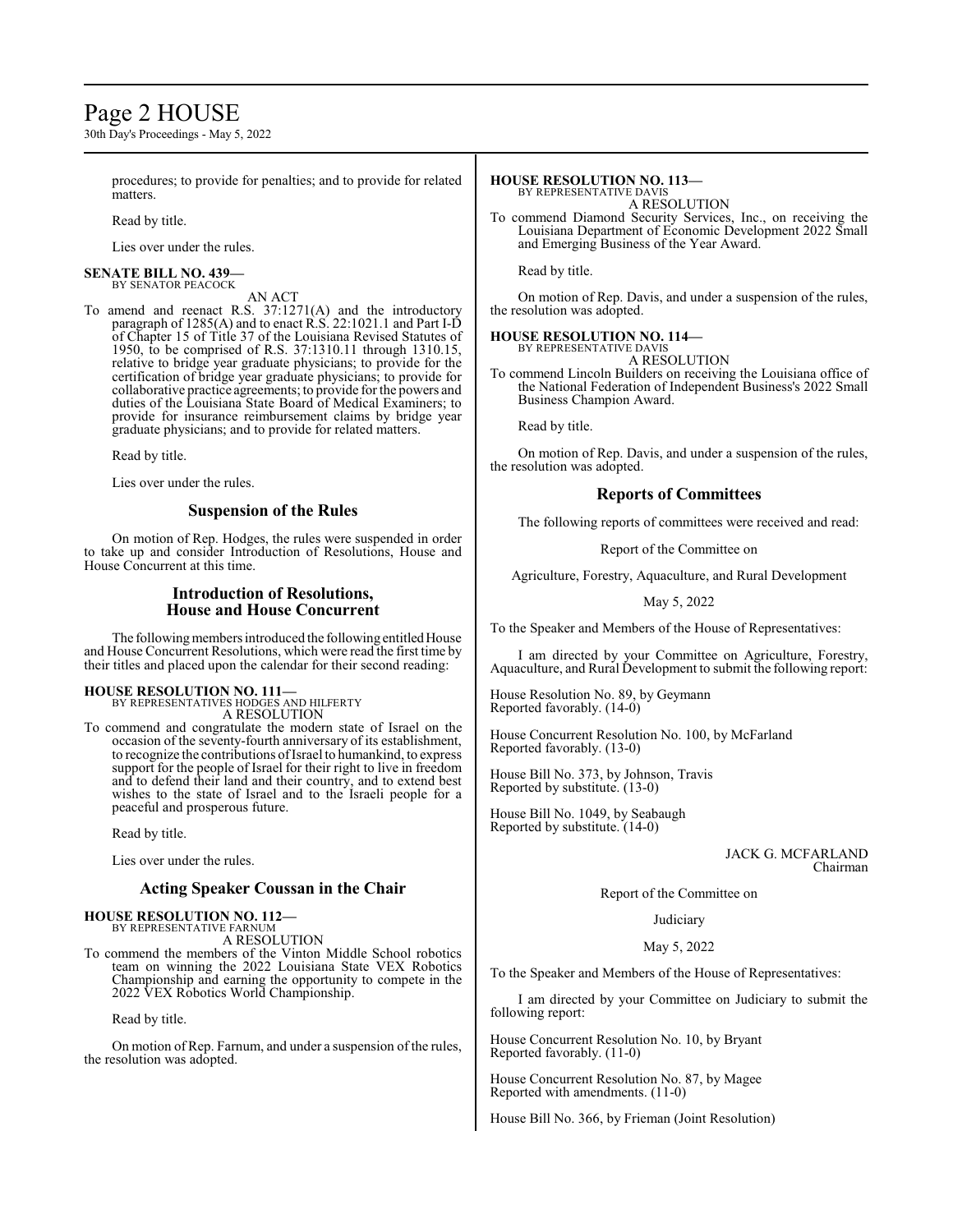procedures; to provide for penalties; and to provide for related matters.

Read by title.

Lies over under the rules.

**SENATE BILL NO. 439—**
BY SENATOR PEACOCK

AN ACT

To amend and reenact R.S. 37:1271(A) and the introductory paragraph of 1285(A) and to enact R.S. 22:1021.1 and Part I-D of Chapter 15 of Title 37 of the Louisiana Revised Statutes of 1950, to be comprised of R.S. 37:1310.11 through 1310.15, relative to bridge year graduate physicians; to provide for the certification of bridge year graduate physicians; to provide for collaborative practice agreements; to provide for the powers and duties of the Louisiana State Board of Medical Examiners; to provide for insurance reimbursement claims by bridge year graduate physicians; and to provide for related matters.

Read by title.

Lies over under the rules.

## Suspension of the Rules

On motion of Rep. Hodges, the rules were suspended in order to take up and consider Introduction of Resolutions, House and House Concurrent at this time.

## Introduction of Resolutions, House and House Concurrent

The following members introduced the following entitled House and House Concurrent Resolutions, which were read the first time by their titles and placed upon the calendar for their second reading:

**HOUSE RESOLUTION NO. 111—**
BY REPRESENTATIVES HODGES AND HILFERTY

A RESOLUTION

To commend and congratulate the modern state of Israel on the occasion of the seventy-fourth anniversary of its establishment, to recognize the contributions of Israel to humankind, to express support for the people of Israel for their right to live in freedom and to defend their land and their country, and to extend best wishes to the state of Israel and to the Israeli people for a peaceful and prosperous future.

Read by title.

Lies over under the rules.

## Acting Speaker Coussan in the Chair

**HOUSE RESOLUTION NO. 112—**
BY REPRESENTATIVE FARNUM

A RESOLUTION

To commend the members of the Vinton Middle School robotics team on winning the 2022 Louisiana State VEX Robotics Championship and earning the opportunity to compete in the 2022 VEX Robotics World Championship.

Read by title.

On motion of Rep. Farnum, and under a suspension of the rules, the resolution was adopted.

**HOUSE RESOLUTION NO. 113—**
BY REPRESENTATIVE DAVIS

A RESOLUTION

To commend Diamond Security Services, Inc., on receiving the Louisiana Department of Economic Development 2022 Small and Emerging Business of the Year Award.

Read by title.

On motion of Rep. Davis, and under a suspension of the rules, the resolution was adopted.

**HOUSE RESOLUTION NO. 114—**
BY REPRESENTATIVE DAVIS

A RESOLUTION

To commend Lincoln Builders on receiving the Louisiana office of the National Federation of Independent Business's 2022 Small Business Champion Award.

Read by title.

On motion of Rep. Davis, and under a suspension of the rules, the resolution was adopted.

## Reports of Committees

The following reports of committees were received and read:

Report of the Committee on

Agriculture, Forestry, Aquaculture, and Rural Development

May 5, 2022

To the Speaker and Members of the House of Representatives:

I am directed by your Committee on Agriculture, Forestry, Aquaculture, and Rural Development to submit the following report:

House Resolution No. 89, by Geymann
Reported favorably. (14-0)

House Concurrent Resolution No. 100, by McFarland
Reported favorably. (13-0)

House Bill No. 373, by Johnson, Travis
Reported by substitute. (13-0)

House Bill No. 1049, by Seabaugh
Reported by substitute. (14-0)

JACK G. MCFARLAND
Chairman

Report of the Committee on

Judiciary

May 5, 2022

To the Speaker and Members of the House of Representatives:

I am directed by your Committee on Judiciary to submit the following report:

House Concurrent Resolution No. 10, by Bryant
Reported favorably. (11-0)

House Concurrent Resolution No. 87, by Magee
Reported with amendments. (11-0)

House Bill No. 366, by Frieman (Joint Resolution)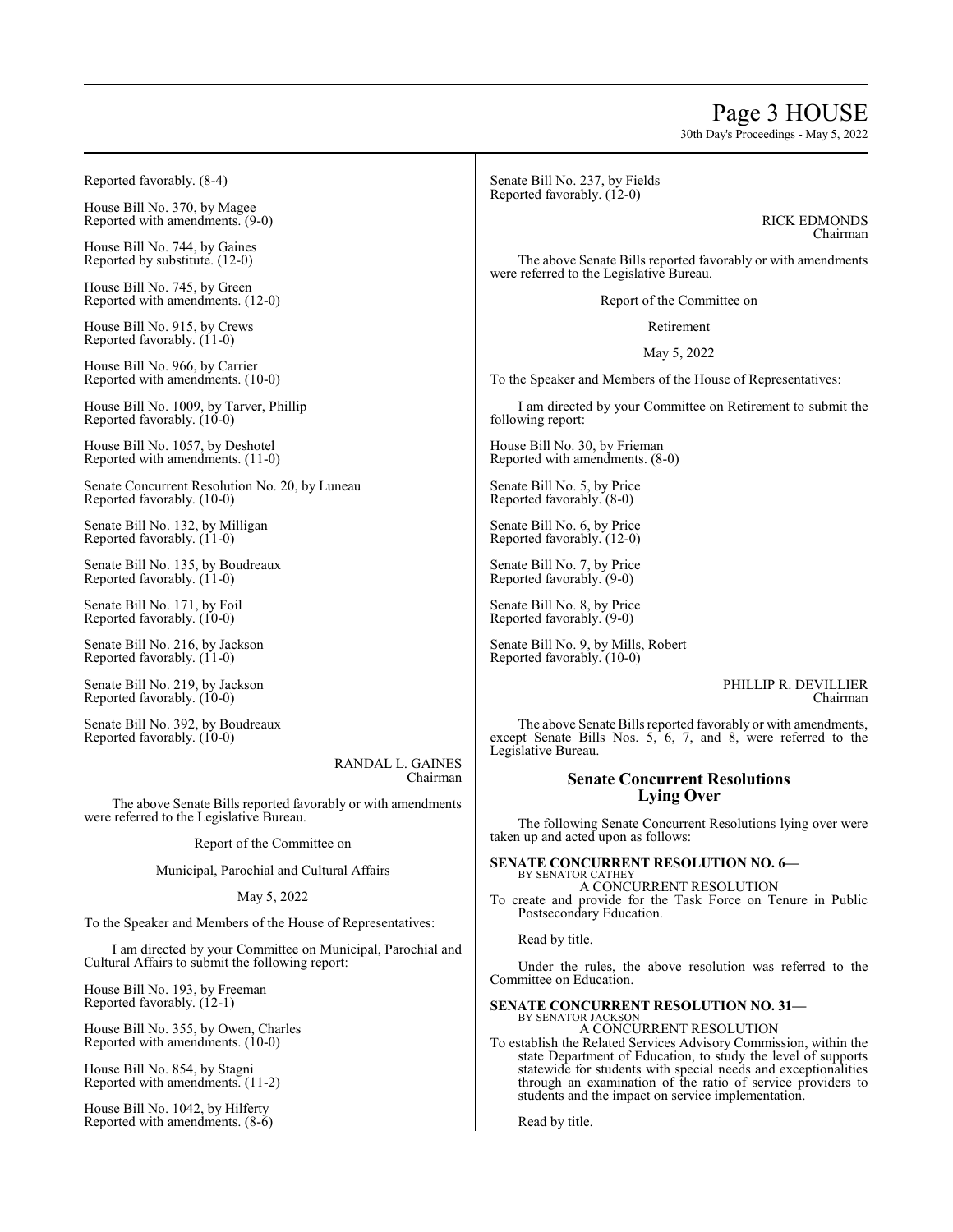Reported favorably. (8-4)

House Bill No. 370, by Magee
Reported with amendments. (9-0)

House Bill No. 744, by Gaines
Reported by substitute. (12-0)

House Bill No. 745, by Green
Reported with amendments. (12-0)

House Bill No. 915, by Crews
Reported favorably. (11-0)

House Bill No. 966, by Carrier
Reported with amendments. (10-0)

House Bill No. 1009, by Tarver, Phillip
Reported favorably. (10-0)

House Bill No. 1057, by Deshotel
Reported with amendments. (11-0)

Senate Concurrent Resolution No. 20, by Luneau
Reported favorably. (10-0)

Senate Bill No. 132, by Milligan
Reported favorably. (11-0)

Senate Bill No. 135, by Boudreaux
Reported favorably. (11-0)

Senate Bill No. 171, by Foil
Reported favorably. (10-0)

Senate Bill No. 216, by Jackson
Reported favorably. (11-0)

Senate Bill No. 219, by Jackson
Reported favorably. (10-0)

Senate Bill No. 392, by Boudreaux
Reported favorably. (10-0)

RANDAL L. GAINES
Chairman

The above Senate Bills reported favorably or with amendments were referred to the Legislative Bureau.

Report of the Committee on

Municipal, Parochial and Cultural Affairs

May 5, 2022

To the Speaker and Members of the House of Representatives:

I am directed by your Committee on Municipal, Parochial and Cultural Affairs to submit the following report:

House Bill No. 193, by Freeman
Reported favorably. (12-1)

House Bill No. 355, by Owen, Charles
Reported with amendments. (10-0)

House Bill No. 854, by Stagni
Reported with amendments. (11-2)

House Bill No. 1042, by Hilferty
Reported with amendments. (8-6)

Senate Bill No. 237, by Fields
Reported favorably. (12-0)

RICK EDMONDS
Chairman

The above Senate Bills reported favorably or with amendments were referred to the Legislative Bureau.

Report of the Committee on

Retirement

May 5, 2022

To the Speaker and Members of the House of Representatives:

I am directed by your Committee on Retirement to submit the following report:

House Bill No. 30, by Frieman
Reported with amendments. (8-0)

Senate Bill No. 5, by Price
Reported favorably. (8-0)

Senate Bill No. 6, by Price
Reported favorably. (12-0)

Senate Bill No. 7, by Price
Reported favorably. (9-0)

Senate Bill No. 8, by Price
Reported favorably. (9-0)

Senate Bill No. 9, by Mills, Robert
Reported favorably. (10-0)

PHILLIP R. DEVILLIER
Chairman

The above Senate Bills reported favorably or with amendments, except Senate Bills Nos. 5, 6, 7, and 8, were referred to the Legislative Bureau.

## Senate Concurrent Resolutions Lying Over

The following Senate Concurrent Resolutions lying over were taken up and acted upon as follows:

**SENATE CONCURRENT RESOLUTION NO. 6—**
BY SENATOR CATHEY
A CONCURRENT RESOLUTION
To create and provide for the Task Force on Tenure in Public Postsecondary Education.

Read by title.

Under the rules, the above resolution was referred to the Committee on Education.

**SENATE CONCURRENT RESOLUTION NO. 31—**
BY SENATOR JACKSON
A CONCURRENT RESOLUTION
To establish the Related Services Advisory Commission, within the state Department of Education, to study the level of supports statewide for students with special needs and exceptionalities through an examination of the ratio of service providers to students and the impact on service implementation.

Read by title.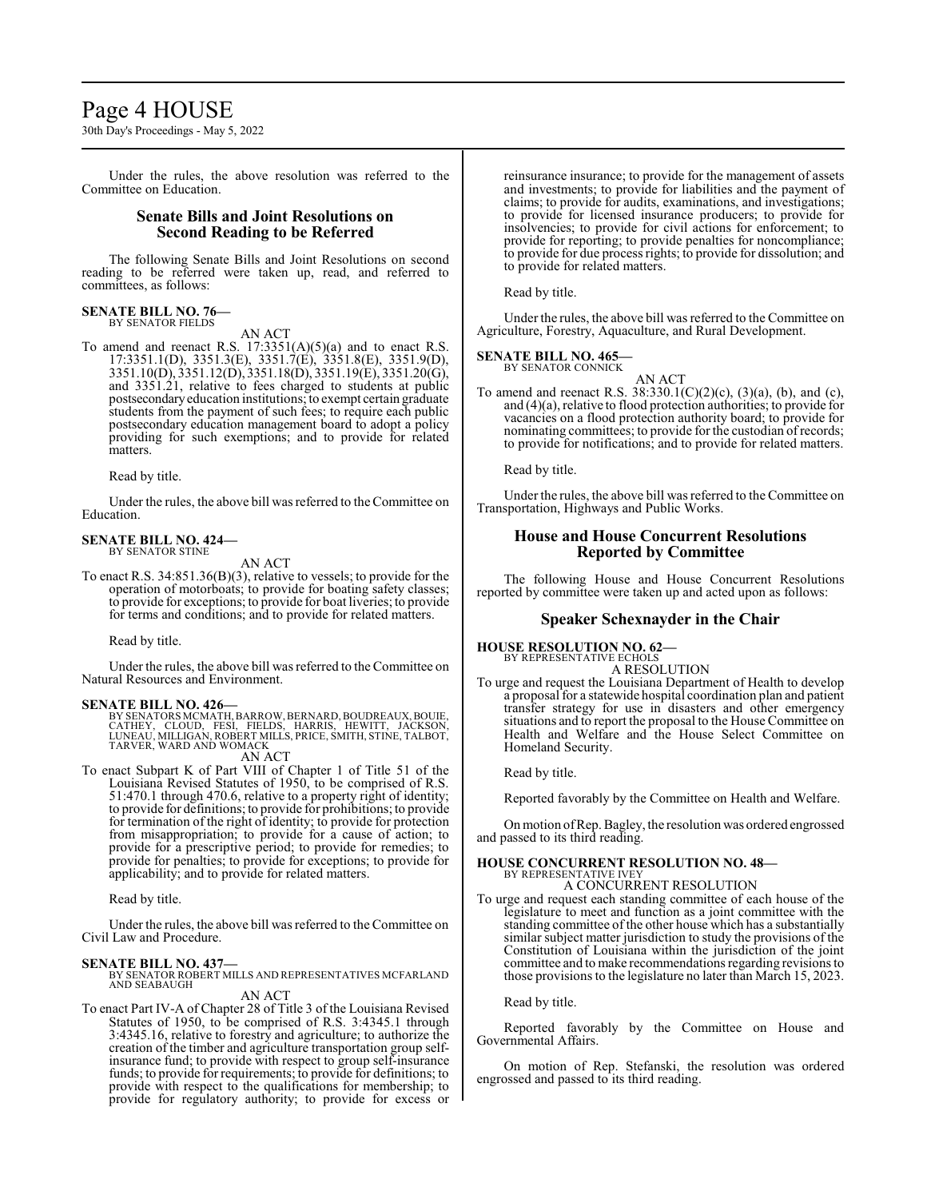Under the rules, the above resolution was referred to the Committee on Education.

## Senate Bills and Joint Resolutions on Second Reading to be Referred

The following Senate Bills and Joint Resolutions on second reading to be referred were taken up, read, and referred to committees, as follows:

**SENATE BILL NO. 76—**
BY SENATOR FIELDS

AN ACT

To amend and reenact R.S. 17:3351(A)(5)(a) and to enact R.S. 17:3351.1(D), 3351.3(E), 3351.7(E), 3351.8(E), 3351.9(D), 3351.10(D), 3351.12(D), 3351.18(D), 3351.19(E), 3351.20(G), and 3351.21, relative to fees charged to students at public postsecondary education institutions; to exempt certain graduate students from the payment of such fees; to require each public postsecondary education management board to adopt a policy providing for such exemptions; and to provide for related matters.

Read by title.

Under the rules, the above bill was referred to the Committee on Education.

**SENATE BILL NO. 424—**
BY SENATOR STINE

AN ACT

To enact R.S. 34:851.36(B)(3), relative to vessels; to provide for the operation of motorboats; to provide for boating safety classes; to provide for exceptions; to provide for boat liveries; to provide for terms and conditions; and to provide for related matters.

Read by title.

Under the rules, the above bill was referred to the Committee on Natural Resources and Environment.

**SENATE BILL NO. 426—**
BY SENATORS MCMATH, BARROW, BERNARD, BOUDREAUX, BOUIE, CATHEY, CLOUD, FESI, FIELDS, HARRIS, HEWITT, JACKSON, LUNEAU, MILLIGAN, ROBERT MILLS, PRICE, SMITH, STINE, TALBOT, TARVER, WARD AND WOMACK

AN ACT

To enact Subpart K of Part VIII of Chapter 1 of Title 51 of the Louisiana Revised Statutes of 1950, to be comprised of R.S. 51:470.1 through 470.6, relative to a property right of identity; to provide for definitions; to provide for prohibitions; to provide for termination of the right of identity; to provide for protection from misappropriation; to provide for a cause of action; to provide for a prescriptive period; to provide for remedies; to provide for penalties; to provide for exceptions; to provide for applicability; and to provide for related matters.

Read by title.

Under the rules, the above bill was referred to the Committee on Civil Law and Procedure.

**SENATE BILL NO. 437—**
BY SENATOR ROBERT MILLS AND REPRESENTATIVES MCFARLAND AND SEABAUGH

AN ACT

To enact Part IV-A of Chapter 28 of Title 3 of the Louisiana Revised Statutes of 1950, to be comprised of R.S. 3:4345.1 through 3:4345.16, relative to forestry and agriculture; to authorize the creation of the timber and agriculture transportation group self-insurance fund; to provide with respect to group self-insurance funds; to provide for requirements; to provide for definitions; to provide with respect to the qualifications for membership; to provide for regulatory authority; to provide for excess or reinsurance insurance; to provide for the management of assets and investments; to provide for liabilities and the payment of claims; to provide for audits, examinations, and investigations; to provide for licensed insurance producers; to provide for insolvencies; to provide for civil actions for enforcement; to provide for reporting; to provide penalties for noncompliance; to provide for due process rights; to provide for dissolution; and to provide for related matters.

Read by title.

Under the rules, the above bill was referred to the Committee on Agriculture, Forestry, Aquaculture, and Rural Development.

**SENATE BILL NO. 465—**
BY SENATOR CONNICK

AN ACT

To amend and reenact R.S. 38:330.1(C)(2)(c), (3)(a), (b), and (c), and (4)(a), relative to flood protection authorities; to provide for vacancies on a flood protection authority board; to provide for nominating committees; to provide for the custodian of records; to provide for notifications; and to provide for related matters.

Read by title.

Under the rules, the above bill was referred to the Committee on Transportation, Highways and Public Works.

## House and House Concurrent Resolutions Reported by Committee

The following House and House Concurrent Resolutions reported by committee were taken up and acted upon as follows:

## Speaker Schexnayder in the Chair

**HOUSE RESOLUTION NO. 62—**
BY REPRESENTATIVE ECHOLS

A RESOLUTION

To urge and request the Louisiana Department of Health to develop a proposal for a statewide hospital coordination plan and patient transfer strategy for use in disasters and other emergency situations and to report the proposal to the House Committee on Health and Welfare and the House Select Committee on Homeland Security.

Read by title.

Reported favorably by the Committee on Health and Welfare.

On motion of Rep. Bagley, the resolution was ordered engrossed and passed to its third reading.

**HOUSE CONCURRENT RESOLUTION NO. 48—**
BY REPRESENTATIVE IVEY

A CONCURRENT RESOLUTION

To urge and request each standing committee of each house of the legislature to meet and function as a joint committee with the standing committee of the other house which has a substantially similar subject matter jurisdiction to study the provisions of the Constitution of Louisiana within the jurisdiction of the joint committee and to make recommendations regarding revisions to those provisions to the legislature no later than March 15, 2023.

Read by title.

Reported favorably by the Committee on House and Governmental Affairs.

On motion of Rep. Stefanski, the resolution was ordered engrossed and passed to its third reading.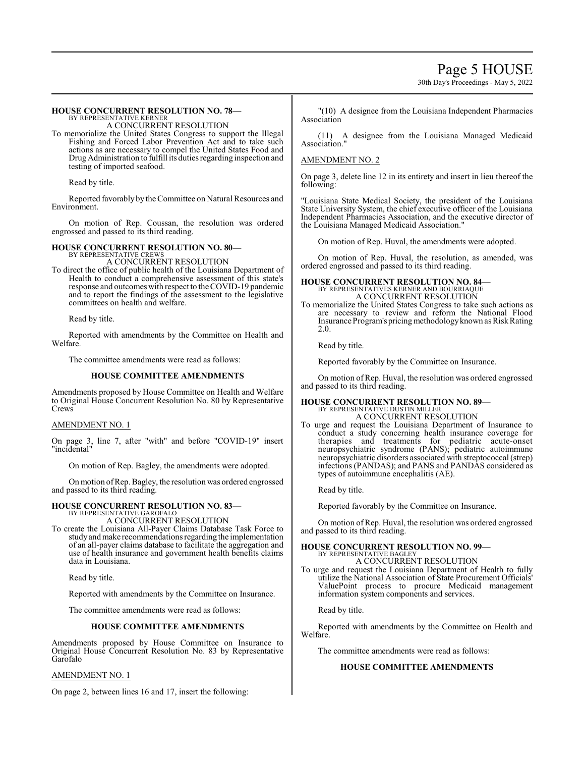### HOUSE CONCURRENT RESOLUTION NO. 78—

BY REPRESENTATIVE KERNER

A CONCURRENT RESOLUTION

To memorialize the United States Congress to support the Illegal Fishing and Forced Labor Prevention Act and to take such actions as are necessary to compel the United States Food and Drug Administration to fulfill its duties regarding inspection and testing of imported seafood.

Read by title.

Reported favorably by the Committee on Natural Resources and Environment.

On motion of Rep. Coussan, the resolution was ordered engrossed and passed to its third reading.

### HOUSE CONCURRENT RESOLUTION NO. 80—

BY REPRESENTATIVE CREWS

A CONCURRENT RESOLUTION

To direct the office of public health of the Louisiana Department of Health to conduct a comprehensive assessment of this state's response and outcomes with respect to the COVID-19 pandemic and to report the findings of the assessment to the legislative committees on health and welfare.

Read by title.

Reported with amendments by the Committee on Health and Welfare.

The committee amendments were read as follows:

**HOUSE COMMITTEE AMENDMENTS**

Amendments proposed by House Committee on Health and Welfare to Original House Concurrent Resolution No. 80 by Representative Crews

AMENDMENT NO. 1

On page 3, line 7, after "with" and before "COVID-19" insert "incidental"

On motion of Rep. Bagley, the amendments were adopted.

On motion of Rep. Bagley, the resolution was ordered engrossed and passed to its third reading.

### HOUSE CONCURRENT RESOLUTION NO. 83—

BY REPRESENTATIVE GAROFALO

A CONCURRENT RESOLUTION

To create the Louisiana All-Payer Claims Database Task Force to study and make recommendations regarding the implementation of an all-payer claims database to facilitate the aggregation and use of health insurance and government health benefits claims data in Louisiana.

Read by title.

Reported with amendments by the Committee on Insurance.

The committee amendments were read as follows:

**HOUSE COMMITTEE AMENDMENTS**

Amendments proposed by House Committee on Insurance to Original House Concurrent Resolution No. 83 by Representative Garofalo

AMENDMENT NO. 1

On page 2, between lines 16 and 17, insert the following:

"(10) A designee from the Louisiana Independent Pharmacies Association

(11) A designee from the Louisiana Managed Medicaid Association."

AMENDMENT NO. 2

On page 3, delete line 12 in its entirety and insert in lieu thereof the following:

"Louisiana State Medical Society, the president of the Louisiana State University System, the chief executive officer of the Louisiana Independent Pharmacies Association, and the executive director of the Louisiana Managed Medicaid Association."

On motion of Rep. Huval, the amendments were adopted.

On motion of Rep. Huval, the resolution, as amended, was ordered engrossed and passed to its third reading.

### HOUSE CONCURRENT RESOLUTION NO. 84—

BY REPRESENTATIVES KERNER AND BOURRIAQUE

A CONCURRENT RESOLUTION

To memorialize the United States Congress to take such actions as are necessary to review and reform the National Flood Insurance Program's pricing methodology known as Risk Rating 2.0.

Read by title.

Reported favorably by the Committee on Insurance.

On motion of Rep. Huval, the resolution was ordered engrossed and passed to its third reading.

### HOUSE CONCURRENT RESOLUTION NO. 89—

BY REPRESENTATIVE DUSTIN MILLER

A CONCURRENT RESOLUTION

To urge and request the Louisiana Department of Insurance to conduct a study concerning health insurance coverage for therapies and treatments for pediatric acute-onset neuropsychiatric syndrome (PANS); pediatric autoimmune neuropsychiatric disorders associated with streptococcal (strep) infections (PANDAS); and PANS and PANDAS considered as types of autoimmune encephalitis (AE).

Read by title.

Reported favorably by the Committee on Insurance.

On motion of Rep. Huval, the resolution was ordered engrossed and passed to its third reading.

### HOUSE CONCURRENT RESOLUTION NO. 99—

BY REPRESENTATIVE BAGLEY

A CONCURRENT RESOLUTION

To urge and request the Louisiana Department of Health to fully utilize the National Association of State Procurement Officials' ValuePoint process to procure Medicaid management information system components and services.

Read by title.

Reported with amendments by the Committee on Health and Welfare.

The committee amendments were read as follows:

**HOUSE COMMITTEE AMENDMENTS**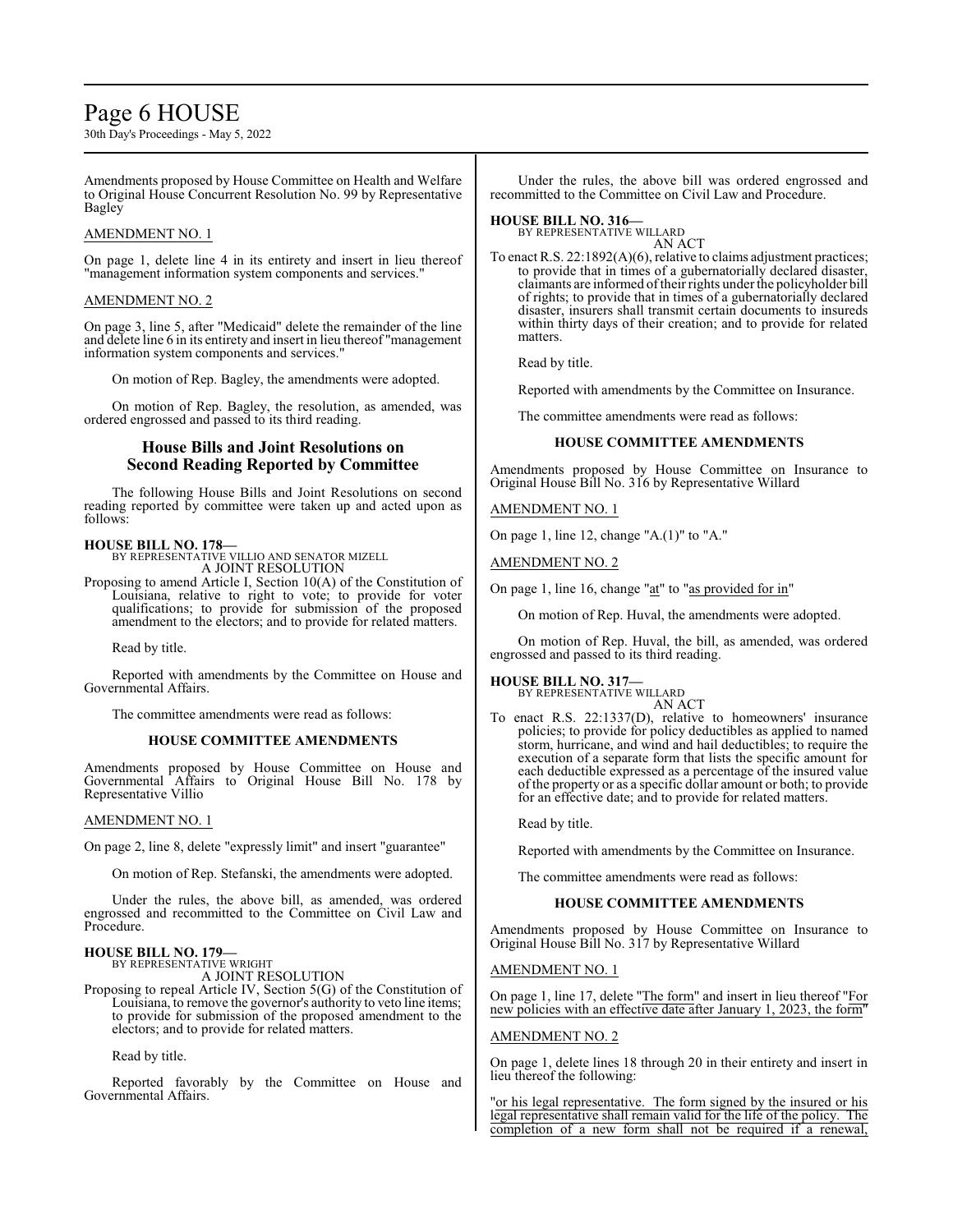Amendments proposed by House Committee on Health and Welfare to Original House Concurrent Resolution No. 99 by Representative Bagley

AMENDMENT NO. 1

On page 1, delete line 4 in its entirety and insert in lieu thereof "management information system components and services."

AMENDMENT NO. 2

On page 3, line 5, after "Medicaid" delete the remainder of the line and delete line 6 in its entirety and insert in lieu thereof "management information system components and services."

On motion of Rep. Bagley, the amendments were adopted.

On motion of Rep. Bagley, the resolution, as amended, was ordered engrossed and passed to its third reading.

## House Bills and Joint Resolutions on Second Reading Reported by Committee

The following House Bills and Joint Resolutions on second reading reported by committee were taken up and acted upon as follows:

**HOUSE BILL NO. 178—**
BY REPRESENTATIVE VILLIO AND SENATOR MIZELL
A JOINT RESOLUTION

Proposing to amend Article I, Section 10(A) of the Constitution of Louisiana, relative to right to vote; to provide for voter qualifications; to provide for submission of the proposed amendment to the electors; and to provide for related matters.

Read by title.

Reported with amendments by the Committee on House and Governmental Affairs.

The committee amendments were read as follows:

### HOUSE COMMITTEE AMENDMENTS

Amendments proposed by House Committee on House and Governmental Affairs to Original House Bill No. 178 by Representative Villio

AMENDMENT NO. 1

On page 2, line 8, delete "expressly limit" and insert "guarantee"

On motion of Rep. Stefanski, the amendments were adopted.

Under the rules, the above bill, as amended, was ordered engrossed and recommitted to the Committee on Civil Law and Procedure.

**HOUSE BILL NO. 179—**
BY REPRESENTATIVE WRIGHT
A JOINT RESOLUTION

Proposing to repeal Article IV, Section 5(G) of the Constitution of Louisiana, to remove the governor's authority to veto line items; to provide for submission of the proposed amendment to the electors; and to provide for related matters.

Read by title.

Reported favorably by the Committee on House and Governmental Affairs.

Under the rules, the above bill was ordered engrossed and recommitted to the Committee on Civil Law and Procedure.

**HOUSE BILL NO. 316—**
BY REPRESENTATIVE WILLARD
AN ACT

To enact R.S. 22:1892(A)(6), relative to claims adjustment practices; to provide that in times of a gubernatorially declared disaster, claimants are informed of their rights under the policyholder bill of rights; to provide that in times of a gubernatorially declared disaster, insurers shall transmit certain documents to insureds within thirty days of their creation; and to provide for related matters.

Read by title.

Reported with amendments by the Committee on Insurance.

The committee amendments were read as follows:

### HOUSE COMMITTEE AMENDMENTS

Amendments proposed by House Committee on Insurance to Original House Bill No. 316 by Representative Willard

AMENDMENT NO. 1

On page 1, line 12, change "A.(1)" to "A."

AMENDMENT NO. 2

On page 1, line 16, change "at" to "as provided for in"

On motion of Rep. Huval, the amendments were adopted.

On motion of Rep. Huval, the bill, as amended, was ordered engrossed and passed to its third reading.

**HOUSE BILL NO. 317—**
BY REPRESENTATIVE WILLARD
AN ACT

To enact R.S. 22:1337(D), relative to homeowners' insurance policies; to provide for policy deductibles as applied to named storm, hurricane, and wind and hail deductibles; to require the execution of a separate form that lists the specific amount for each deductible expressed as a percentage of the insured value of the property or as a specific dollar amount or both; to provide for an effective date; and to provide for related matters.

Read by title.

Reported with amendments by the Committee on Insurance.

The committee amendments were read as follows:

### HOUSE COMMITTEE AMENDMENTS

Amendments proposed by House Committee on Insurance to Original House Bill No. 317 by Representative Willard

AMENDMENT NO. 1

On page 1, line 17, delete "The form" and insert in lieu thereof "For new policies with an effective date after January 1, 2023, the form"

AMENDMENT NO. 2

On page 1, delete lines 18 through 20 in their entirety and insert in lieu thereof the following:

"or his legal representative. The form signed by the insured or his legal representative shall remain valid for the life of the policy. The completion of a new form shall not be required if a renewal,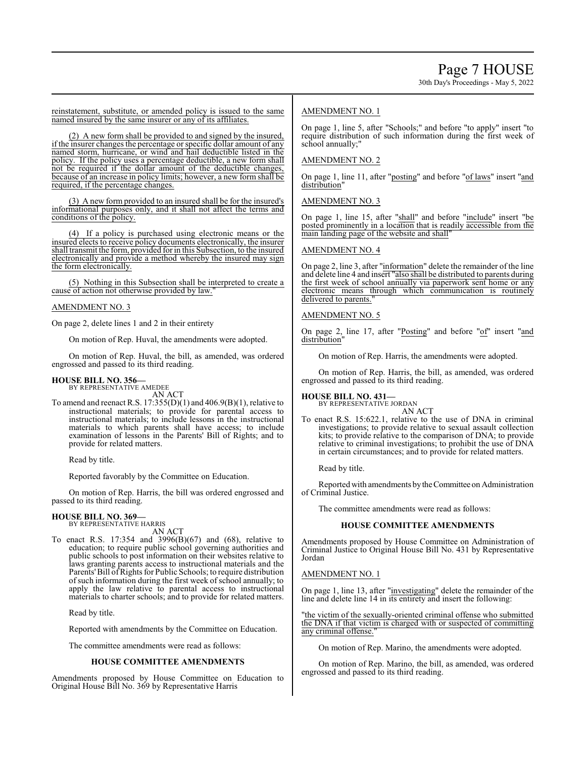reinstatement, substitute, or amended policy is issued to the same named insured by the same insurer or any of its affiliates.

(2) A new form shall be provided to and signed by the insured, if the insurer changes the percentage or specific dollar amount of any named storm, hurricane, or wind and hail deductible listed in the policy. If the policy uses a percentage deductible, a new form shall not be required if the dollar amount of the deductible changes, because of an increase in policy limits; however, a new form shall be required, if the percentage changes.

(3) A new form provided to an insured shall be for the insured's informational purposes only, and it shall not affect the terms and conditions of the policy.

(4) If a policy is purchased using electronic means or the insured elects to receive policy documents electronically, the insurer shall transmit the form, provided for in this Subsection, to the insured electronically and provide a method whereby the insured may sign the form electronically.

(5) Nothing in this Subsection shall be interpreted to create a cause of action not otherwise provided by law."

AMENDMENT NO. 3

On page 2, delete lines 1 and 2 in their entirety

On motion of Rep. Huval, the amendments were adopted.

On motion of Rep. Huval, the bill, as amended, was ordered engrossed and passed to its third reading.

**HOUSE BILL NO. 356—**
BY REPRESENTATIVE AMEDEE
AN ACT
To amend and reenact R.S. 17:355(D)(1) and 406.9(B)(1), relative to instructional materials; to provide for parental access to instructional materials; to include lessons in the instructional materials to which parents shall have access; to include examination of lessons in the Parents' Bill of Rights; and to provide for related matters.

Read by title.

Reported favorably by the Committee on Education.

On motion of Rep. Harris, the bill was ordered engrossed and passed to its third reading.

**HOUSE BILL NO. 369—**
BY REPRESENTATIVE HARRIS
AN ACT
To enact R.S. 17:354 and 3996(B)(67) and (68), relative to education; to require public school governing authorities and public schools to post information on their websites relative to laws granting parents access to instructional materials and the Parents' Bill of Rights for Public Schools; to require distribution of such information during the first week of school annually; to apply the law relative to parental access to instructional materials to charter schools; and to provide for related matters.

Read by title.

Reported with amendments by the Committee on Education.

The committee amendments were read as follows:

**HOUSE COMMITTEE AMENDMENTS**

Amendments proposed by House Committee on Education to Original House Bill No. 369 by Representative Harris

AMENDMENT NO. 1

On page 1, line 5, after "Schools;" and before "to apply" insert "to require distribution of such information during the first week of school annually;"

AMENDMENT NO. 2

On page 1, line 11, after "posting" and before "of laws" insert "and distribution"

AMENDMENT NO. 3

On page 1, line 15, after "shall" and before "include" insert "be posted prominently in a location that is readily accessible from the main landing page of the website and shall"

AMENDMENT NO. 4

On page 2, line 3, after "information" delete the remainder of the line and delete line 4 and insert "also shall be distributed to parents during the first week of school annually via paperwork sent home or any electronic means through which communication is routinely delivered to parents."

AMENDMENT NO. 5

On page 2, line 17, after "Posting" and before "of" insert "and distribution"

On motion of Rep. Harris, the amendments were adopted.

On motion of Rep. Harris, the bill, as amended, was ordered engrossed and passed to its third reading.

**HOUSE BILL NO. 431—**
BY REPRESENTATIVE JORDAN
AN ACT
To enact R.S. 15:622.1, relative to the use of DNA in criminal investigations; to provide relative to sexual assault collection kits; to provide relative to the comparison of DNA; to provide relative to criminal investigations; to prohibit the use of DNA in certain circumstances; and to provide for related matters.

Read by title.

Reported with amendments by the Committee on Administration of Criminal Justice.

The committee amendments were read as follows:

**HOUSE COMMITTEE AMENDMENTS**

Amendments proposed by House Committee on Administration of Criminal Justice to Original House Bill No. 431 by Representative Jordan

AMENDMENT NO. 1

On page 1, line 13, after "investigating" delete the remainder of the line and delete line 14 in its entirety and insert the following:

"the victim of the sexually-oriented criminal offense who submitted the DNA if that victim is charged with or suspected of committing any criminal offense."

On motion of Rep. Marino, the amendments were adopted.

On motion of Rep. Marino, the bill, as amended, was ordered engrossed and passed to its third reading.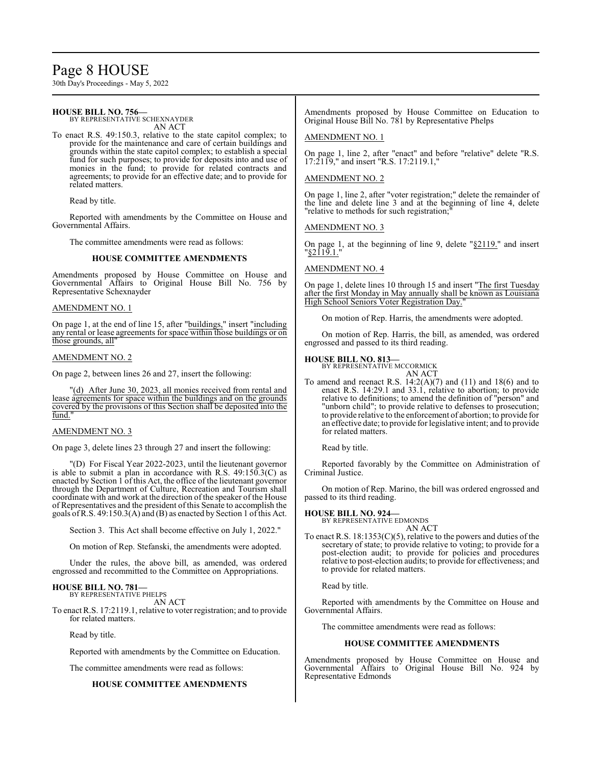**HOUSE BILL NO. 756—**
BY REPRESENTATIVE SCHEXNAYDER
AN ACT

To enact R.S. 49:150.3, relative to the state capitol complex; to provide for the maintenance and care of certain buildings and grounds within the state capitol complex; to establish a special fund for such purposes; to provide for deposits into and use of monies in the fund; to provide for related contracts and agreements; to provide for an effective date; and to provide for related matters.

Read by title.

Reported with amendments by the Committee on House and Governmental Affairs.

The committee amendments were read as follows:

### HOUSE COMMITTEE AMENDMENTS

Amendments proposed by House Committee on House and Governmental Affairs to Original House Bill No. 756 by Representative Schexnayder

AMENDMENT NO. 1

On page 1, at the end of line 15, after "buildings," insert "including any rental or lease agreements for space within those buildings or on those grounds, all"

AMENDMENT NO. 2

On page 2, between lines 26 and 27, insert the following:

"(d) After June 30, 2023, all monies received from rental and lease agreements for space within the buildings and on the grounds covered by the provisions of this Section shall be deposited into the fund."

AMENDMENT NO. 3

On page 3, delete lines 23 through 27 and insert the following:

"(D) For Fiscal Year 2022-2023, until the lieutenant governor is able to submit a plan in accordance with R.S. 49:150.3(C) as enacted by Section 1 of this Act, the office of the lieutenant governor through the Department of Culture, Recreation and Tourism shall coordinate with and work at the direction of the speaker of the House of Representatives and the president of this Senate to accomplish the goals of R.S. 49:150.3(A) and (B) as enacted by Section 1 of this Act.

Section 3. This Act shall become effective on July 1, 2022."

On motion of Rep. Stefanski, the amendments were adopted.

Under the rules, the above bill, as amended, was ordered engrossed and recommitted to the Committee on Appropriations.

**HOUSE BILL NO. 781—**
BY REPRESENTATIVE PHELPS
AN ACT

To enact R.S. 17:2119.1, relative to voter registration; and to provide for related matters.

Read by title.

Reported with amendments by the Committee on Education.

The committee amendments were read as follows:

### HOUSE COMMITTEE AMENDMENTS

Amendments proposed by House Committee on Education to Original House Bill No. 781 by Representative Phelps

AMENDMENT NO. 1

On page 1, line 2, after "enact" and before "relative" delete "R.S. 17:2119," and insert "R.S. 17:2119.1,"

AMENDMENT NO. 2

On page 1, line 2, after "voter registration;" delete the remainder of the line and delete line 3 and at the beginning of line 4, delete "relative to methods for such registration;"

AMENDMENT NO. 3

On page 1, at the beginning of line 9, delete "§2119." and insert "§2119.1."

AMENDMENT NO. 4

On page 1, delete lines 10 through 15 and insert "The first Tuesday after the first Monday in May annually shall be known as Louisiana High School Seniors Voter Registration Day."

On motion of Rep. Harris, the amendments were adopted.

On motion of Rep. Harris, the bill, as amended, was ordered engrossed and passed to its third reading.

**HOUSE BILL NO. 813—**
BY REPRESENTATIVE MCCORMICK
AN ACT

To amend and reenact R.S. 14:2(A)(7) and (11) and 18(6) and to enact R.S. 14:29.1 and 33.1, relative to abortion; to provide relative to definitions; to amend the definition of "person" and "unborn child"; to provide relative to defenses to prosecution; to provide relative to the enforcement of abortion; to provide for an effective date; to provide for legislative intent; and to provide for related matters.

Read by title.

Reported favorably by the Committee on Administration of Criminal Justice.

On motion of Rep. Marino, the bill was ordered engrossed and passed to its third reading.

**HOUSE BILL NO. 924—**
BY REPRESENTATIVE EDMONDS
AN ACT

To enact R.S. 18:1353(C)(5), relative to the powers and duties of the secretary of state; to provide relative to voting; to provide for a post-election audit; to provide for policies and procedures relative to post-election audits; to provide for effectiveness; and to provide for related matters.

Read by title.

Reported with amendments by the Committee on House and Governmental Affairs.

The committee amendments were read as follows:

### HOUSE COMMITTEE AMENDMENTS

Amendments proposed by House Committee on House and Governmental Affairs to Original House Bill No. 924 by Representative Edmonds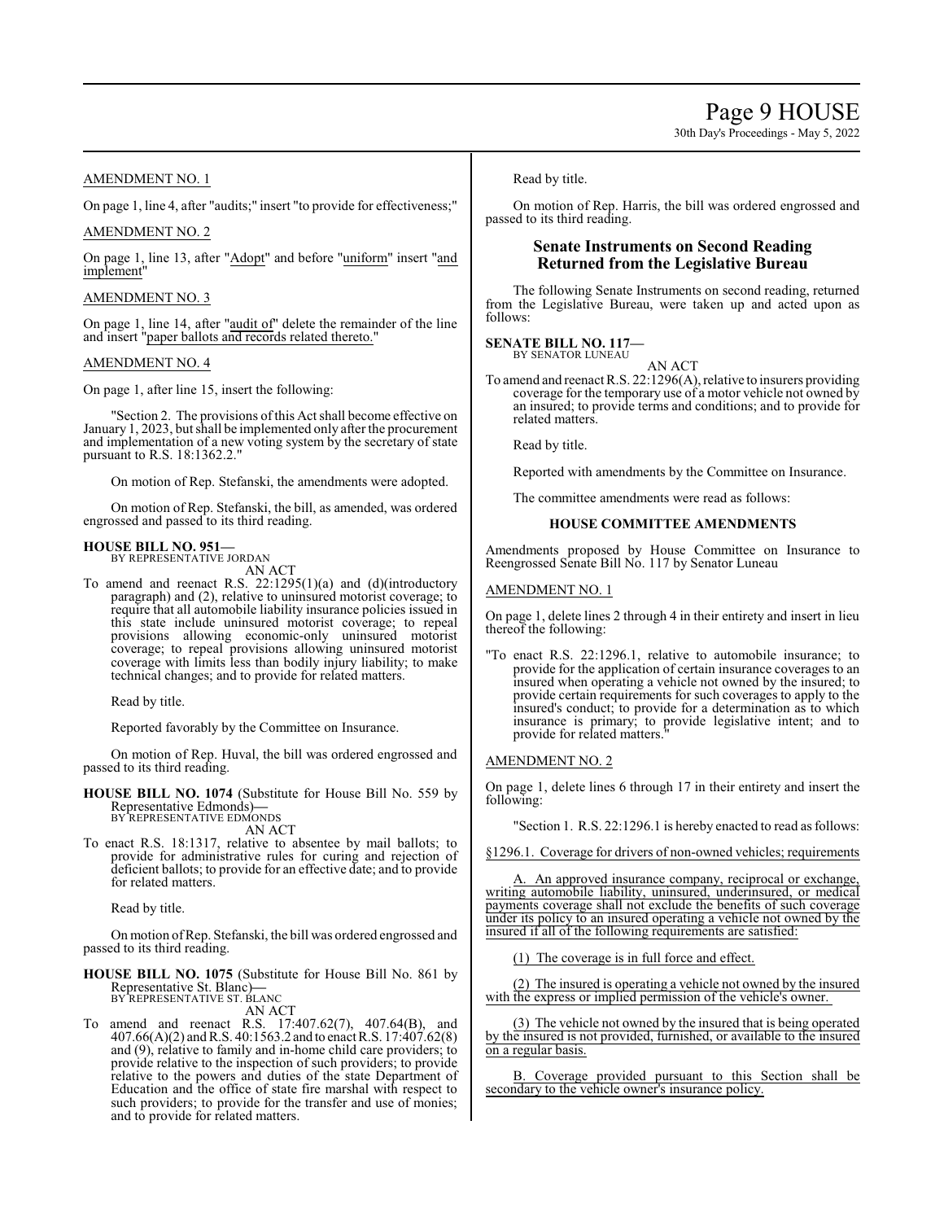AMENDMENT NO. 1

On page 1, line 4, after "audits;" insert "to provide for effectiveness;"

AMENDMENT NO. 2

On page 1, line 13, after "Adopt" and before "uniform" insert "and implement"

AMENDMENT NO. 3

On page 1, line 14, after "audit of" delete the remainder of the line and insert "paper ballots and records related thereto."

AMENDMENT NO. 4

On page 1, after line 15, insert the following:

"Section 2. The provisions of this Act shall become effective on January 1, 2023, but shall be implemented only after the procurement and implementation of a new voting system by the secretary of state pursuant to R.S. 18:1362.2."

On motion of Rep. Stefanski, the amendments were adopted.

On motion of Rep. Stefanski, the bill, as amended, was ordered engrossed and passed to its third reading.

**HOUSE BILL NO. 951—**
BY REPRESENTATIVE JORDAN

AN ACT

To amend and reenact R.S. 22:1295(1)(a) and (d)(introductory paragraph) and (2), relative to uninsured motorist coverage; to require that all automobile liability insurance policies issued in this state include uninsured motorist coverage; to repeal provisions allowing economic-only uninsured motorist coverage; to repeal provisions allowing uninsured motorist coverage with limits less than bodily injury liability; to make technical changes; and to provide for related matters.

Read by title.

Reported favorably by the Committee on Insurance.

On motion of Rep. Huval, the bill was ordered engrossed and passed to its third reading.

**HOUSE BILL NO. 1074** (Substitute for House Bill No. 559 by Representative Edmonds)**—**
BY REPRESENTATIVE EDMONDS

AN ACT

To enact R.S. 18:1317, relative to absentee by mail ballots; to provide for administrative rules for curing and rejection of deficient ballots; to provide for an effective date; and to provide for related matters.

Read by title.

On motion of Rep. Stefanski, the bill was ordered engrossed and passed to its third reading.

**HOUSE BILL NO. 1075** (Substitute for House Bill No. 861 by Representative St. Blanc)**—**
BY REPRESENTATIVE ST. BLANC

AN ACT

To amend and reenact R.S. 17:407.62(7), 407.64(B), and 407.66(A)(2) and R.S. 40:1563.2 and to enact R.S. 17:407.62(8) and (9), relative to family and in-home child care providers; to provide relative to the inspection of such providers; to provide relative to the powers and duties of the state Department of Education and the office of state fire marshal with respect to such providers; to provide for the transfer and use of monies; and to provide for related matters.

Read by title.

On motion of Rep. Harris, the bill was ordered engrossed and passed to its third reading.

## Senate Instruments on Second Reading Returned from the Legislative Bureau

The following Senate Instruments on second reading, returned from the Legislative Bureau, were taken up and acted upon as follows:

**SENATE BILL NO. 117—**
BY SENATOR LUNEAU

AN ACT

To amend and reenact R.S. 22:1296(A), relative to insurers providing coverage for the temporary use of a motor vehicle not owned by an insured; to provide terms and conditions; and to provide for related matters.

Read by title.

Reported with amendments by the Committee on Insurance.

The committee amendments were read as follows:

### HOUSE COMMITTEE AMENDMENTS

Amendments proposed by House Committee on Insurance to Reengrossed Senate Bill No. 117 by Senator Luneau

AMENDMENT NO. 1

On page 1, delete lines 2 through 4 in their entirety and insert in lieu thereof the following:

"To enact R.S. 22:1296.1, relative to automobile insurance; to provide for the application of certain insurance coverages to an insured when operating a vehicle not owned by the insured; to provide certain requirements for such coverages to apply to the insured's conduct; to provide for a determination as to which insurance is primary; to provide legislative intent; and to provide for related matters."

AMENDMENT NO. 2

On page 1, delete lines 6 through 17 in their entirety and insert the following:

"Section 1. R.S. 22:1296.1 is hereby enacted to read as follows:

§1296.1. Coverage for drivers of non-owned vehicles; requirements

A. An approved insurance company, reciprocal or exchange, writing automobile liability, uninsured, underinsured, or medical payments coverage shall not exclude the benefits of such coverage under its policy to an insured operating a vehicle not owned by the insured if all of the following requirements are satisfied:

(1) The coverage is in full force and effect.

(2) The insured is operating a vehicle not owned by the insured with the express or implied permission of the vehicle's owner.

(3) The vehicle not owned by the insured that is being operated by the insured is not provided, furnished, or available to the insured on a regular basis.

B. Coverage provided pursuant to this Section shall be secondary to the vehicle owner's insurance policy.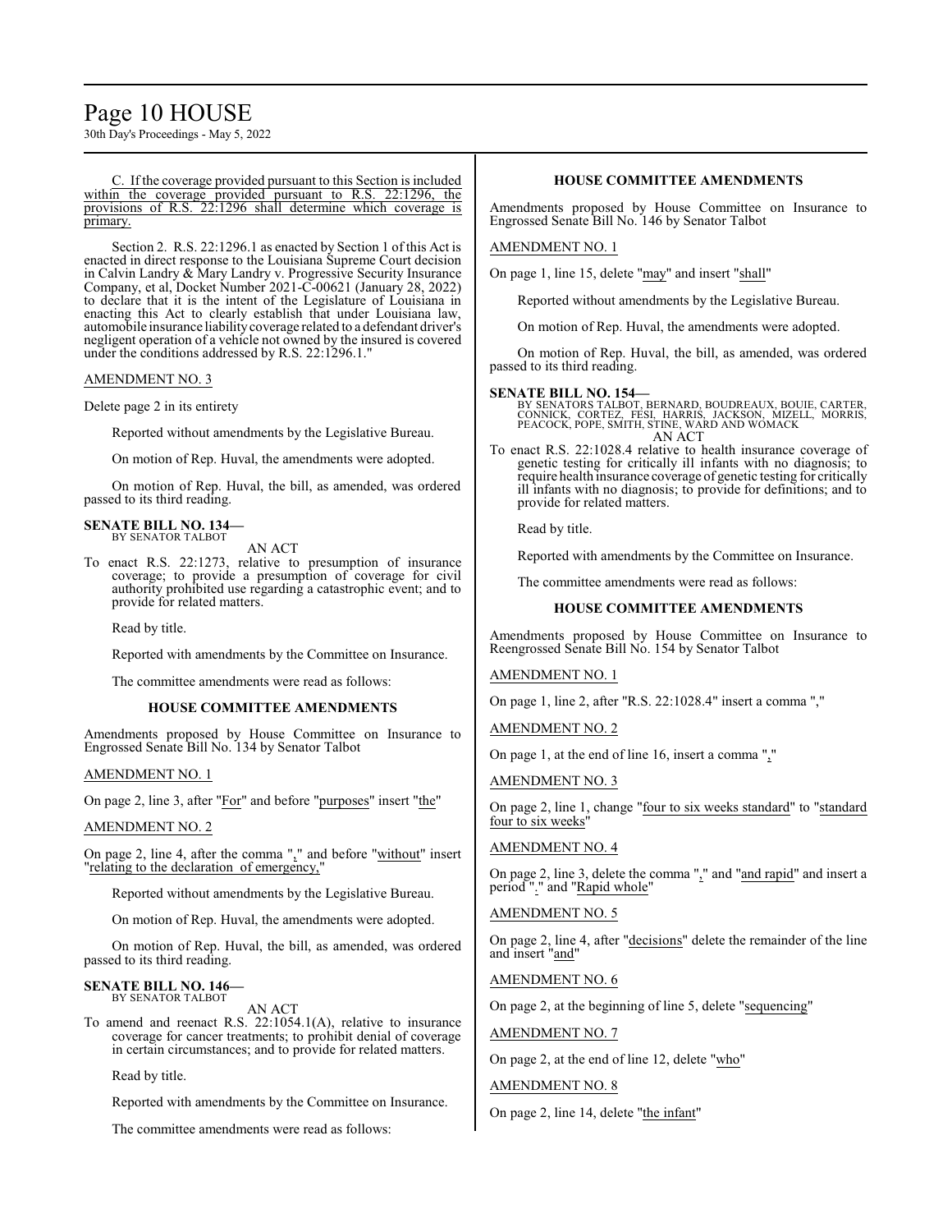C. If the coverage provided pursuant to this Section is included within the coverage provided pursuant to R.S. 22:1296, the provisions of R.S. 22:1296 shall determine which coverage is primary.

Section 2. R.S. 22:1296.1 as enacted by Section 1 of this Act is enacted in direct response to the Louisiana Supreme Court decision in Calvin Landry & Mary Landry v. Progressive Security Insurance Company, et al, Docket Number 2021-C-00621 (January 28, 2022) to declare that it is the intent of the Legislature of Louisiana in enacting this Act to clearly establish that under Louisiana law, automobile insurance liability coverage related to a defendant driver's negligent operation of a vehicle not owned by the insured is covered under the conditions addressed by R.S. 22:1296.1."

AMENDMENT NO. 3

Delete page 2 in its entirety

Reported without amendments by the Legislative Bureau.

On motion of Rep. Huval, the amendments were adopted.

On motion of Rep. Huval, the bill, as amended, was ordered passed to its third reading.

**SENATE BILL NO. 134—**
BY SENATOR TALBOT

AN ACT

To enact R.S. 22:1273, relative to presumption of insurance coverage; to provide a presumption of coverage for civil authority prohibited use regarding a catastrophic event; and to provide for related matters.

Read by title.

Reported with amendments by the Committee on Insurance.

The committee amendments were read as follows:

**HOUSE COMMITTEE AMENDMENTS**

Amendments proposed by House Committee on Insurance to Engrossed Senate Bill No. 134 by Senator Talbot

AMENDMENT NO. 1

On page 2, line 3, after "For" and before "purposes" insert "the"

AMENDMENT NO. 2

On page 2, line 4, after the comma "," and before "without" insert "relating to the declaration of emergency,"

Reported without amendments by the Legislative Bureau.

On motion of Rep. Huval, the amendments were adopted.

On motion of Rep. Huval, the bill, as amended, was ordered passed to its third reading.

**SENATE BILL NO. 146—**
BY SENATOR TALBOT

AN ACT

To amend and reenact R.S. 22:1054.1(A), relative to insurance coverage for cancer treatments; to prohibit denial of coverage in certain circumstances; and to provide for related matters.

Read by title.

Reported with amendments by the Committee on Insurance.

The committee amendments were read as follows:

**HOUSE COMMITTEE AMENDMENTS**

Amendments proposed by House Committee on Insurance to Engrossed Senate Bill No. 146 by Senator Talbot

AMENDMENT NO. 1

On page 1, line 15, delete "may" and insert "shall"

Reported without amendments by the Legislative Bureau.

On motion of Rep. Huval, the amendments were adopted.

On motion of Rep. Huval, the bill, as amended, was ordered passed to its third reading.

**SENATE BILL NO. 154—**
BY SENATORS TALBOT, BERNARD, BOUDREAUX, BOUIE, CARTER, CONNICK, CORTEZ, FESI, HARRIS, JACKSON, MIZELL, MORRIS, PEACOCK, POPE, SMITH, STINE, WARD AND WOMACK

AN ACT

To enact R.S. 22:1028.4 relative to health insurance coverage of genetic testing for critically ill infants with no diagnosis; to require health insurance coverage of genetic testing for critically ill infants with no diagnosis; to provide for definitions; and to provide for related matters.

Read by title.

Reported with amendments by the Committee on Insurance.

The committee amendments were read as follows:

**HOUSE COMMITTEE AMENDMENTS**

Amendments proposed by House Committee on Insurance to Reengrossed Senate Bill No. 154 by Senator Talbot

AMENDMENT NO. 1

On page 1, line 2, after "R.S. 22:1028.4" insert a comma ","

AMENDMENT NO. 2

On page 1, at the end of line 16, insert a comma ","

AMENDMENT NO. 3

On page 2, line 1, change "four to six weeks standard" to "standard four to six weeks"

AMENDMENT NO. 4

On page 2, line 3, delete the comma "," and "and rapid" and insert a period "." and "Rapid whole"

AMENDMENT NO. 5

On page 2, line 4, after "decisions" delete the remainder of the line and insert "and"

AMENDMENT NO. 6

On page 2, at the beginning of line 5, delete "sequencing"

AMENDMENT NO. 7

On page 2, at the end of line 12, delete "who"

AMENDMENT NO. 8

On page 2, line 14, delete "the infant"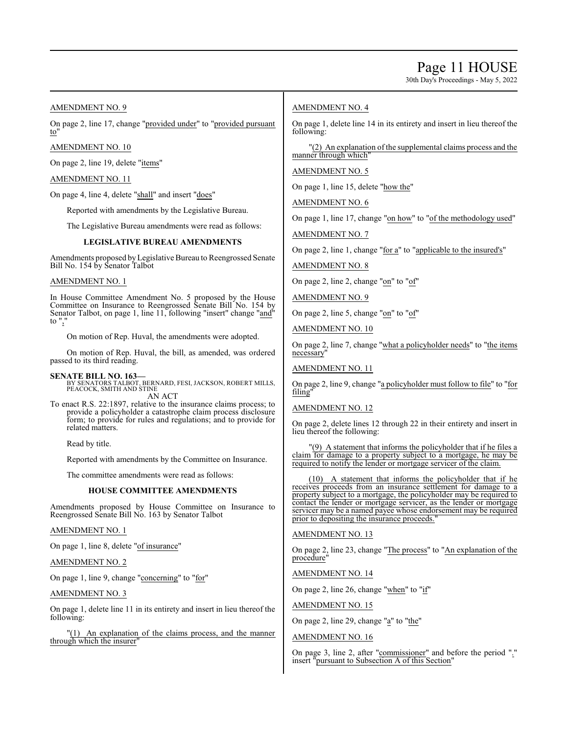AMENDMENT NO. 9

On page 2, line 17, change "provided under" to "provided pursuant to"

AMENDMENT NO. 10

On page 2, line 19, delete "items"

AMENDMENT NO. 11

On page 4, line 4, delete "shall" and insert "does"

Reported with amendments by the Legislative Bureau.

The Legislative Bureau amendments were read as follows:

### LEGISLATIVE BUREAU AMENDMENTS

Amendments proposed by Legislative Bureau to Reengrossed Senate Bill No. 154 by Senator Talbot

AMENDMENT NO. 1

In House Committee Amendment No. 5 proposed by the House Committee on Insurance to Reengrossed Senate Bill No. 154 by Senator Talbot, on page 1, line 11, following "insert" change "and" to ","

On motion of Rep. Huval, the amendments were adopted.

On motion of Rep. Huval, the bill, as amended, was ordered passed to its third reading.

**SENATE BILL NO. 163—**
BY SENATORS TALBOT, BERNARD, FESI, JACKSON, ROBERT MILLS, PEACOCK, SMITH AND STINE
AN ACT

To enact R.S. 22:1897, relative to the insurance claims process; to provide a policyholder a catastrophe claim process disclosure form; to provide for rules and regulations; and to provide for related matters.

Read by title.

Reported with amendments by the Committee on Insurance.

The committee amendments were read as follows:

### HOUSE COMMITTEE AMENDMENTS

Amendments proposed by House Committee on Insurance to Reengrossed Senate Bill No. 163 by Senator Talbot

AMENDMENT NO. 1

On page 1, line 8, delete "of insurance"

AMENDMENT NO. 2

On page 1, line 9, change "concerning" to "for"

AMENDMENT NO. 3

On page 1, delete line 11 in its entirety and insert in lieu thereof the following:

"(1) An explanation of the claims process, and the manner through which the insurer"

AMENDMENT NO. 4

On page 1, delete line 14 in its entirety and insert in lieu thereof the following:

"(2) An explanation of the supplemental claims process and the manner through which"

AMENDMENT NO. 5

On page 1, line 15, delete "how the"

AMENDMENT NO. 6

On page 1, line 17, change "on how" to "of the methodology used"

AMENDMENT NO. 7

On page 2, line 1, change "for a" to "applicable to the insured's"

AMENDMENT NO. 8

On page 2, line 2, change "on" to "of"

AMENDMENT NO. 9

On page 2, line 5, change "on" to "of"

AMENDMENT NO. 10

On page 2, line 7, change "what a policyholder needs" to "the items necessary"

AMENDMENT NO. 11

On page 2, line 9, change "a policyholder must follow to file" to "for filing"

AMENDMENT NO. 12

On page 2, delete lines 12 through 22 in their entirety and insert in lieu thereof the following:

"(9) A statement that informs the policyholder that if he files a claim for damage to a property subject to a mortgage, he may be required to notify the lender or mortgage servicer of the claim.

(10) A statement that informs the policyholder that if he receives proceeds from an insurance settlement for damage to a property subject to a mortgage, the policyholder may be required to contact the lender or mortgage servicer, as the lender or mortgage servicer may be a named payee whose endorsement may be required prior to depositing the insurance proceeds."

AMENDMENT NO. 13

On page 2, line 23, change "The process" to "An explanation of the procedure"

AMENDMENT NO. 14

On page 2, line 26, change "when" to "if"

AMENDMENT NO. 15

On page 2, line 29, change "a" to "the"

AMENDMENT NO. 16

On page 3, line 2, after "commissioner" and before the period "." insert "pursuant to Subsection A of this Section"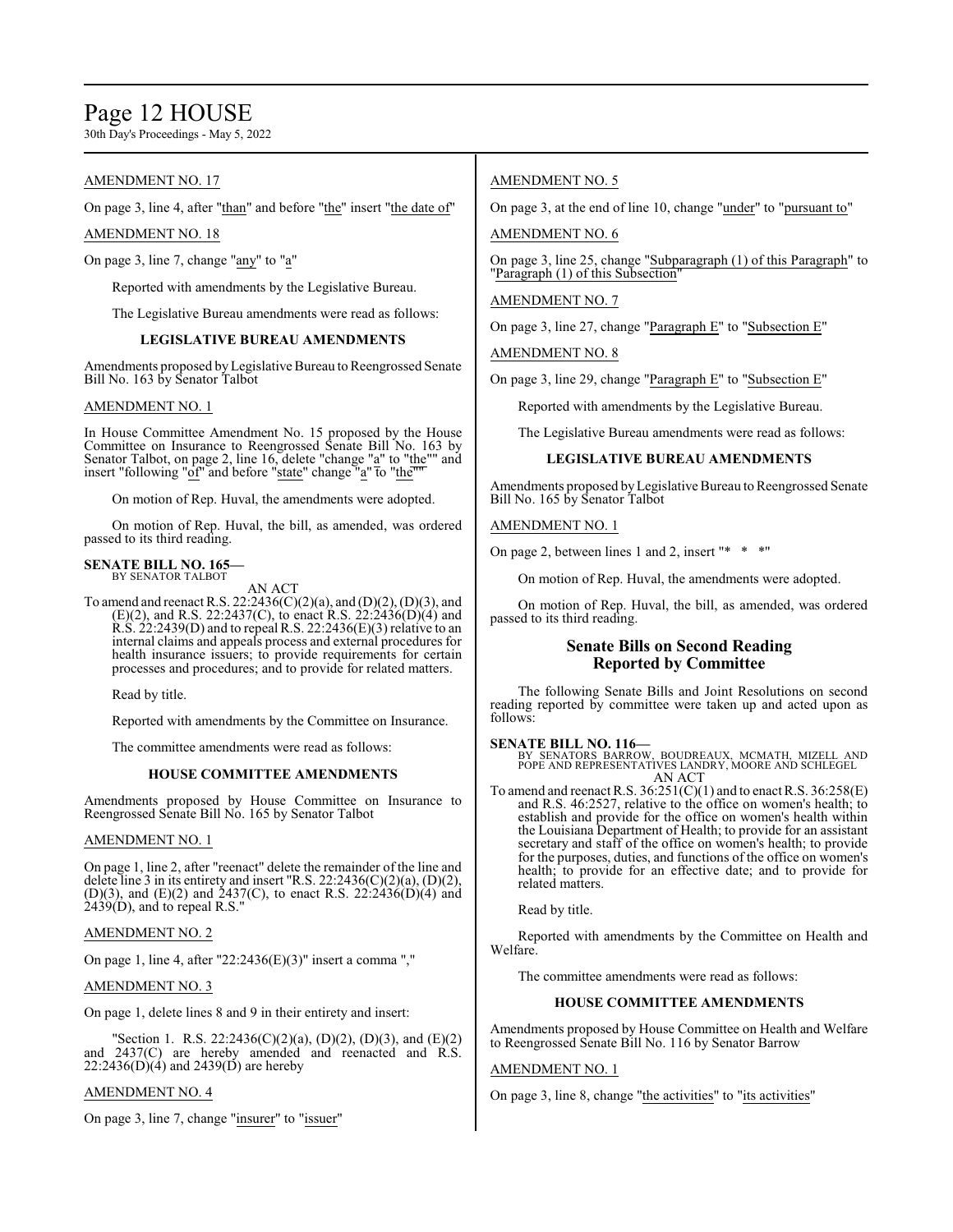AMENDMENT NO. 17

On page 3, line 4, after "than" and before "the" insert "the date of"

AMENDMENT NO. 18

On page 3, line 7, change "any" to "a"

Reported with amendments by the Legislative Bureau.

The Legislative Bureau amendments were read as follows:

**LEGISLATIVE BUREAU AMENDMENTS**

Amendments proposed by Legislative Bureau to Reengrossed Senate Bill No. 163 by Senator Talbot

AMENDMENT NO. 1

In House Committee Amendment No. 15 proposed by the House Committee on Insurance to Reengrossed Senate Bill No. 163 by Senator Talbot, on page 2, line 16, delete "change "a" to "the"" and insert "following "of" and before "state" change "a" to "the""

On motion of Rep. Huval, the amendments were adopted.

On motion of Rep. Huval, the bill, as amended, was ordered passed to its third reading.

**SENATE BILL NO. 165—**
BY SENATOR TALBOT

AN ACT

To amend and reenact R.S. 22:2436(C)(2)(a), and (D)(2), (D)(3), and (E)(2), and R.S. 22:2437(C), to enact R.S. 22:2436(D)(4) and R.S. 22:2439(D) and to repeal R.S. 22:2436(E)(3) relative to an internal claims and appeals process and external procedures for health insurance issuers; to provide requirements for certain processes and procedures; and to provide for related matters.

Read by title.

Reported with amendments by the Committee on Insurance.

The committee amendments were read as follows:

**HOUSE COMMITTEE AMENDMENTS**

Amendments proposed by House Committee on Insurance to Reengrossed Senate Bill No. 165 by Senator Talbot

AMENDMENT NO. 1

On page 1, line 2, after "reenact" delete the remainder of the line and delete line 3 in its entirety and insert "R.S. 22:2436(C)(2)(a), (D)(2), (D)(3), and (E)(2) and 2437(C), to enact R.S. 22:2436(D)(4) and 2439(D), and to repeal R.S."

AMENDMENT NO. 2

On page 1, line 4, after "22:2436(E)(3)" insert a comma ","

AMENDMENT NO. 3

On page 1, delete lines 8 and 9 in their entirety and insert:

"Section 1. R.S. 22:2436(C)(2)(a), (D)(2), (D)(3), and (E)(2) and 2437(C) are hereby amended and reenacted and R.S. 22:2436(D)(4) and 2439(D) are hereby

AMENDMENT NO. 4

On page 3, line 7, change "insurer" to "issuer"

AMENDMENT NO. 5

On page 3, at the end of line 10, change "under" to "pursuant to"

AMENDMENT NO. 6

On page 3, line 25, change "Subparagraph (1) of this Paragraph" to "Paragraph (1) of this Subsection"

AMENDMENT NO. 7

On page 3, line 27, change "Paragraph E" to "Subsection E"

AMENDMENT NO. 8

On page 3, line 29, change "Paragraph E" to "Subsection E"

Reported with amendments by the Legislative Bureau.

The Legislative Bureau amendments were read as follows:

**LEGISLATIVE BUREAU AMENDMENTS**

Amendments proposed by Legislative Bureau to Reengrossed Senate Bill No. 165 by Senator Talbot

AMENDMENT NO. 1

On page 2, between lines 1 and 2, insert "* * *"

On motion of Rep. Huval, the amendments were adopted.

On motion of Rep. Huval, the bill, as amended, was ordered passed to its third reading.

## Senate Bills on Second Reading Reported by Committee

The following Senate Bills and Joint Resolutions on second reading reported by committee were taken up and acted upon as follows:

**SENATE BILL NO. 116—**
BY SENATORS BARROW, BOUDREAUX, MCMATH, MIZELL AND POPE AND REPRESENTATIVES LANDRY, MOORE AND SCHLEGEL

AN ACT

To amend and reenact R.S. 36:251(C)(1) and to enact R.S. 36:258(E) and R.S. 46:2527, relative to the office on women's health; to establish and provide for the office on women's health within the Louisiana Department of Health; to provide for an assistant secretary and staff of the office on women's health; to provide for the purposes, duties, and functions of the office on women's health; to provide for an effective date; and to provide for related matters.

Read by title.

Reported with amendments by the Committee on Health and Welfare.

The committee amendments were read as follows:

**HOUSE COMMITTEE AMENDMENTS**

Amendments proposed by House Committee on Health and Welfare to Reengrossed Senate Bill No. 116 by Senator Barrow

AMENDMENT NO. 1

On page 3, line 8, change "the activities" to "its activities"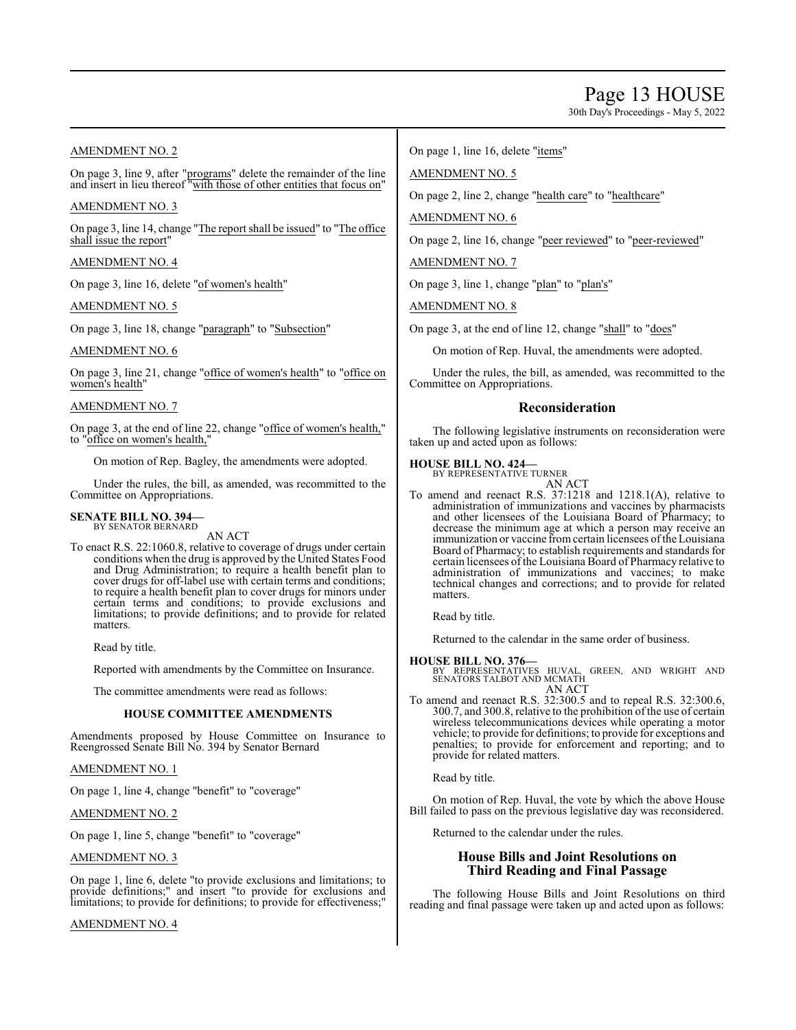AMENDMENT NO. 2

On page 3, line 9, after "programs" delete the remainder of the line and insert in lieu thereof "with those of other entities that focus on"

AMENDMENT NO. 3

On page 3, line 14, change "The report shall be issued" to "The office shall issue the report"

AMENDMENT NO. 4

On page 3, line 16, delete "of women's health"

AMENDMENT NO. 5

On page 3, line 18, change "paragraph" to "Subsection"

AMENDMENT NO. 6

On page 3, line 21, change "office of women's health" to "office on women's health"

AMENDMENT NO. 7

On page 3, at the end of line 22, change "office of women's health," to "office on women's health,"

On motion of Rep. Bagley, the amendments were adopted.

Under the rules, the bill, as amended, was recommitted to the Committee on Appropriations.

**SENATE BILL NO. 394—**
BY SENATOR BERNARD

AN ACT

To enact R.S. 22:1060.8, relative to coverage of drugs under certain conditions when the drug is approved by the United States Food and Drug Administration; to require a health benefit plan to cover drugs for off-label use with certain terms and conditions; to require a health benefit plan to cover drugs for minors under certain terms and conditions; to provide exclusions and limitations; to provide definitions; and to provide for related matters.

Read by title.

Reported with amendments by the Committee on Insurance.

The committee amendments were read as follows:

**HOUSE COMMITTEE AMENDMENTS**

Amendments proposed by House Committee on Insurance to Reengrossed Senate Bill No. 394 by Senator Bernard

AMENDMENT NO. 1

On page 1, line 4, change "benefit" to "coverage"

AMENDMENT NO. 2

On page 1, line 5, change "benefit" to "coverage"

AMENDMENT NO. 3

On page 1, line 6, delete "to provide exclusions and limitations; to provide definitions;" and insert "to provide for exclusions and limitations; to provide for definitions; to provide for effectiveness;"

AMENDMENT NO. 4

On page 1, line 16, delete "items"

AMENDMENT NO. 5

On page 2, line 2, change "health care" to "healthcare"

AMENDMENT NO. 6

On page 2, line 16, change "peer reviewed" to "peer-reviewed"

AMENDMENT NO. 7

On page 3, line 1, change "plan" to "plan's"

AMENDMENT NO. 8

On page 3, at the end of line 12, change "shall" to "does"

On motion of Rep. Huval, the amendments were adopted.

Under the rules, the bill, as amended, was recommitted to the Committee on Appropriations.

## Reconsideration

The following legislative instruments on reconsideration were taken up and acted upon as follows:

**HOUSE BILL NO. 424—**
BY REPRESENTATIVE TURNER

AN ACT

To amend and reenact R.S. 37:1218 and 1218.1(A), relative to administration of immunizations and vaccines by pharmacists and other licensees of the Louisiana Board of Pharmacy; to decrease the minimum age at which a person may receive an immunization or vaccine from certain licensees of the Louisiana Board of Pharmacy; to establish requirements and standards for certain licensees of the Louisiana Board of Pharmacy relative to administration of immunizations and vaccines; to make technical changes and corrections; and to provide for related matters.

Read by title.

Returned to the calendar in the same order of business.

**HOUSE BILL NO. 376—**
BY REPRESENTATIVES HUVAL, GREEN, AND WRIGHT AND SENATORS TALBOT AND MCMATH

AN ACT

To amend and reenact R.S. 32:300.5 and to repeal R.S. 32:300.6, 300.7, and 300.8, relative to the prohibition of the use of certain wireless telecommunications devices while operating a motor vehicle; to provide for definitions; to provide for exceptions and penalties; to provide for enforcement and reporting; and to provide for related matters.

Read by title.

On motion of Rep. Huval, the vote by which the above House Bill failed to pass on the previous legislative day was reconsidered.

Returned to the calendar under the rules.

## House Bills and Joint Resolutions on Third Reading and Final Passage

The following House Bills and Joint Resolutions on third reading and final passage were taken up and acted upon as follows: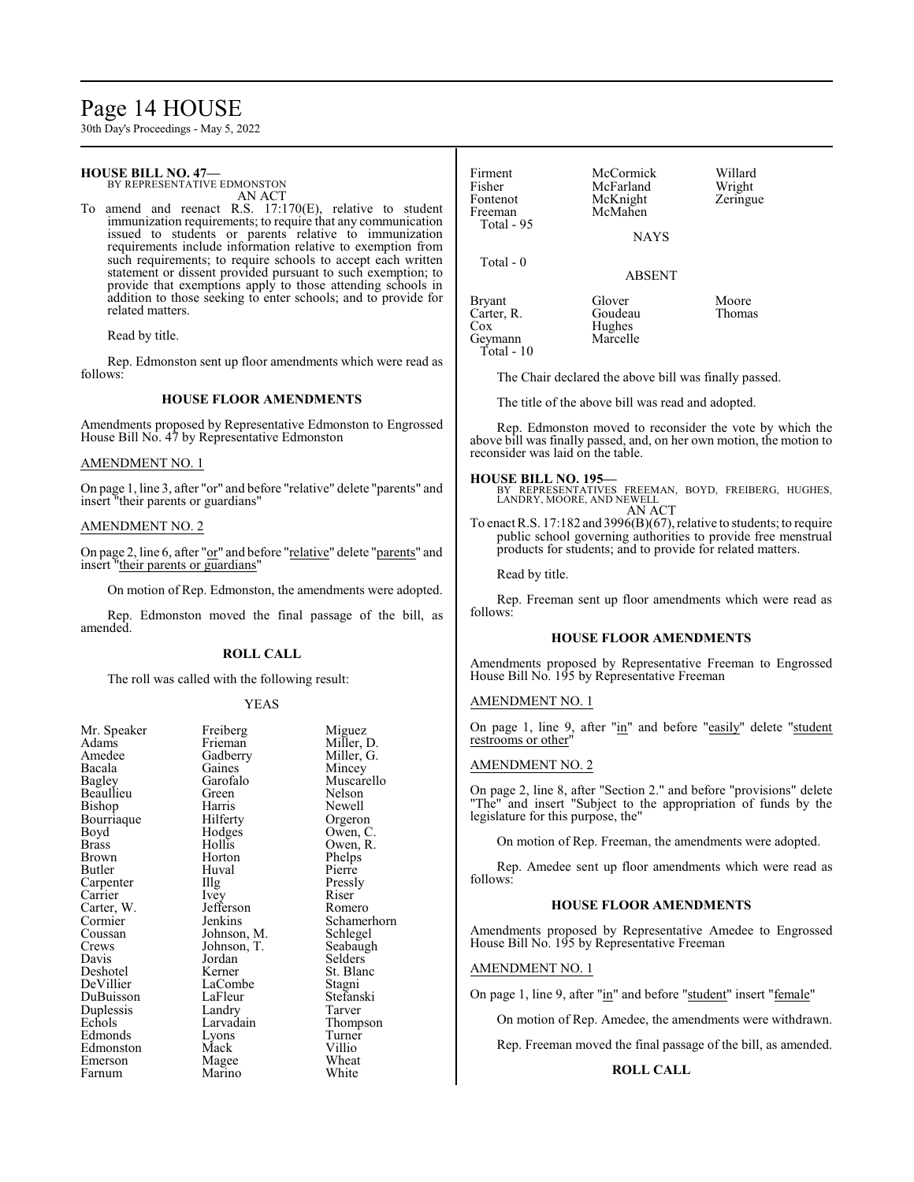**HOUSE BILL NO. 47—**
BY REPRESENTATIVE EDMONSTON
AN ACT

To amend and reenact R.S. 17:170(E), relative to student immunization requirements; to require that any communication issued to students or parents relative to immunization requirements include information relative to exemption from such requirements; to require schools to accept each written statement or dissent provided pursuant to such exemption; to provide that exemptions apply to those attending schools in addition to those seeking to enter schools; and to provide for related matters.

Read by title.

Rep. Edmonston sent up floor amendments which were read as follows:

### HOUSE FLOOR AMENDMENTS

Amendments proposed by Representative Edmonston to Engrossed House Bill No. 47 by Representative Edmonston

AMENDMENT NO. 1

On page 1, line 3, after "or" and before "relative" delete "parents" and insert "their parents or guardians"

AMENDMENT NO. 2

On page 2, line 6, after "or" and before "relative" delete "parents" and insert "their parents or guardians"

On motion of Rep. Edmonston, the amendments were adopted.

Rep. Edmonston moved the final passage of the bill, as amended.

### ROLL CALL

The roll was called with the following result:

YEAS

| | | |
|---|---|---|
| Mr. Speaker | Freiberg | Miguez |
| Adams | Frieman | Miller, D. |
| Amedee | Gadberry | Miller, G. |
| Bacala | Gaines | Mincey |
| Bagley | Garofalo | Muscarello |
| Beaullieu | Green | Nelson |
| Bishop | Harris | Newell |
| Bourriaque | Hilferty | Orgeron |
| Boyd | Hodges | Owen, C. |
| Brass | Hollis | Owen, R. |
| Brown | Horton | Phelps |
| Butler | Huval | Pierre |
| Carpenter | Illg | Pressly |
| Carrier | Ivey | Riser |
| Carter, W. | Jefferson | Romero |
| Cormier | Jenkins | Schamerhorn |
| Coussan | Johnson, M. | Schlegel |
| Crews | Johnson, T. | Seabaugh |
| Davis | Jordan | Selders |
| Deshotel | Kerner | St. Blanc |
| DeVillier | LaCombe | Stagni |
| DuBuisson | LaFleur | Stefanski |
| Duplessis | Landry | Tarver |
| Echols | Larvadain | Thompson |
| Edmonds | Lyons | Turner |
| Edmonston | Mack | Villio |
| Emerson | Magee | Wheat |
| Farnum | Marino | White |
| Firment | McCormick | Willard |
| Fisher | McFarland | Wright |
| Fontenot | McKnight | Zeringue |
| Freeman | McMahen | |

Total - 95

NAYS

Total - 0

ABSENT

| | | |
|---|---|---|
| Bryant | Glover | Moore |
| Carter, R. | Goudeau | Thomas |
| Cox | Hughes | |
| Geymann | Marcelle | |

Total - 10

The Chair declared the above bill was finally passed.

The title of the above bill was read and adopted.

Rep. Edmonston moved to reconsider the vote by which the above bill was finally passed, and, on her own motion, the motion to reconsider was laid on the table.

**HOUSE BILL NO. 195—**
BY REPRESENTATIVES FREEMAN, BOYD, FREIBERG, HUGHES, LANDRY, MOORE, AND NEWELL
AN ACT

To enact R.S. 17:182 and 3996(B)(67), relative to students; to require public school governing authorities to provide free menstrual products for students; and to provide for related matters.

Read by title.

Rep. Freeman sent up floor amendments which were read as follows:

### HOUSE FLOOR AMENDMENTS

Amendments proposed by Representative Freeman to Engrossed House Bill No. 195 by Representative Freeman

AMENDMENT NO. 1

On page 1, line 9, after "in" and before "easily" delete "student restrooms or other"

AMENDMENT NO. 2

On page 2, line 8, after "Section 2." and before "provisions" delete "The" and insert "Subject to the appropriation of funds by the legislature for this purpose, the"

On motion of Rep. Freeman, the amendments were adopted.

Rep. Amedee sent up floor amendments which were read as follows:

### HOUSE FLOOR AMENDMENTS

Amendments proposed by Representative Amedee to Engrossed House Bill No. 195 by Representative Freeman

AMENDMENT NO. 1

On page 1, line 9, after "in" and before "student" insert "female"

On motion of Rep. Amedee, the amendments were withdrawn.

Rep. Freeman moved the final passage of the bill, as amended.

### ROLL CALL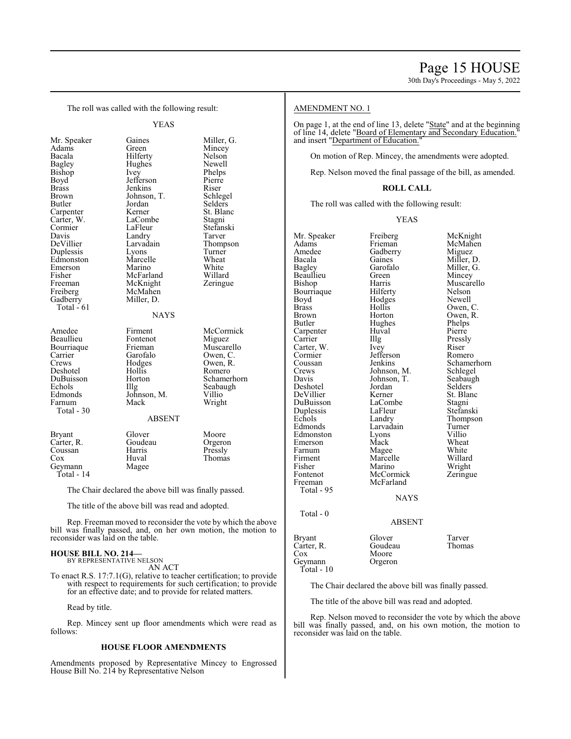The roll was called with the following result:

YEAS

| | | |
|---|---|---|
| Mr. Speaker | Gaines | Miller, G. |
| Adams | Green | Mincey |
| Bacala | Hilferty | Nelson |
| Bagley | Hughes | Newell |
| Bishop | Ivey | Phelps |
| Boyd | Jefferson | Pierre |
| Brass | Jenkins | Riser |
| Brown | Johnson, T. | Schlegel |
| Butler | Jordan | Selders |
| Carpenter | Kerner | St. Blanc |
| Carter, W. | LaCombe | Stagni |
| Cormier | LaFleur | Stefanski |
| Davis | Landry | Tarver |
| DeVillier | Larvadain | Thompson |
| Duplessis | Lyons | Turner |
| Edmonston | Marcelle | Wheat |
| Emerson | Marino | White |
| Fisher | McFarland | Willard |
| Freeman | McKnight | Zeringue |
| Freiberg | McMahen | |
| Gadberry | Miller, D. | |

Total - 61

NAYS

| | | |
|---|---|---|
| Amedee | Firment | McCormick |
| Beaullieu | Fontenot | Miguez |
| Bourriaque | Frieman | Muscarello |
| Carrier | Garofalo | Owen, C. |
| Crews | Hodges | Owen, R. |
| Deshotel | Hollis | Romero |
| DuBuisson | Horton | Schamerhorn |
| Echols | Illg | Seabaugh |
| Edmonds | Johnson, M. | Villio |
| Farnum | Mack | Wright |

Total - 30

ABSENT

| | | |
|---|---|---|
| Bryant | Glover | Moore |
| Carter, R. | Goudeau | Orgeron |
| Coussan | Harris | Pressly |
| Cox | Huval | Thomas |
| Geymann | Magee | |

Total - 14

The Chair declared the above bill was finally passed.

The title of the above bill was read and adopted.

Rep. Freeman moved to reconsider the vote by which the above bill was finally passed, and, on her own motion, the motion to reconsider was laid on the table.

**HOUSE BILL NO. 214—**
BY REPRESENTATIVE NELSON

AN ACT

To enact R.S. 17:7.1(G), relative to teacher certification; to provide with respect to requirements for such certification; to provide for an effective date; and to provide for related matters.

Read by title.

Rep. Mincey sent up floor amendments which were read as follows:

**HOUSE FLOOR AMENDMENTS**

Amendments proposed by Representative Mincey to Engrossed House Bill No. 214 by Representative Nelson

AMENDMENT NO. 1

On page 1, at the end of line 13, delete "State" and at the beginning of line 14, delete "Board of Elementary and Secondary Education." and insert "Department of Education."

On motion of Rep. Mincey, the amendments were adopted.

Rep. Nelson moved the final passage of the bill, as amended.

**ROLL CALL**

The roll was called with the following result:

YEAS

| | | |
|---|---|---|
| Mr. Speaker | Freiberg | McKnight |
| Adams | Frieman | McMahen |
| Amedee | Gadberry | Miguez |
| Bacala | Gaines | Miller, D. |
| Bagley | Garofalo | Miller, G. |
| Beaullieu | Green | Mincey |
| Bishop | Harris | Muscarello |
| Bourriaque | Hilferty | Nelson |
| Boyd | Hodges | Newell |
| Brass | Hollis | Owen, C. |
| Brown | Horton | Owen, R. |
| Butler | Hughes | Phelps |
| Carpenter | Huval | Pierre |
| Carrier | Illg | Pressly |
| Carter, W. | Ivey | Riser |
| Cormier | Jefferson | Romero |
| Coussan | Jenkins | Schamerhorn |
| Crews | Johnson, M. | Schlegel |
| Davis | Johnson, T. | Seabaugh |
| Deshotel | Jordan | Selders |
| DeVillier | Kerner | St. Blanc |
| DuBuisson | LaCombe | Stagni |
| Duplessis | LaFleur | Stefanski |
| Echols | Landry | Thompson |
| Edmonds | Larvadain | Turner |
| Edmonston | Lyons | Villio |
| Emerson | Mack | Wheat |
| Farnum | Magee | White |
| Firment | Marcelle | Willard |
| Fisher | Marino | Wright |
| Fontenot | McCormick | Zeringue |
| Freeman | McFarland | |

Total - 95

NAYS

Total - 0

ABSENT

| | | |
|---|---|---|
| Bryant | Glover | Tarver |
| Carter, R. | Goudeau | Thomas |
| Cox | Moore | |
| Geymann | Orgeron | |

Total - 10

The Chair declared the above bill was finally passed.

The title of the above bill was read and adopted.

Rep. Nelson moved to reconsider the vote by which the above bill was finally passed, and, on his own motion, the motion to reconsider was laid on the table.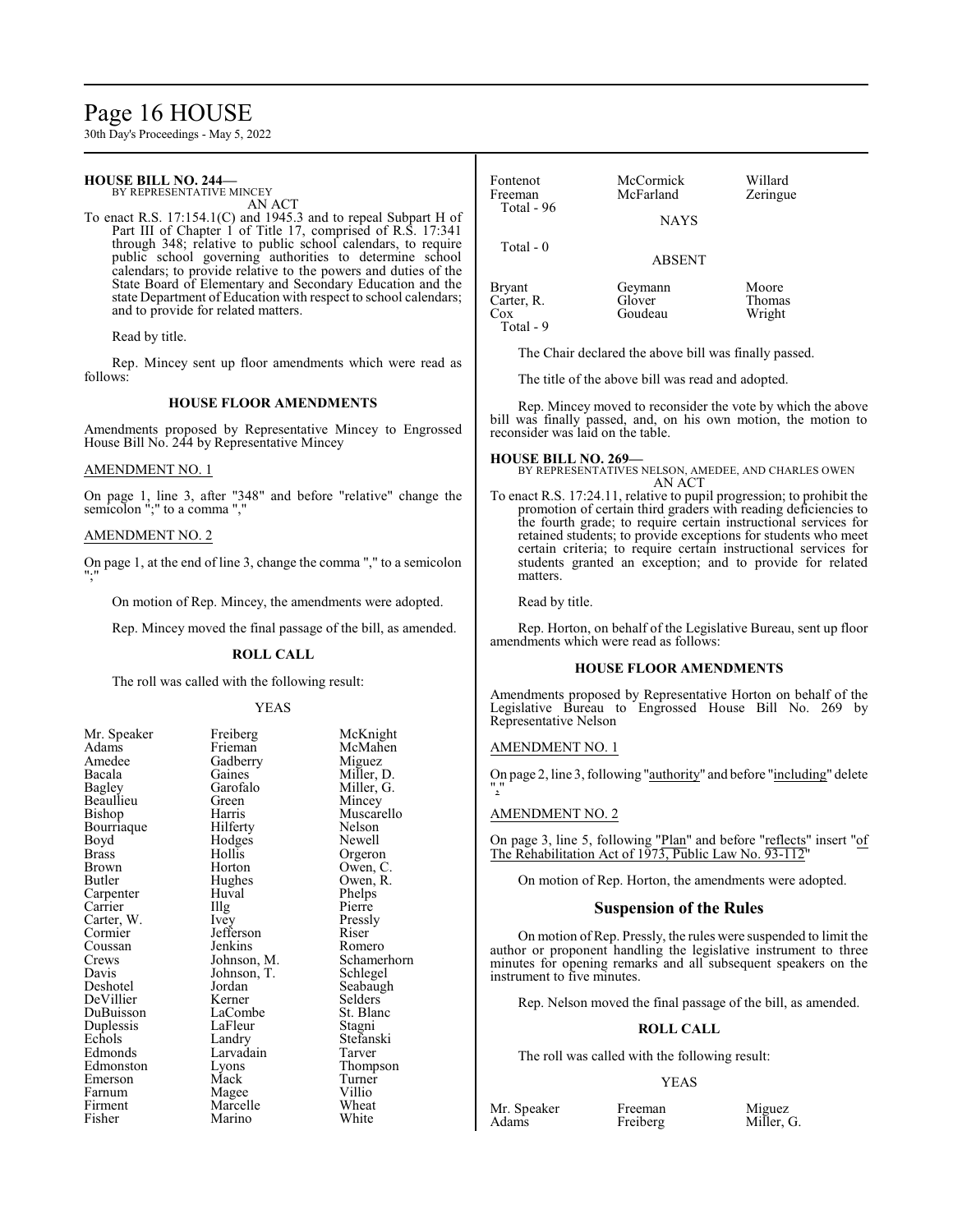**HOUSE BILL NO. 244—**
BY REPRESENTATIVE MINCEY

AN ACT

To enact R.S. 17:154.1(C) and 1945.3 and to repeal Subpart H of Part III of Chapter 1 of Title 17, comprised of R.S. 17:341 through 348; relative to public school calendars, to require public school governing authorities to determine school calendars; to provide relative to the powers and duties of the State Board of Elementary and Secondary Education and the state Department of Education with respect to school calendars; and to provide for related matters.

Read by title.

Rep. Mincey sent up floor amendments which were read as follows:

### HOUSE FLOOR AMENDMENTS

Amendments proposed by Representative Mincey to Engrossed House Bill No. 244 by Representative Mincey

AMENDMENT NO. 1

On page 1, line 3, after "348" and before "relative" change the semicolon ";" to a comma ","

AMENDMENT NO. 2

On page 1, at the end of line 3, change the comma "," to a semicolon ";"

On motion of Rep. Mincey, the amendments were adopted.

Rep. Mincey moved the final passage of the bill, as amended.

### ROLL CALL

The roll was called with the following result:

YEAS

| | | |
|---|---|---|
| Mr. Speaker | Freiberg | McKnight |
| Adams | Frieman | McMahen |
| Amedee | Gadberry | Miguez |
| Bacala | Gaines | Miller, D. |
| Bagley | Garofalo | Miller, G. |
| Beaullieu | Green | Mincey |
| Bishop | Harris | Muscarello |
| Bourriaque | Hilferty | Nelson |
| Boyd | Hodges | Newell |
| Brass | Hollis | Orgeron |
| Brown | Horton | Owen, C. |
| Butler | Hughes | Owen, R. |
| Carpenter | Huval | Phelps |
| Carrier | Illg | Pierre |
| Carter, W. | Ivey | Pressly |
| Cormier | Jefferson | Riser |
| Coussan | Jenkins | Romero |
| Crews | Johnson, M. | Schamerhorn |
| Davis | Johnson, T. | Schlegel |
| Deshotel | Jordan | Seabaugh |
| DeVillier | Kerner | Selders |
| DuBuisson | LaCombe | St. Blanc |
| Duplessis | LaFleur | Stagni |
| Echols | Landry | Stefanski |
| Edmonds | Larvadain | Tarver |
| Edmonston | Lyons | Thompson |
| Emerson | Mack | Turner |
| Farnum | Magee | Villio |
| Firment | Marcelle | Wheat |
| Fisher | Marino | White |
| Fontenot | McCormick | Willard |
| Freeman | McFarland | Zeringue |

Total - 96

NAYS

Total - 0

ABSENT

| | | |
|---|---|---|
| Bryant | Geymann | Moore |
| Carter, R. | Glover | Thomas |
| Cox | Goudeau | Wright |

Total - 9

The Chair declared the above bill was finally passed.

The title of the above bill was read and adopted.

Rep. Mincey moved to reconsider the vote by which the above bill was finally passed, and, on his own motion, the motion to reconsider was laid on the table.

**HOUSE BILL NO. 269—**
BY REPRESENTATIVES NELSON, AMEDEE, AND CHARLES OWEN

AN ACT

To enact R.S. 17:24.11, relative to pupil progression; to prohibit the promotion of certain third graders with reading deficiencies to the fourth grade; to require certain instructional services for retained students; to provide exceptions for students who meet certain criteria; to require certain instructional services for students granted an exception; and to provide for related matters.

Read by title.

Rep. Horton, on behalf of the Legislative Bureau, sent up floor amendments which were read as follows:

### HOUSE FLOOR AMENDMENTS

Amendments proposed by Representative Horton on behalf of the Legislative Bureau to Engrossed House Bill No. 269 by Representative Nelson

AMENDMENT NO. 1

On page 2, line 3, following "authority" and before "including" delete ","

AMENDMENT NO. 2

On page 3, line 5, following "Plan" and before "reflects" insert "of The Rehabilitation Act of 1973, Public Law No. 93-112"

On motion of Rep. Horton, the amendments were adopted.

## Suspension of the Rules

On motion of Rep. Pressly, the rules were suspended to limit the author or proponent handling the legislative instrument to three minutes for opening remarks and all subsequent speakers on the instrument to five minutes.

Rep. Nelson moved the final passage of the bill, as amended.

### ROLL CALL

The roll was called with the following result:

YEAS

| | | |
|---|---|---|
| Mr. Speaker | Freeman | Miguez |
| Adams | Freiberg | Miller, G. |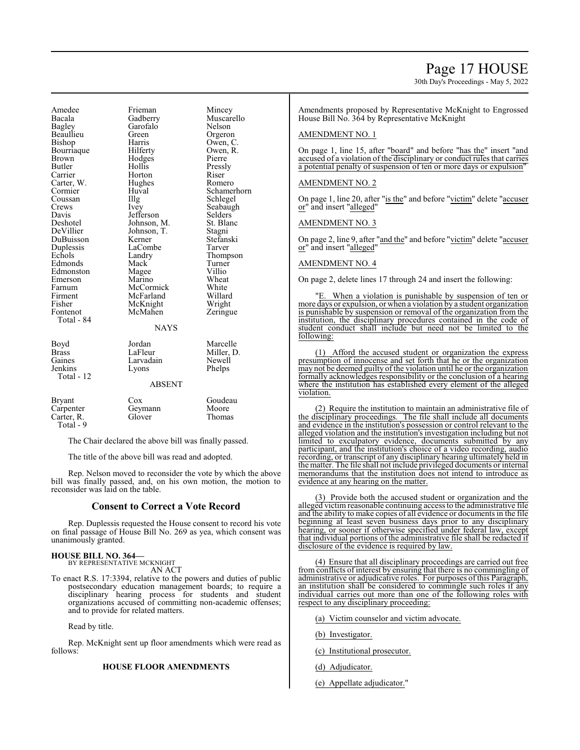| | | |
|---|---|---|
| Amedee | Frieman | Mincey |
| Bacala | Gadberry | Muscarello |
| Bagley | Garofalo | Nelson |
| Beaullieu | Green | Orgeron |
| Bishop | Harris | Owen, C. |
| Bourriaque | Hilferty | Owen, R. |
| Brown | Hodges | Pierre |
| Butler | Hollis | Pressly |
| Carrier | Horton | Riser |
| Carter, W. | Hughes | Romero |
| Cormier | Huval | Schamerhorn |
| Coussan | Illg | Schlegel |
| Crews | Ivey | Seabaugh |
| Davis | Jefferson | Selders |
| Deshotel | Johnson, M. | St. Blanc |
| DeVillier | Johnson, T. | Stagni |
| DuBuisson | Kerner | Stefanski |
| Duplessis | LaCombe | Tarver |
| Echols | Landry | Thompson |
| Edmonds | Mack | Turner |
| Edmonston | Magee | Villio |
| Emerson | Marino | Wheat |
| Farnum | McCormick | White |
| Firment | McFarland | Willard |
| Fisher | McKnight | Wright |
| Fontenot | McMahen | Zeringue |
| Total - 84 | | |

NAYS

| | | |
|---|---|---|
| Boyd | Jordan | Marcelle |
| Brass | LaFleur | Miller, D. |
| Gaines | Larvadain | Newell |
| Jenkins | Lyons | Phelps |
| Total - 12 | | |

ABSENT

| | | |
|---|---|---|
| Bryant | Cox | Goudeau |
| Carpenter | Geymann | Moore |
| Carter, R. | Glover | Thomas |
| Total - 9 | | |

The Chair declared the above bill was finally passed.

The title of the above bill was read and adopted.

Rep. Nelson moved to reconsider the vote by which the above bill was finally passed, and, on his own motion, the motion to reconsider was laid on the table.

## Consent to Correct a Vote Record

Rep. Duplessis requested the House consent to record his vote on final passage of House Bill No. 269 as yea, which consent was unanimously granted.

**HOUSE BILL NO. 364—**
BY REPRESENTATIVE MCKNIGHT

AN ACT

To enact R.S. 17:3394, relative to the powers and duties of public postsecondary education management boards; to require a disciplinary hearing process for students and student organizations accused of committing non-academic offenses; and to provide for related matters.

Read by title.

Rep. McKnight sent up floor amendments which were read as follows:

**HOUSE FLOOR AMENDMENTS**

Amendments proposed by Representative McKnight to Engrossed House Bill No. 364 by Representative McKnight

AMENDMENT NO. 1

On page 1, line 15, after "board" and before "has the" insert "and accused of a violation of the disciplinary or conduct rules that carries a potential penalty of suspension of ten or more days or expulsion"

AMENDMENT NO. 2

On page 1, line 20, after "is the" and before "victim" delete "accuser or" and insert "alleged"

AMENDMENT NO. 3

On page 2, line 9, after "and the" and before "victim" delete "accuser or" and insert "alleged"

AMENDMENT NO. 4

On page 2, delete lines 17 through 24 and insert the following:

"E. When a violation is punishable by suspension of ten or more days or expulsion, or when a violation by a student organization is punishable by suspension or removal of the organization from the institution, the disciplinary procedures contained in the code of student conduct shall include but need not be limited to the following:

(1) Afford the accused student or organization the express presumption of innocense and set forth that he or the organization may not be deemed guilty of the violation until he or the organization formally acknowledges responsibility or the conclusion of a hearing where the institution has established every element of the alleged violation.

(2) Require the institution to maintain an administrative file of the disciplinary proceedings. The file shall include all documents and evidence in the institution's possession or control relevant to the alleged violation and the institution's investigation including but not limited to exculpatory evidence, documents submitted by any participant, and the institution's choice of a video recording, audio recording, or transcript of any disciplinary hearing ultimately held in the matter. The file shall not include privileged documents or internal memorandums that the institution does not intend to introduce as evidence at any hearing on the matter.

(3) Provide both the accused student or organization and the alleged victim reasonable continuing access to the administrative file and the ability to make copies of all evidence or documents in the file beginning at least seven business days prior to any disciplinary hearing, or sooner if otherwise specified under federal law, except that individual portions of the administrative file shall be redacted if disclosure of the evidence is required by law.

(4) Ensure that all disciplinary proceedings are carried out free from conflicts of interest by ensuring that there is no commingling of administrative or adjudicative roles. For purposes of this Paragraph, an institution shall be considered to commingle such roles if any individual carries out more than one of the following roles with respect to any disciplinary proceeding:

(a) Victim counselor and victim advocate.

(b) Investigator.

(c) Institutional prosecutor.

(d) Adjudicator.

(e) Appellate adjudicator."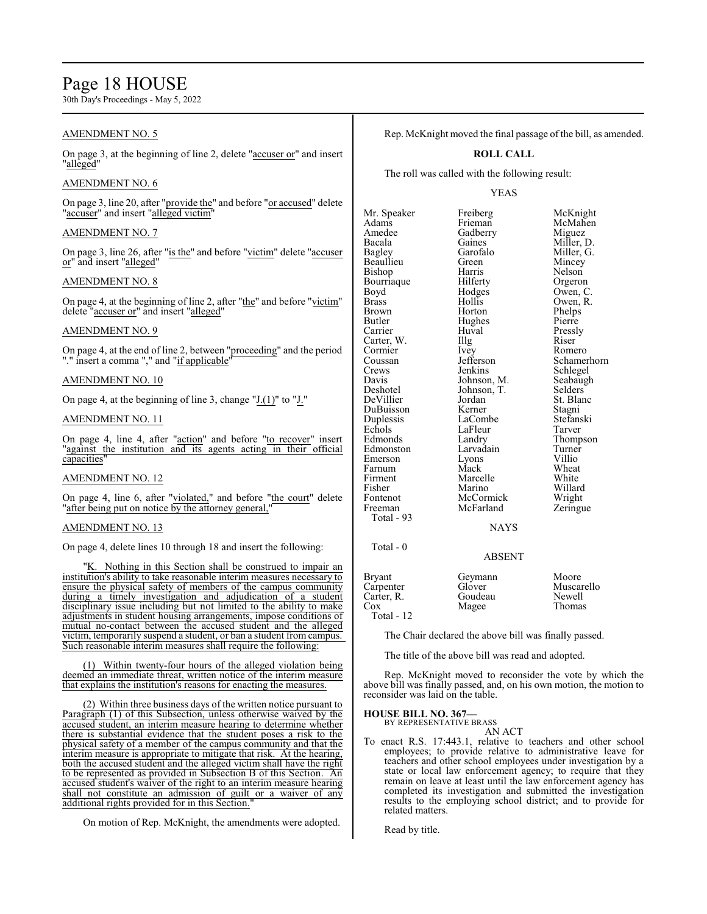AMENDMENT NO. 5

On page 3, at the beginning of line 2, delete "accuser or" and insert "alleged"

AMENDMENT NO. 6

On page 3, line 20, after "provide the" and before "or accused" delete "accuser" and insert "alleged victim"

AMENDMENT NO. 7

On page 3, line 26, after "is the" and before "victim" delete "accuser or" and insert "alleged"

AMENDMENT NO. 8

On page 4, at the beginning of line 2, after "the" and before "victim" delete "accuser or" and insert "alleged"

AMENDMENT NO. 9

On page 4, at the end of line 2, between "proceeding" and the period "." insert a comma "," and "if applicable"

AMENDMENT NO. 10

On page 4, at the beginning of line 3, change "J.(1)" to "J."

AMENDMENT NO. 11

On page 4, line 4, after "action" and before "to recover" insert "against the institution and its agents acting in their official capacities"

AMENDMENT NO. 12

On page 4, line 6, after "violated," and before "the court" delete "after being put on notice by the attorney general,"

AMENDMENT NO. 13

On page 4, delete lines 10 through 18 and insert the following:

"K. Nothing in this Section shall be construed to impair an institution's ability to take reasonable interim measures necessary to ensure the physical safety of members of the campus community during a timely investigation and adjudication of a student disciplinary issue including but not limited to the ability to make adjustments in student housing arrangements, impose conditions of mutual no-contact between the accused student and the alleged victim, temporarily suspend a student, or ban a student from campus. Such reasonable interim measures shall require the following:

(1) Within twenty-four hours of the alleged violation being deemed an immediate threat, written notice of the interim measure that explains the institution's reasons for enacting the measures.

(2) Within three business days of the written notice pursuant to Paragraph (1) of this Subsection, unless otherwise waived by the accused student, an interim measure hearing to determine whether there is substantial evidence that the student poses a risk to the physical safety of a member of the campus community and that the interim measure is appropriate to mitigate that risk. At the hearing, both the accused student and the alleged victim shall have the right to be represented as provided in Subsection B of this Section. An accused student's waiver of the right to an interim measure hearing shall not constitute an admission of guilt or a waiver of any additional rights provided for in this Section."

On motion of Rep. McKnight, the amendments were adopted.

Rep. McKnight moved the final passage of the bill, as amended.

**ROLL CALL**

The roll was called with the following result:

YEAS

| | | |
|---|---|---|
| Mr. Speaker | Freiberg | McKnight |
| Adams | Frieman | McMahen |
| Amedee | Gadberry | Miguez |
| Bacala | Gaines | Miller, D. |
| Bagley | Garofalo | Miller, G. |
| Beaullieu | Green | Mincey |
| Bishop | Harris | Nelson |
| Bourriaque | Hilferty | Orgeron |
| Boyd | Hodges | Owen, C. |
| Brass | Hollis | Owen, R. |
| Brown | Horton | Phelps |
| Butler | Hughes | Pierre |
| Carrier | Huval | Pressly |
| Carter, W. | Illg | Riser |
| Cormier | Ivey | Romero |
| Coussan | Jefferson | Schamerhorn |
| Crews | Jenkins | Schlegel |
| Davis | Johnson, M. | Seabaugh |
| Deshotel | Johnson, T. | Selders |
| DeVillier | Jordan | St. Blanc |
| DuBuisson | Kerner | Stagni |
| Duplessis | LaCombe | Stefanski |
| Echols | LaFleur | Tarver |
| Edmonds | Landry | Thompson |
| Edmonston | Larvadain | Turner |
| Emerson | Lyons | Villio |
| Farnum | Mack | Wheat |
| Firment | Marcelle | White |
| Fisher | Marino | Willard |
| Fontenot | McCormick | Wright |
| Freeman | McFarland | Zeringue |

Total - 93

NAYS

Total - 0

ABSENT

| | | |
|---|---|---|
| Bryant | Geymann | Moore |
| Carpenter | Glover | Muscarello |
| Carter, R. | Goudeau | Newell |
| Cox | Magee | Thomas |

Total - 12

The Chair declared the above bill was finally passed.

The title of the above bill was read and adopted.

Rep. McKnight moved to reconsider the vote by which the above bill was finally passed, and, on his own motion, the motion to reconsider was laid on the table.

**HOUSE BILL NO. 367—**
BY REPRESENTATIVE BRASS
AN ACT

To enact R.S. 17:443.1, relative to teachers and other school employees; to provide relative to administrative leave for teachers and other school employees under investigation by a state or local law enforcement agency; to require that they remain on leave at least until the law enforcement agency has completed its investigation and submitted the investigation results to the employing school district; and to provide for related matters.

Read by title.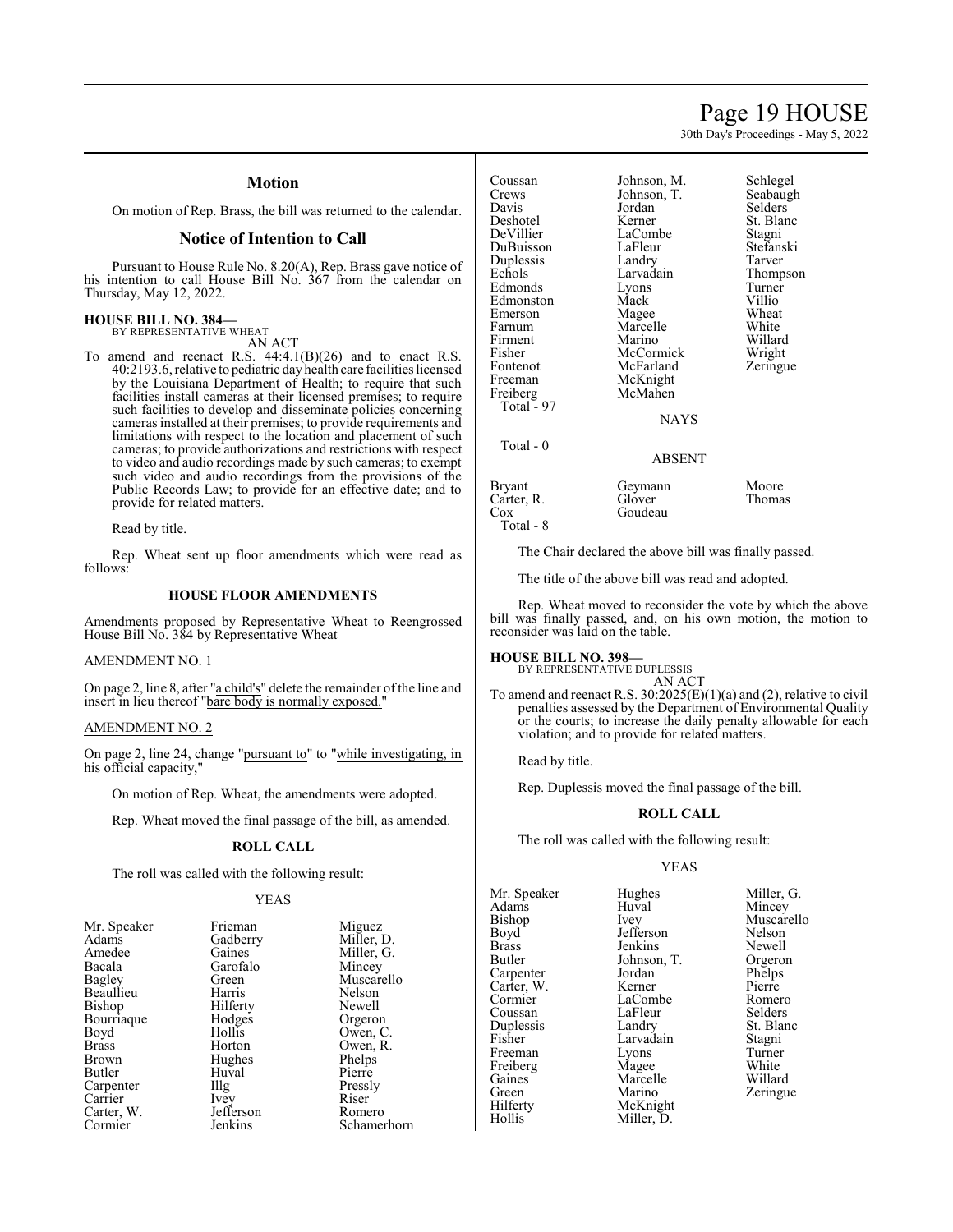## Motion

On motion of Rep. Brass, the bill was returned to the calendar.

## Notice of Intention to Call

Pursuant to House Rule No. 8.20(A), Rep. Brass gave notice of his intention to call House Bill No. 367 from the calendar on Thursday, May 12, 2022.

**HOUSE BILL NO. 384—**
BY REPRESENTATIVE WHEAT
AN ACT

To amend and reenact R.S. 44:4.1(B)(26) and to enact R.S. 40:2193.6, relative to pediatric day health care facilities licensed by the Louisiana Department of Health; to require that such facilities install cameras at their licensed premises; to require such facilities to develop and disseminate policies concerning cameras installed at their premises; to provide requirements and limitations with respect to the location and placement of such cameras; to provide authorizations and restrictions with respect to video and audio recordings made by such cameras; to exempt such video and audio recordings from the provisions of the Public Records Law; to provide for an effective date; and to provide for related matters.

Read by title.

Rep. Wheat sent up floor amendments which were read as follows:

### HOUSE FLOOR AMENDMENTS

Amendments proposed by Representative Wheat to Reengrossed House Bill No. 384 by Representative Wheat

AMENDMENT NO. 1

On page 2, line 8, after "a child's" delete the remainder of the line and insert in lieu thereof "bare body is normally exposed."

AMENDMENT NO. 2

On page 2, line 24, change "pursuant to" to "while investigating, in his official capacity,"

On motion of Rep. Wheat, the amendments were adopted.

Rep. Wheat moved the final passage of the bill, as amended.

### ROLL CALL

The roll was called with the following result:

YEAS

| | | |
|---|---|---|
| Mr. Speaker | Frieman | Miguez |
| Adams | Gadberry | Miller, D. |
| Amedee | Gaines | Miller, G. |
| Bacala | Garofalo | Mincey |
| Bagley | Green | Muscarello |
| Beaullieu | Harris | Nelson |
| Bishop | Hilferty | Newell |
| Bourriaque | Hodges | Orgeron |
| Boyd | Hollis | Owen, C. |
| Brass | Horton | Owen, R. |
| Brown | Hughes | Phelps |
| Butler | Huval | Pierre |
| Carpenter | Illg | Pressly |
| Carrier | Ivey | Riser |
| Carter, W. | Jefferson | Romero |
| Cormier | Jenkins | Schamerhorn |
| Coussan | Johnson, M. | Schlegel |
| Crews | Johnson, T. | Seabaugh |
| Davis | Jordan | Selders |
| Deshotel | Kerner | St. Blanc |
| DeVillier | LaCombe | Stagni |
| DuBuisson | LaFleur | Stefanski |
| Duplessis | Landry | Tarver |
| Echols | Larvadain | Thompson |
| Edmonds | Lyons | Turner |
| Edmonston | Mack | Villio |
| Emerson | Magee | Wheat |
| Farnum | Marcelle | White |
| Firment | Marino | Willard |
| Fisher | McCormick | Wright |
| Fontenot | McFarland | Zeringue |
| Freeman | McKnight | |
| Freiberg | McMahen | |

Total - 97

NAYS

Total - 0

ABSENT

| | | |
|---|---|---|
| Bryant | Geymann | Moore |
| Carter, R. | Glover | Thomas |
| Cox | Goudeau | |

Total - 8

The Chair declared the above bill was finally passed.

The title of the above bill was read and adopted.

Rep. Wheat moved to reconsider the vote by which the above bill was finally passed, and, on his own motion, the motion to reconsider was laid on the table.

**HOUSE BILL NO. 398—**
BY REPRESENTATIVE DUPLESSIS
AN ACT

To amend and reenact R.S. 30:2025(E)(1)(a) and (2), relative to civil penalties assessed by the Department of Environmental Quality or the courts; to increase the daily penalty allowable for each violation; and to provide for related matters.

Read by title.

Rep. Duplessis moved the final passage of the bill.

### ROLL CALL

The roll was called with the following result:

YEAS

| | | |
|---|---|---|
| Mr. Speaker | Hughes | Miller, G. |
| Adams | Huval | Mincey |
| Bishop | Ivey | Muscarello |
| Boyd | Jefferson | Nelson |
| Brass | Jenkins | Newell |
| Butler | Johnson, T. | Orgeron |
| Carpenter | Jordan | Phelps |
| Carter, W. | Kerner | Pierre |
| Cormier | LaCombe | Romero |
| Coussan | LaFleur | Selders |
| Duplessis | Landry | St. Blanc |
| Fisher | Larvadain | Stagni |
| Freeman | Lyons | Turner |
| Freiberg | Magee | White |
| Gaines | Marcelle | Willard |
| Green | Marino | Zeringue |
| Hilferty | McKnight | |
| Hollis | Miller, D. | |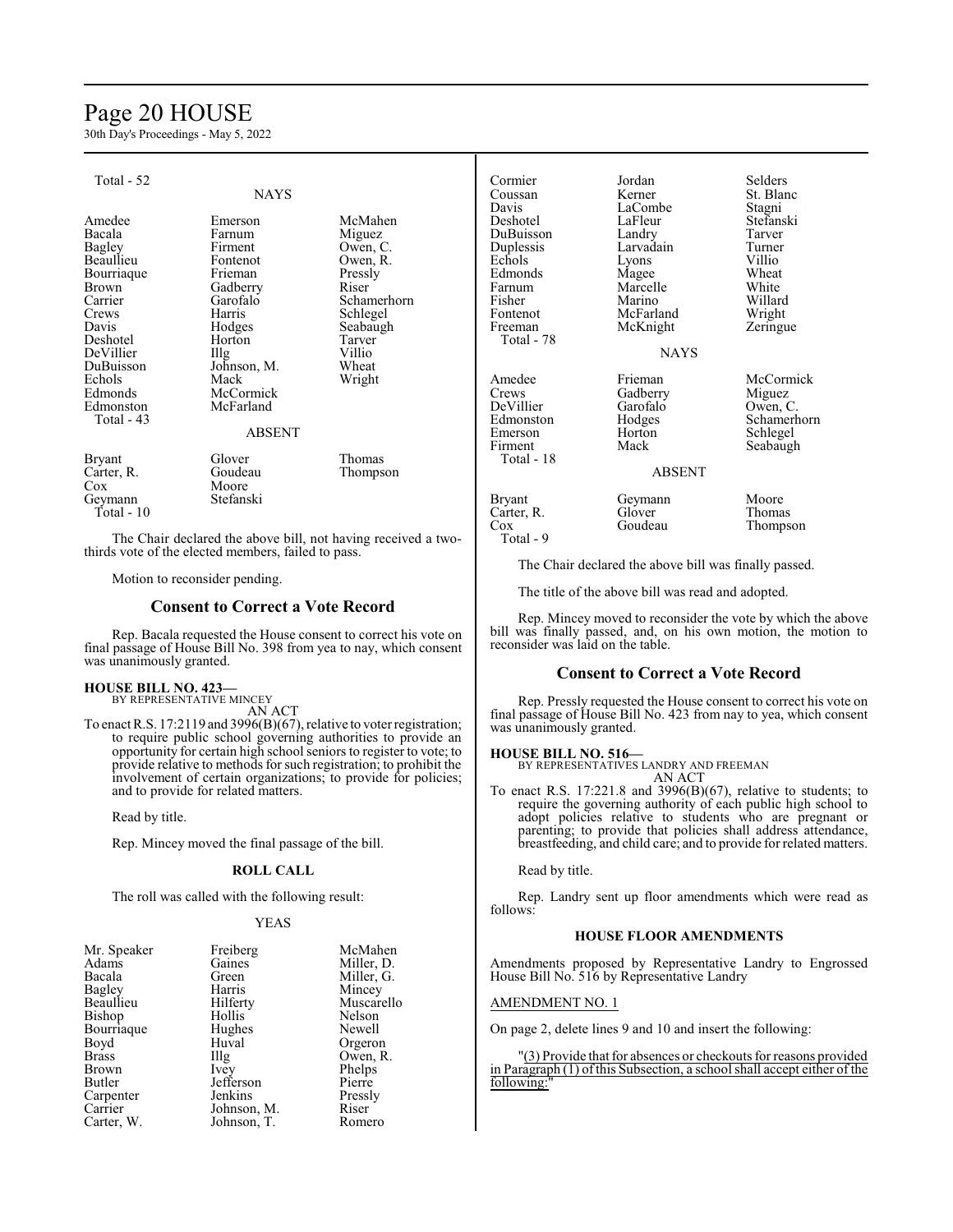Total - 52

NAYS

| | | |
|---|---|---|
| Amedee | Emerson | McMahen |
| Bacala | Farnum | Miguez |
| Bagley | Firment | Owen, C. |
| Beaullieu | Fontenot | Owen, R. |
| Bourriaque | Frieman | Pressly |
| Brown | Gadberry | Riser |
| Carrier | Garofalo | Schamerhorn |
| Crews | Harris | Schlegel |
| Davis | Hodges | Seabaugh |
| Deshotel | Horton | Tarver |
| DeVillier | Illg | Villio |
| DuBuisson | Johnson, M. | Wheat |
| Echols | Mack | Wright |
| Edmonds | McCormick | |
| Edmonston | McFarland | |

Total - 43

ABSENT

| | | |
|---|---|---|
| Bryant | Glover | Thomas |
| Carter, R. | Goudeau | Thompson |
| Cox | Moore | |
| Geymann | Stefanski | |

Total - 10

The Chair declared the above bill, not having received a two-thirds vote of the elected members, failed to pass.

Motion to reconsider pending.

## Consent to Correct a Vote Record

Rep. Bacala requested the House consent to correct his vote on final passage of House Bill No. 398 from yea to nay, which consent was unanimously granted.

**HOUSE BILL NO. 423—**
BY REPRESENTATIVE MINCEY
AN ACT

To enact R.S. 17:2119 and 3996(B)(67), relative to voter registration; to require public school governing authorities to provide an opportunity for certain high school seniors to register to vote; to provide relative to methods for such registration; to prohibit the involvement of certain organizations; to provide for policies; and to provide for related matters.

Read by title.

Rep. Mincey moved the final passage of the bill.

**ROLL CALL**

The roll was called with the following result:

YEAS

| | | |
|---|---|---|
| Mr. Speaker | Freiberg | McMahen |
| Adams | Gaines | Miller, D. |
| Bacala | Green | Miller, G. |
| Bagley | Harris | Mincey |
| Beaullieu | Hilferty | Muscarello |
| Bishop | Hollis | Nelson |
| Bourriaque | Hughes | Newell |
| Boyd | Huval | Orgeron |
| Brass | Illg | Owen, R. |
| Brown | Ivey | Phelps |
| Butler | Jefferson | Pierre |
| Carpenter | Jenkins | Pressly |
| Carrier | Johnson, M. | Riser |
| Carter, W. | Johnson, T. | Romero |
| Cormier | Jordan | Selders |
| Coussan | Kerner | St. Blanc |
| Davis | LaCombe | Stagni |
| Deshotel | LaFleur | Stefanski |
| DuBuisson | Landry | Tarver |
| Duplessis | Larvadain | Turner |
| Echols | Lyons | Villio |
| Edmonds | Magee | Wheat |
| Farnum | Marcelle | White |
| Fisher | Marino | Willard |
| Fontenot | McFarland | Wright |
| Freeman | McKnight | Zeringue |

Total - 78

NAYS

| | | |
|---|---|---|
| Amedee | Frieman | McCormick |
| Crews | Gadberry | Miguez |
| DeVillier | Garofalo | Owen, C. |
| Edmonston | Hodges | Schamerhorn |
| Emerson | Horton | Schlegel |
| Firment | Mack | Seabaugh |

Total - 18

ABSENT

| | | |
|---|---|---|
| Bryant | Geymann | Moore |
| Carter, R. | Glover | Thomas |
| Cox | Goudeau | Thompson |

Total - 9

The Chair declared the above bill was finally passed.

The title of the above bill was read and adopted.

Rep. Mincey moved to reconsider the vote by which the above bill was finally passed, and, on his own motion, the motion to reconsider was laid on the table.

## Consent to Correct a Vote Record

Rep. Pressly requested the House consent to correct his vote on final passage of House Bill No. 423 from nay to yea, which consent was unanimously granted.

**HOUSE BILL NO. 516—**
BY REPRESENTATIVES LANDRY AND FREEMAN
AN ACT

To enact R.S. 17:221.8 and 3996(B)(67), relative to students; to require the governing authority of each public high school to adopt policies relative to students who are pregnant or parenting; to provide that policies shall address attendance, breastfeeding, and child care; and to provide for related matters.

Read by title.

Rep. Landry sent up floor amendments which were read as follows:

**HOUSE FLOOR AMENDMENTS**

Amendments proposed by Representative Landry to Engrossed House Bill No. 516 by Representative Landry

AMENDMENT NO. 1

On page 2, delete lines 9 and 10 and insert the following:

"(3) Provide that for absences or checkouts for reasons provided in Paragraph (1) of this Subsection, a school shall accept either of the following:"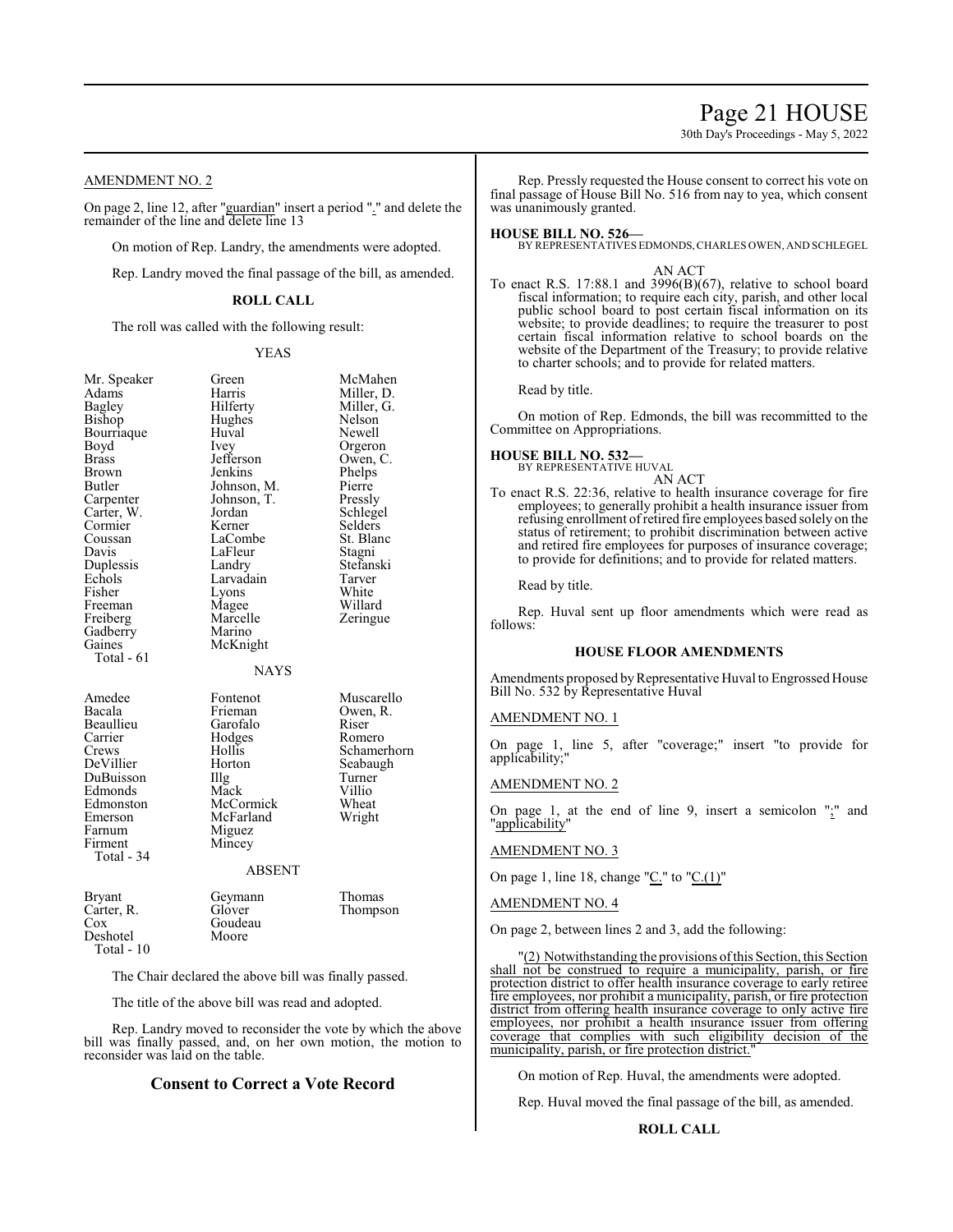AMENDMENT NO. 2

On page 2, line 12, after "guardian" insert a period "." and delete the remainder of the line and delete line 13

On motion of Rep. Landry, the amendments were adopted.

Rep. Landry moved the final passage of the bill, as amended.

**ROLL CALL**

The roll was called with the following result:

YEAS

| | | |
|---|---|---|
| Mr. Speaker | Green | McMahen |
| Adams | Harris | Miller, D. |
| Bagley | Hilferty | Miller, G. |
| Bishop | Hughes | Nelson |
| Bourriaque | Huval | Newell |
| Boyd | Ivey | Orgeron |
| Brass | Jefferson | Owen, C. |
| Brown | Jenkins | Phelps |
| Butler | Johnson, M. | Pierre |
| Carpenter | Johnson, T. | Pressly |
| Carter, W. | Jordan | Schlegel |
| Cormier | Kerner | Selders |
| Coussan | LaCombe | St. Blanc |
| Davis | LaFleur | Stagni |
| Duplessis | Landry | Stefanski |
| Echols | Larvadain | Tarver |
| Fisher | Lyons | White |
| Freeman | Magee | Willard |
| Freiberg | Marcelle | Zeringue |
| Gadberry | Marino | |
| Gaines | McKnight | |
| Total - 61 | | |

NAYS

| | | |
|---|---|---|
| Amedee | Fontenot | Muscarello |
| Bacala | Frieman | Owen, R. |
| Beaullieu | Garofalo | Riser |
| Carrier | Hodges | Romero |
| Crews | Hollis | Schamerhorn |
| DeVillier | Horton | Seabaugh |
| DuBuisson | Illg | Turner |
| Edmonds | Mack | Villio |
| Edmonston | McCormick | Wheat |
| Emerson | McFarland | Wright |
| Farnum | Miguez | |
| Firment | Mincey | |
| Total - 34 | | |

ABSENT

| | | |
|---|---|---|
| Bryant | Geymann | Thomas |
| Carter, R. | Glover | Thompson |
| Cox | Goudeau | |
| Deshotel | Moore | |
| Total - 10 | | |

The Chair declared the above bill was finally passed.

The title of the above bill was read and adopted.

Rep. Landry moved to reconsider the vote by which the above bill was finally passed, and, on her own motion, the motion to reconsider was laid on the table.

## Consent to Correct a Vote Record

Rep. Pressly requested the House consent to correct his vote on final passage of House Bill No. 516 from nay to yea, which consent was unanimously granted.

**HOUSE BILL NO. 526—**
BY REPRESENTATIVES EDMONDS, CHARLES OWEN, AND SCHLEGEL

AN ACT

To enact R.S. 17:88.1 and 3996(B)(67), relative to school board fiscal information; to require each city, parish, and other local public school board to post certain fiscal information on its website; to provide deadlines; to require the treasurer to post certain fiscal information relative to school boards on the website of the Department of the Treasury; to provide relative to charter schools; and to provide for related matters.

Read by title.

On motion of Rep. Edmonds, the bill was recommitted to the Committee on Appropriations.

**HOUSE BILL NO. 532—**
BY REPRESENTATIVE HUVAL

AN ACT

To enact R.S. 22:36, relative to health insurance coverage for fire employees; to generally prohibit a health insurance issuer from refusing enrollment of retired fire employees based solely on the status of retirement; to prohibit discrimination between active and retired fire employees for purposes of insurance coverage; to provide for definitions; and to provide for related matters.

Read by title.

Rep. Huval sent up floor amendments which were read as follows:

### HOUSE FLOOR AMENDMENTS

Amendments proposed by Representative Huval to Engrossed House Bill No. 532 by Representative Huval

AMENDMENT NO. 1

On page 1, line 5, after "coverage;" insert "to provide for applicability;"

AMENDMENT NO. 2

On page 1, at the end of line 9, insert a semicolon ";" and "applicability"

AMENDMENT NO. 3

On page 1, line 18, change "C." to "C.(1)"

AMENDMENT NO. 4

On page 2, between lines 2 and 3, add the following:

"(2) Notwithstanding the provisions of this Section, this Section shall not be construed to require a municipality, parish, or fire protection district to offer health insurance coverage to early retiree fire employees, nor prohibit a municipality, parish, or fire protection district from offering health insurance coverage to only active fire employees, nor prohibit a health insurance issuer from offering coverage that complies with such eligibility decision of the municipality, parish, or fire protection district."

On motion of Rep. Huval, the amendments were adopted.

Rep. Huval moved the final passage of the bill, as amended.

**ROLL CALL**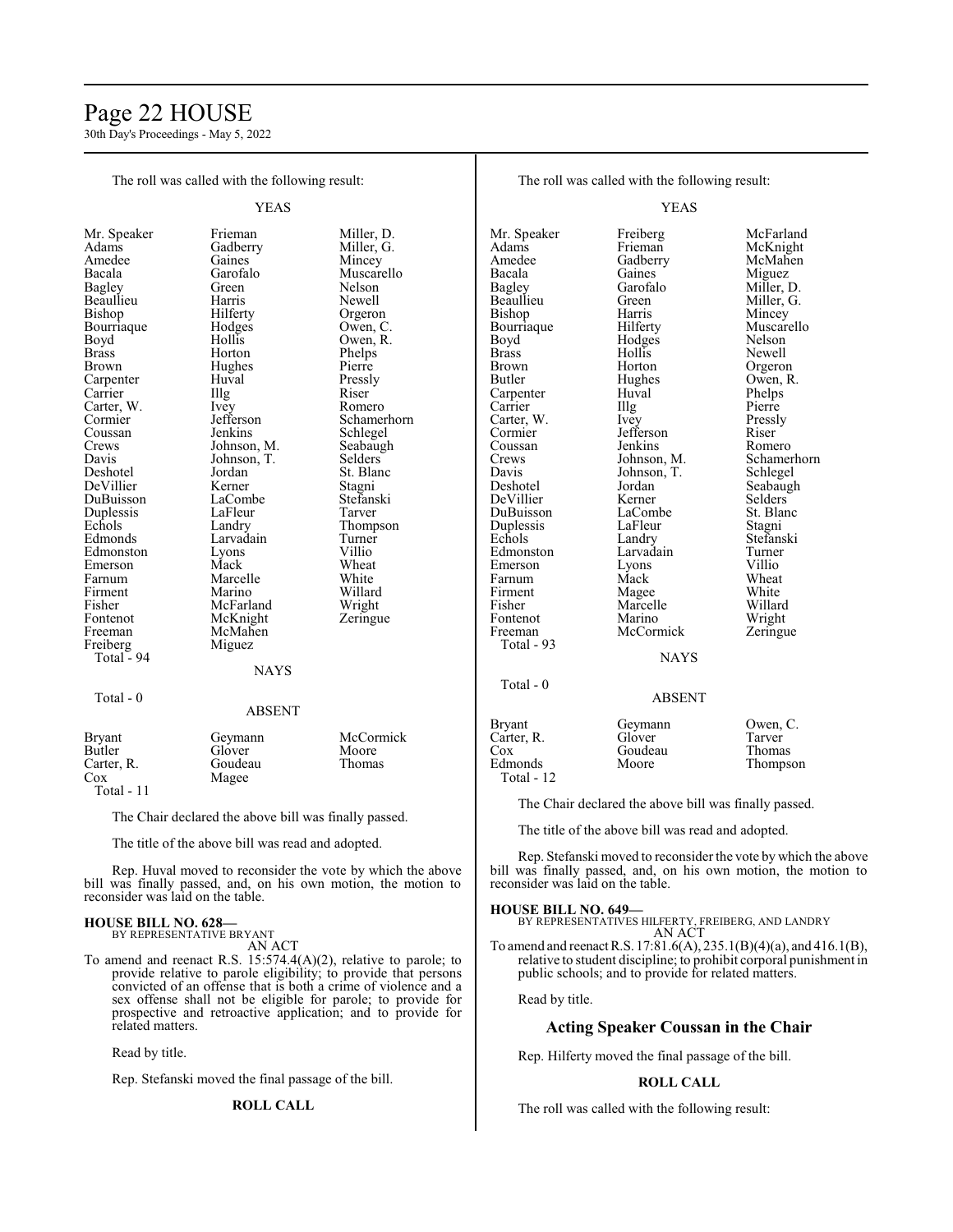The roll was called with the following result:

YEAS

| | | |
|---|---|---|
| Mr. Speaker | Frieman | Miller, D. |
| Adams | Gadberry | Miller, G. |
| Amedee | Gaines | Mincey |
| Bacala | Garofalo | Muscarello |
| Bagley | Green | Nelson |
| Beaullieu | Harris | Newell |
| Bishop | Hilferty | Orgeron |
| Bourriaque | Hodges | Owen, C. |
| Boyd | Hollis | Owen, R. |
| Brass | Horton | Phelps |
| Brown | Hughes | Pierre |
| Carpenter | Huval | Pressly |
| Carrier | Illg | Riser |
| Carter, W. | Ivey | Romero |
| Cormier | Jefferson | Schamerhorn |
| Coussan | Jenkins | Schlegel |
| Crews | Johnson, M. | Seabaugh |
| Davis | Johnson, T. | Selders |
| Deshotel | Jordan | St. Blanc |
| DeVillier | Kerner | Stagni |
| DuBuisson | LaCombe | Stefanski |
| Duplessis | LaFleur | Tarver |
| Echols | Landry | Thompson |
| Edmonds | Larvadain | Turner |
| Edmonston | Lyons | Villio |
| Emerson | Mack | Wheat |
| Farnum | Marcelle | White |
| Firment | Marino | Willard |
| Fisher | McFarland | Wright |
| Fontenot | McKnight | Zeringue |
| Freeman | McMahen | |
| Freiberg | Miguez | |

Total - 94

NAYS

Total - 0

ABSENT

| | | |
|---|---|---|
| Bryant | Geymann | McCormick |
| Butler | Glover | Moore |
| Carter, R. | Goudeau | Thomas |
| Cox | Magee | |

Total - 11

The Chair declared the above bill was finally passed.

The title of the above bill was read and adopted.

Rep. Huval moved to reconsider the vote by which the above bill was finally passed, and, on his own motion, the motion to reconsider was laid on the table.

**HOUSE BILL NO. 628—**
BY REPRESENTATIVE BRYANT
AN ACT

To amend and reenact R.S. 15:574.4(A)(2), relative to parole; to provide relative to parole eligibility; to provide that persons convicted of an offense that is both a crime of violence and a sex offense shall not be eligible for parole; to provide for prospective and retroactive application; and to provide for related matters.

Read by title.

Rep. Stefanski moved the final passage of the bill.

**ROLL CALL**

The roll was called with the following result:

YEAS

| | | |
|---|---|---|
| Mr. Speaker | Freiberg | McFarland |
| Adams | Frieman | McKnight |
| Amedee | Gadberry | McMahen |
| Bacala | Gaines | Miguez |
| Bagley | Garofalo | Miller, D. |
| Beaullieu | Green | Miller, G. |
| Bishop | Harris | Mincey |
| Bourriaque | Hilferty | Muscarello |
| Boyd | Hodges | Nelson |
| Brass | Hollis | Newell |
| Brown | Horton | Orgeron |
| Butler | Hughes | Owen, R. |
| Carpenter | Huval | Phelps |
| Carrier | Illg | Pierre |
| Carter, W. | Ivey | Pressly |
| Cormier | Jefferson | Riser |
| Coussan | Jenkins | Romero |
| Crews | Johnson, M. | Schamerhorn |
| Davis | Johnson, T. | Schlegel |
| Deshotel | Jordan | Seabaugh |
| DeVillier | Kerner | Selders |
| DuBuisson | LaCombe | St. Blanc |
| Duplessis | LaFleur | Stagni |
| Echols | Landry | Stefanski |
| Edmonston | Larvadain | Turner |
| Emerson | Lyons | Villio |
| Farnum | Mack | Wheat |
| Firment | Magee | White |
| Fisher | Marcelle | Willard |
| Fontenot | Marino | Wright |
| Freeman | McCormick | Zeringue |

Total - 93

NAYS

Total - 0

ABSENT

| | | |
|---|---|---|
| Bryant | Geymann | Owen, C. |
| Carter, R. | Glover | Tarver |
| Cox | Goudeau | Thomas |
| Edmonds | Moore | Thompson |

Total - 12

The Chair declared the above bill was finally passed.

The title of the above bill was read and adopted.

Rep. Stefanski moved to reconsider the vote by which the above bill was finally passed, and, on his own motion, the motion to reconsider was laid on the table.

**HOUSE BILL NO. 649—**
BY REPRESENTATIVES HILFERTY, FREIBERG, AND LANDRY
AN ACT

To amend and reenact R.S. 17:81.6(A), 235.1(B)(4)(a), and 416.1(B), relative to student discipline; to prohibit corporal punishment in public schools; and to provide for related matters.

Read by title.

## Acting Speaker Coussan in the Chair

Rep. Hilferty moved the final passage of the bill.

**ROLL CALL**

The roll was called with the following result: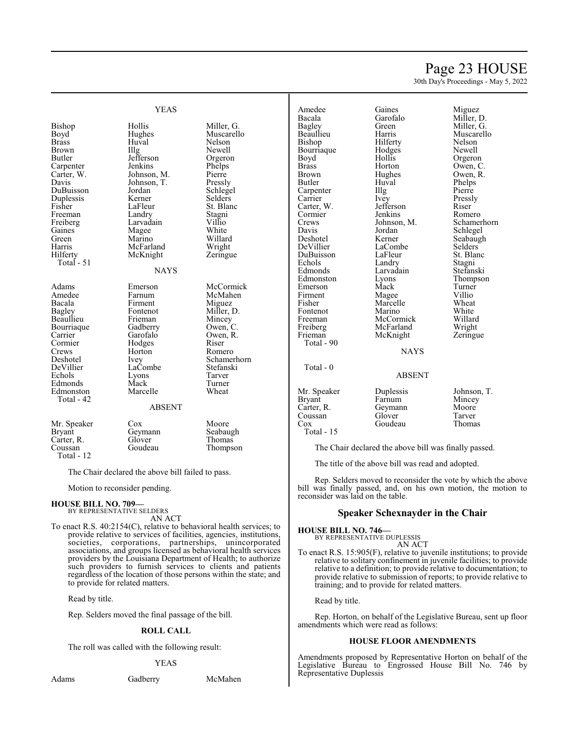YEAS

| | | |
|---|---|---|
| Bishop | Hollis | Miller, G. |
| Boyd | Hughes | Muscarello |
| Brass | Huval | Nelson |
| Brown | Illg | Newell |
| Butler | Jefferson | Orgeron |
| Carpenter | Jenkins | Phelps |
| Carter, W. | Johnson, M. | Pierre |
| Davis | Johnson, T. | Pressly |
| DuBuisson | Jordan | Schlegel |
| Duplessis | Kerner | Selders |
| Fisher | LaFleur | St. Blanc |
| Freeman | Landry | Stagni |
| Freiberg | Larvadain | Villio |
| Gaines | Magee | White |
| Green | Marino | Willard |
| Harris | McFarland | Wright |
| Hilferty | McKnight | Zeringue |

Total - 51

NAYS

| | | |
|---|---|---|
| Adams | Emerson | McCormick |
| Amedee | Farnum | McMahen |
| Bacala | Firment | Miguez |
| Bagley | Fontenot | Miller, D. |
| Beaullieu | Frieman | Mincey |
| Bourriaque | Gadberry | Owen, C. |
| Carrier | Garofalo | Owen, R. |
| Cormier | Hodges | Riser |
| Crews | Horton | Romero |
| Deshotel | Ivey | Schamerhorn |
| DeVillier | LaCombe | Stefanski |
| Echols | Lyons | Tarver |
| Edmonds | Mack | Turner |
| Edmonston | Marcelle | Wheat |

Total - 42

ABSENT

| | | |
|---|---|---|
| Mr. Speaker | Cox | Moore |
| Bryant | Geymann | Seabaugh |
| Carter, R. | Glover | Thomas |
| Coussan | Goudeau | Thompson |

Total - 12

The Chair declared the above bill failed to pass.

Motion to reconsider pending.

**HOUSE BILL NO. 709—**
BY REPRESENTATIVE SELDERS
AN ACT

To enact R.S. 40:2154(C), relative to behavioral health services; to provide relative to services of facilities, agencies, institutions, societies, corporations, partnerships, unincorporated associations, and groups licensed as behavioral health services providers by the Louisiana Department of Health; to authorize such providers to furnish services to clients and patients regardless of the location of those persons within the state; and to provide for related matters.

Read by title.

Rep. Selders moved the final passage of the bill.

**ROLL CALL**

The roll was called with the following result:

YEAS

| | | |
|---|---|---|
| Adams | Gadberry | McMahen |
| Amedee | Gaines | Miguez |
| Bacala | Garofalo | Miller, D. |
| Bagley | Green | Miller, G. |
| Beaullieu | Harris | Muscarello |
| Bishop | Hilferty | Nelson |
| Bourriaque | Hodges | Newell |
| Boyd | Hollis | Orgeron |
| Brass | Horton | Owen, C. |
| Brown | Hughes | Owen, R. |
| Butler | Huval | Phelps |
| Carpenter | Illg | Pierre |
| Carrier | Ivey | Pressly |
| Carter, W. | Jefferson | Riser |
| Cormier | Jenkins | Romero |
| Crews | Johnson, M. | Schamerhorn |
| Davis | Jordan | Schlegel |
| Deshotel | Kerner | Seabaugh |
| DeVillier | LaCombe | Selders |
| DuBuisson | LaFleur | St. Blanc |
| Echols | Landry | Stagni |
| Edmonds | Larvadain | Stefanski |
| Edmonston | Lyons | Thompson |
| Emerson | Mack | Turner |
| Firment | Magee | Villio |
| Fisher | Marcelle | Wheat |
| Fontenot | Marino | White |
| Freeman | McCormick | Willard |
| Freiberg | McFarland | Wright |
| Frieman | McKnight | Zeringue |

Total - 90

NAYS

Total - 0

ABSENT

| | | |
|---|---|---|
| Mr. Speaker | Duplessis | Johnson, T. |
| Bryant | Farnum | Mincey |
| Carter, R. | Geymann | Moore |
| Coussan | Glover | Tarver |
| Cox | Goudeau | Thomas |

Total - 15

The Chair declared the above bill was finally passed.

The title of the above bill was read and adopted.

Rep. Selders moved to reconsider the vote by which the above bill was finally passed, and, on his own motion, the motion to reconsider was laid on the table.

## Speaker Schexnayder in the Chair

**HOUSE BILL NO. 746—**
BY REPRESENTATIVE DUPLESSIS
AN ACT

To enact R.S. 15:905(F), relative to juvenile institutions; to provide relative to solitary confinement in juvenile facilities; to provide relative to a definition; to provide relative to documentation; to provide relative to submission of reports; to provide relative to training; and to provide for related matters.

Read by title.

Rep. Horton, on behalf of the Legislative Bureau, sent up floor amendments which were read as follows:

**HOUSE FLOOR AMENDMENTS**

Amendments proposed by Representative Horton on behalf of the Legislative Bureau to Engrossed House Bill No. 746 by Representative Duplessis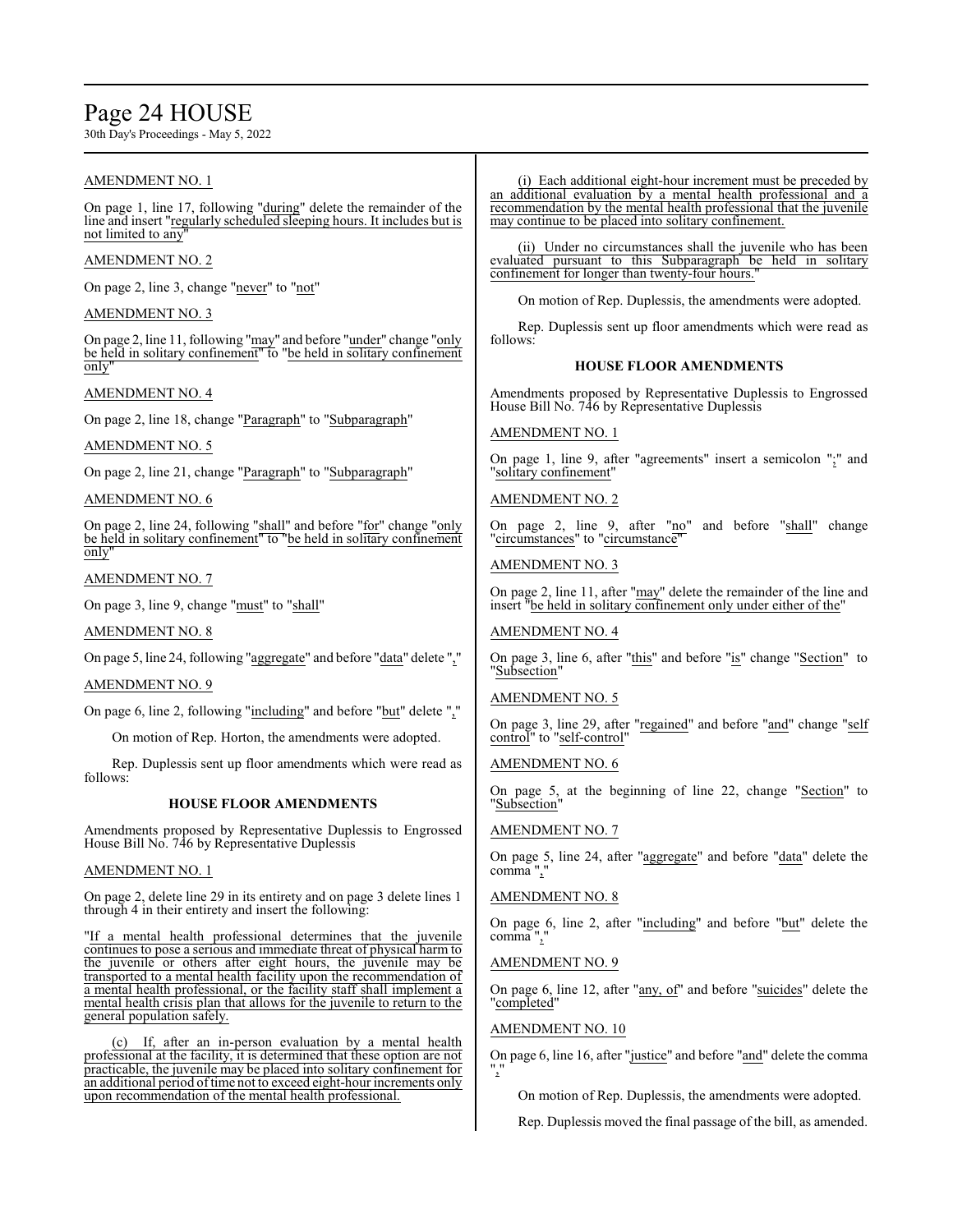AMENDMENT NO. 1

On page 1, line 17, following "during" delete the remainder of the line and insert "regularly scheduled sleeping hours. It includes but is not limited to any"

AMENDMENT NO. 2

On page 2, line 3, change "never" to "not"

AMENDMENT NO. 3

On page 2, line 11, following "may" and before "under" change "only be held in solitary confinement" to "be held in solitary confinement only"

AMENDMENT NO. 4

On page 2, line 18, change "Paragraph" to "Subparagraph"

AMENDMENT NO. 5

On page 2, line 21, change "Paragraph" to "Subparagraph"

AMENDMENT NO. 6

On page 2, line 24, following "shall" and before "for" change "only be held in solitary confinement" to "be held in solitary confinement only"

AMENDMENT NO. 7

On page 3, line 9, change "must" to "shall"

AMENDMENT NO. 8

On page 5, line 24, following "aggregate" and before "data" delete ","

AMENDMENT NO. 9

On page 6, line 2, following "including" and before "but" delete ","

On motion of Rep. Horton, the amendments were adopted.

Rep. Duplessis sent up floor amendments which were read as follows:

**HOUSE FLOOR AMENDMENTS**

Amendments proposed by Representative Duplessis to Engrossed House Bill No. 746 by Representative Duplessis

AMENDMENT NO. 1

On page 2, delete line 29 in its entirety and on page 3 delete lines 1 through 4 in their entirety and insert the following:

"If a mental health professional determines that the juvenile continues to pose a serious and immediate threat of physical harm to the juvenile or others after eight hours, the juvenile may be transported to a mental health facility upon the recommendation of a mental health professional, or the facility staff shall implement a mental health crisis plan that allows for the juvenile to return to the general population safely.

(c) If, after an in-person evaluation by a mental health professional at the facility, it is determined that these option are not practicable, the juvenile may be placed into solitary confinement for an additional period of time not to exceed eight-hour increments only upon recommendation of the mental health professional.

(i) Each additional eight-hour increment must be preceded by an additional evaluation by a mental health professional and a recommendation by the mental health professional that the juvenile may continue to be placed into solitary confinement.

(ii) Under no circumstances shall the juvenile who has been evaluated pursuant to this Subparagraph be held in solitary confinement for longer than twenty-four hours."

On motion of Rep. Duplessis, the amendments were adopted.

Rep. Duplessis sent up floor amendments which were read as follows:

**HOUSE FLOOR AMENDMENTS**

Amendments proposed by Representative Duplessis to Engrossed House Bill No. 746 by Representative Duplessis

AMENDMENT NO. 1

On page 1, line 9, after "agreements" insert a semicolon ";" and "solitary confinement"

AMENDMENT NO. 2

On page 2, line 9, after "no" and before "shall" change "circumstances" to "circumstance"

AMENDMENT NO. 3

On page 2, line 11, after "may" delete the remainder of the line and insert "be held in solitary confinement only under either of the"

AMENDMENT NO. 4

On page 3, line 6, after "this" and before "is" change "Section" to "Subsection"

AMENDMENT NO. 5

On page 3, line 29, after "regained" and before "and" change "self control" to "self-control"

AMENDMENT NO. 6

On page 5, at the beginning of line 22, change "Section" to "Subsection"

AMENDMENT NO. 7

On page 5, line 24, after "aggregate" and before "data" delete the comma ","

AMENDMENT NO. 8

On page 6, line 2, after "including" and before "but" delete the comma ","

AMENDMENT NO. 9

On page 6, line 12, after "any, of" and before "suicides" delete the "completed"

AMENDMENT NO. 10

On page 6, line 16, after "justice" and before "and" delete the comma ","

On motion of Rep. Duplessis, the amendments were adopted.

Rep. Duplessis moved the final passage of the bill, as amended.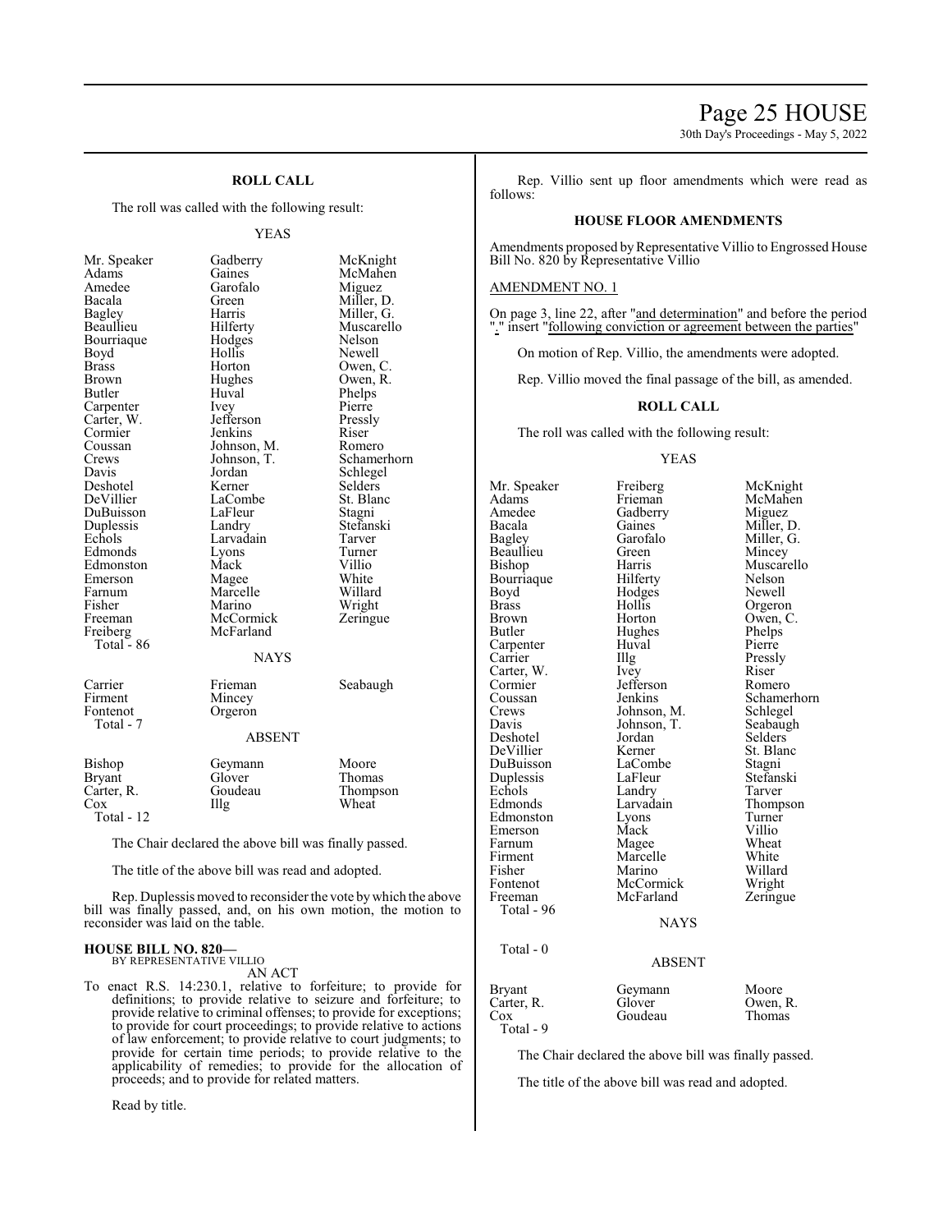## ROLL CALL

The roll was called with the following result:

YEAS

| | | |
|---|---|---|
| Mr. Speaker | Gadberry | McKnight |
| Adams | Gaines | McMahen |
| Amedee | Garofalo | Miguez |
| Bacala | Green | Miller, D. |
| Bagley | Harris | Miller, G. |
| Beaullieu | Hilferty | Muscarello |
| Bourriaque | Hodges | Nelson |
| Boyd | Hollis | Newell |
| Brass | Horton | Owen, C. |
| Brown | Hughes | Owen, R. |
| Butler | Huval | Phelps |
| Carpenter | Ivey | Pierre |
| Carter, W. | Jefferson | Pressly |
| Cormier | Jenkins | Riser |
| Coussan | Johnson, M. | Romero |
| Crews | Johnson, T. | Schamerhorn |
| Davis | Jordan | Schlegel |
| Deshotel | Kerner | Selders |
| DeVillier | LaCombe | St. Blanc |
| DuBuisson | LaFleur | Stagni |
| Duplessis | Landry | Stefanski |
| Echols | Larvadain | Tarver |
| Edmonds | Lyons | Turner |
| Edmonston | Mack | Villio |
| Emerson | Magee | White |
| Farnum | Marcelle | Willard |
| Fisher | Marino | Wright |
| Freeman | McCormick | Zeringue |
| Freiberg | McFarland | |
| Total - 86 | | |

NAYS

| | | |
|---|---|---|
| Carrier | Frieman | Seabaugh |
| Firment | Mincey | |
| Fontenot | Orgeron | |
| Total - 7 | | |

ABSENT

| | | |
|---|---|---|
| Bishop | Geymann | Moore |
| Bryant | Glover | Thomas |
| Carter, R. | Goudeau | Thompson |
| Cox | Illg | Wheat |
| Total - 12 | | |

The Chair declared the above bill was finally passed.

The title of the above bill was read and adopted.

Rep. Duplessis moved to reconsider the vote by which the above bill was finally passed, and, on his own motion, the motion to reconsider was laid on the table.

**HOUSE BILL NO. 820—**
BY REPRESENTATIVE VILLIO

AN ACT

To enact R.S. 14:230.1, relative to forfeiture; to provide for definitions; to provide relative to seizure and forfeiture; to provide relative to criminal offenses; to provide for exceptions; to provide for court proceedings; to provide relative to actions of law enforcement; to provide relative to court judgments; to provide for certain time periods; to provide relative to the applicability of remedies; to provide for the allocation of proceeds; and to provide for related matters.

Read by title.

Rep. Villio sent up floor amendments which were read as follows:

## HOUSE FLOOR AMENDMENTS

Amendments proposed by Representative Villio to Engrossed House Bill No. 820 by Representative Villio

AMENDMENT NO. 1

On page 3, line 22, after "and determination" and before the period "." insert "following conviction or agreement between the parties"

On motion of Rep. Villio, the amendments were adopted.

Rep. Villio moved the final passage of the bill, as amended.

## ROLL CALL

The roll was called with the following result:

YEAS

| | | |
|---|---|---|
| Mr. Speaker | Freiberg | McKnight |
| Adams | Frieman | McMahen |
| Amedee | Gadberry | Miguez |
| Bacala | Gaines | Miller, D. |
| Bagley | Garofalo | Miller, G. |
| Beaullieu | Green | Mincey |
| Bishop | Harris | Muscarello |
| Bourriaque | Hilferty | Nelson |
| Boyd | Hodges | Newell |
| Brass | Hollis | Orgeron |
| Brown | Horton | Owen, C. |
| Butler | Hughes | Phelps |
| Carpenter | Huval | Pierre |
| Carrier | Illg | Pressly |
| Carter, W. | Ivey | Riser |
| Cormier | Jefferson | Romero |
| Coussan | Jenkins | Schamerhorn |
| Crews | Johnson, M. | Schlegel |
| Davis | Johnson, T. | Seabaugh |
| Deshotel | Jordan | Selders |
| DeVillier | Kerner | St. Blanc |
| DuBuisson | LaCombe | Stagni |
| Duplessis | LaFleur | Stefanski |
| Echols | Landry | Tarver |
| Edmonds | Larvadain | Thompson |
| Edmonston | Lyons | Turner |
| Emerson | Mack | Villio |
| Farnum | Magee | Wheat |
| Firment | Marcelle | White |
| Fisher | Marino | Willard |
| Fontenot | McCormick | Wright |
| Freeman | McFarland | Zeringue |
| Total - 96 | | |

NAYS

Total - 0

ABSENT

| | | |
|---|---|---|
| Bryant | Geymann | Moore |
| Carter, R. | Glover | Owen, R. |
| Cox | Goudeau | Thomas |
| Total - 9 | | |

The Chair declared the above bill was finally passed.

The title of the above bill was read and adopted.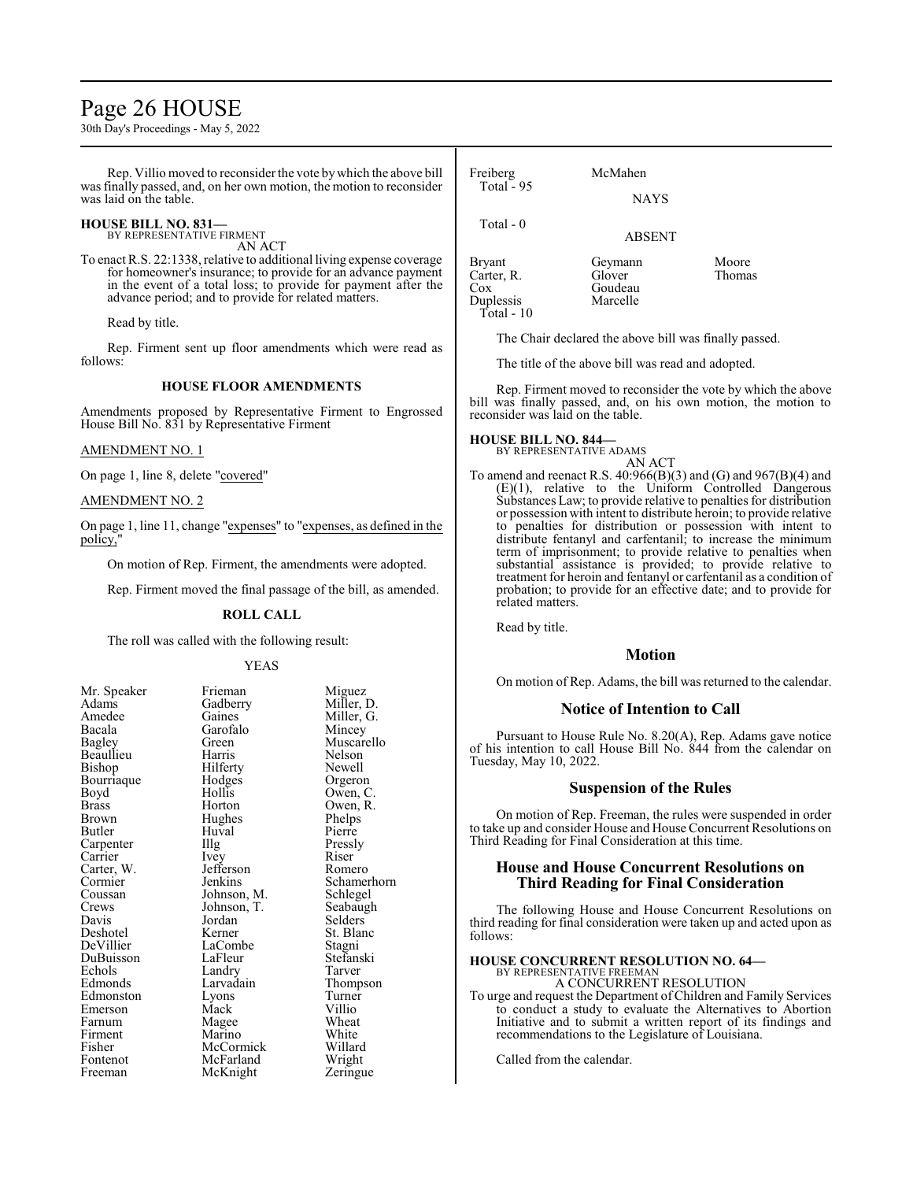Rep. Villio moved to reconsider the vote by which the above bill was finally passed, and, on her own motion, the motion to reconsider was laid on the table.

**HOUSE BILL NO. 831—**
BY REPRESENTATIVE FIRMENT
AN ACT

To enact R.S. 22:1338, relative to additional living expense coverage for homeowner's insurance; to provide for an advance payment in the event of a total loss; to provide for payment after the advance period; and to provide for related matters.

Read by title.

Rep. Firment sent up floor amendments which were read as follows:

**HOUSE FLOOR AMENDMENTS**

Amendments proposed by Representative Firment to Engrossed House Bill No. 831 by Representative Firment

AMENDMENT NO. 1

On page 1, line 8, delete "covered"

AMENDMENT NO. 2

On page 1, line 11, change "expenses" to "expenses, as defined in the policy,"

On motion of Rep. Firment, the amendments were adopted.

Rep. Firment moved the final passage of the bill, as amended.

**ROLL CALL**

The roll was called with the following result:

YEAS

| | | |
|---|---|---|
| Mr. Speaker | Frieman | Miguez |
| Adams | Gadberry | Miller, D. |
| Amedee | Gaines | Miller, G. |
| Bacala | Garofalo | Mincey |
| Bagley | Green | Muscarello |
| Beaullieu | Harris | Nelson |
| Bishop | Hilferty | Newell |
| Bourriaque | Hodges | Orgeron |
| Boyd | Hollis | Owen, C. |
| Brass | Horton | Owen, R. |
| Brown | Hughes | Phelps |
| Butler | Huval | Pierre |
| Carpenter | Illg | Pressly |
| Carrier | Ivey | Riser |
| Carter, W. | Jefferson | Romero |
| Cormier | Jenkins | Schamerhorn |
| Coussan | Johnson, M. | Schlegel |
| Crews | Johnson, T. | Seabaugh |
| Davis | Jordan | Selders |
| Deshotel | Kerner | St. Blanc |
| DeVillier | LaCombe | Stagni |
| DuBuisson | LaFleur | Stefanski |
| Echols | Landry | Tarver |
| Edmonds | Larvadain | Thompson |
| Edmonston | Lyons | Turner |
| Emerson | Mack | Villio |
| Farnum | Magee | Wheat |
| Firment | Marino | White |
| Fisher | McCormick | Willard |
| Fontenot | McFarland | Wright |
| Freeman | McKnight | Zeringue |
| Freiberg | McMahen | |
| Total - 95 | | |

NAYS

Total - 0

ABSENT

| | | |
|---|---|---|
| Bryant | Geymann | Moore |
| Carter, R. | Glover | Thomas |
| Cox | Goudeau | |
| Duplessis | Marcelle | |
| Total - 10 | | |

The Chair declared the above bill was finally passed.

The title of the above bill was read and adopted.

Rep. Firment moved to reconsider the vote by which the above bill was finally passed, and, on his own motion, the motion to reconsider was laid on the table.

**HOUSE BILL NO. 844—**
BY REPRESENTATIVE ADAMS
AN ACT

To amend and reenact R.S. 40:966(B)(3) and (G) and 967(B)(4) and (E)(1), relative to the Uniform Controlled Dangerous Substances Law; to provide relative to penalties for distribution or possession with intent to distribute heroin; to provide relative to penalties for distribution or possession with intent to distribute fentanyl and carfentanil; to increase the minimum term of imprisonment; to provide relative to penalties when substantial assistance is provided; to provide relative to treatment for heroin and fentanyl or carfentanil as a condition of probation; to provide for an effective date; and to provide for related matters.

Read by title.

## Motion

On motion of Rep. Adams, the bill was returned to the calendar.

## Notice of Intention to Call

Pursuant to House Rule No. 8.20(A), Rep. Adams gave notice of his intention to call House Bill No. 844 from the calendar on Tuesday, May 10, 2022.

## Suspension of the Rules

On motion of Rep. Freeman, the rules were suspended in order to take up and consider House and House Concurrent Resolutions on Third Reading for Final Consideration at this time.

## House and House Concurrent Resolutions on Third Reading for Final Consideration

The following House and House Concurrent Resolutions on third reading for final consideration were taken up and acted upon as follows:

**HOUSE CONCURRENT RESOLUTION NO. 64—**
BY REPRESENTATIVE FREEMAN
A CONCURRENT RESOLUTION

To urge and request the Department of Children and Family Services to conduct a study to evaluate the Alternatives to Abortion Initiative and to submit a written report of its findings and recommendations to the Legislature of Louisiana.

Called from the calendar.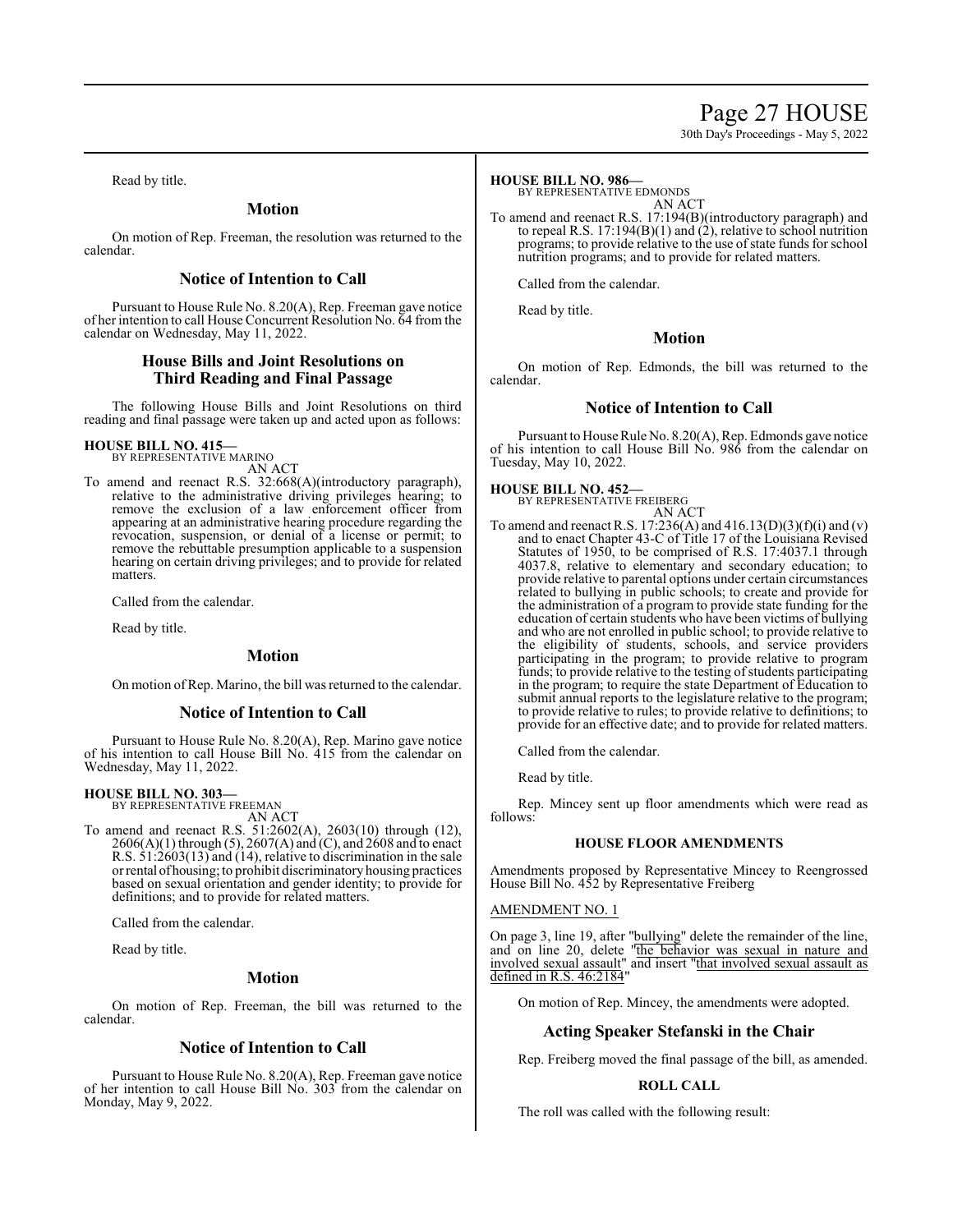Read by title.

## Motion

On motion of Rep. Freeman, the resolution was returned to the calendar.

## Notice of Intention to Call

Pursuant to House Rule No. 8.20(A), Rep. Freeman gave notice of her intention to call House Concurrent Resolution No. 64 from the calendar on Wednesday, May 11, 2022.

## House Bills and Joint Resolutions on Third Reading and Final Passage

The following House Bills and Joint Resolutions on third reading and final passage were taken up and acted upon as follows:

**HOUSE BILL NO. 415—**
BY REPRESENTATIVE MARINO
AN ACT

To amend and reenact R.S. 32:668(A)(introductory paragraph), relative to the administrative driving privileges hearing; to remove the exclusion of a law enforcement officer from appearing at an administrative hearing procedure regarding the revocation, suspension, or denial of a license or permit; to remove the rebuttable presumption applicable to a suspension hearing on certain driving privileges; and to provide for related matters.

Called from the calendar.

Read by title.

## Motion

On motion of Rep. Marino, the bill was returned to the calendar.

## Notice of Intention to Call

Pursuant to House Rule No. 8.20(A), Rep. Marino gave notice of his intention to call House Bill No. 415 from the calendar on Wednesday, May 11, 2022.

**HOUSE BILL NO. 303—**
BY REPRESENTATIVE FREEMAN
AN ACT

To amend and reenact R.S. 51:2602(A), 2603(10) through (12), 2606(A)(1) through (5), 2607(A) and (C), and 2608 and to enact R.S. 51:2603(13) and (14), relative to discrimination in the sale or rental of housing; to prohibit discriminatory housing practices based on sexual orientation and gender identity; to provide for definitions; and to provide for related matters.

Called from the calendar.

Read by title.

## Motion

On motion of Rep. Freeman, the bill was returned to the calendar.

## Notice of Intention to Call

Pursuant to House Rule No. 8.20(A), Rep. Freeman gave notice of her intention to call House Bill No. 303 from the calendar on Monday, May 9, 2022.

**HOUSE BILL NO. 986—**
BY REPRESENTATIVE EDMONDS
AN ACT

To amend and reenact R.S. 17:194(B)(introductory paragraph) and to repeal R.S. 17:194(B)(1) and (2), relative to school nutrition programs; to provide relative to the use of state funds for school nutrition programs; and to provide for related matters.

Called from the calendar.

Read by title.

## Motion

On motion of Rep. Edmonds, the bill was returned to the calendar.

## Notice of Intention to Call

Pursuant to House Rule No. 8.20(A), Rep. Edmonds gave notice of his intention to call House Bill No. 986 from the calendar on Tuesday, May 10, 2022.

**HOUSE BILL NO. 452—**
BY REPRESENTATIVE FREIBERG
AN ACT

To amend and reenact R.S. 17:236(A) and 416.13(D)(3)(f)(i) and (v) and to enact Chapter 43-C of Title 17 of the Louisiana Revised Statutes of 1950, to be comprised of R.S. 17:4037.1 through 4037.8, relative to elementary and secondary education; to provide relative to parental options under certain circumstances related to bullying in public schools; to create and provide for the administration of a program to provide state funding for the education of certain students who have been victims of bullying and who are not enrolled in public school; to provide relative to the eligibility of students, schools, and service providers participating in the program; to provide relative to program funds; to provide relative to the testing of students participating in the program; to require the state Department of Education to submit annual reports to the legislature relative to the program; to provide relative to rules; to provide relative to definitions; to provide for an effective date; and to provide for related matters.

Called from the calendar.

Read by title.

Rep. Mincey sent up floor amendments which were read as follows:

### HOUSE FLOOR AMENDMENTS

Amendments proposed by Representative Mincey to Reengrossed House Bill No. 452 by Representative Freiberg

AMENDMENT NO. 1

On page 3, line 19, after "bullying" delete the remainder of the line, and on line 20, delete "the behavior was sexual in nature and involved sexual assault" and insert "that involved sexual assault as defined in R.S. 46:2184"

On motion of Rep. Mincey, the amendments were adopted.

## Acting Speaker Stefanski in the Chair

Rep. Freiberg moved the final passage of the bill, as amended.

### ROLL CALL

The roll was called with the following result: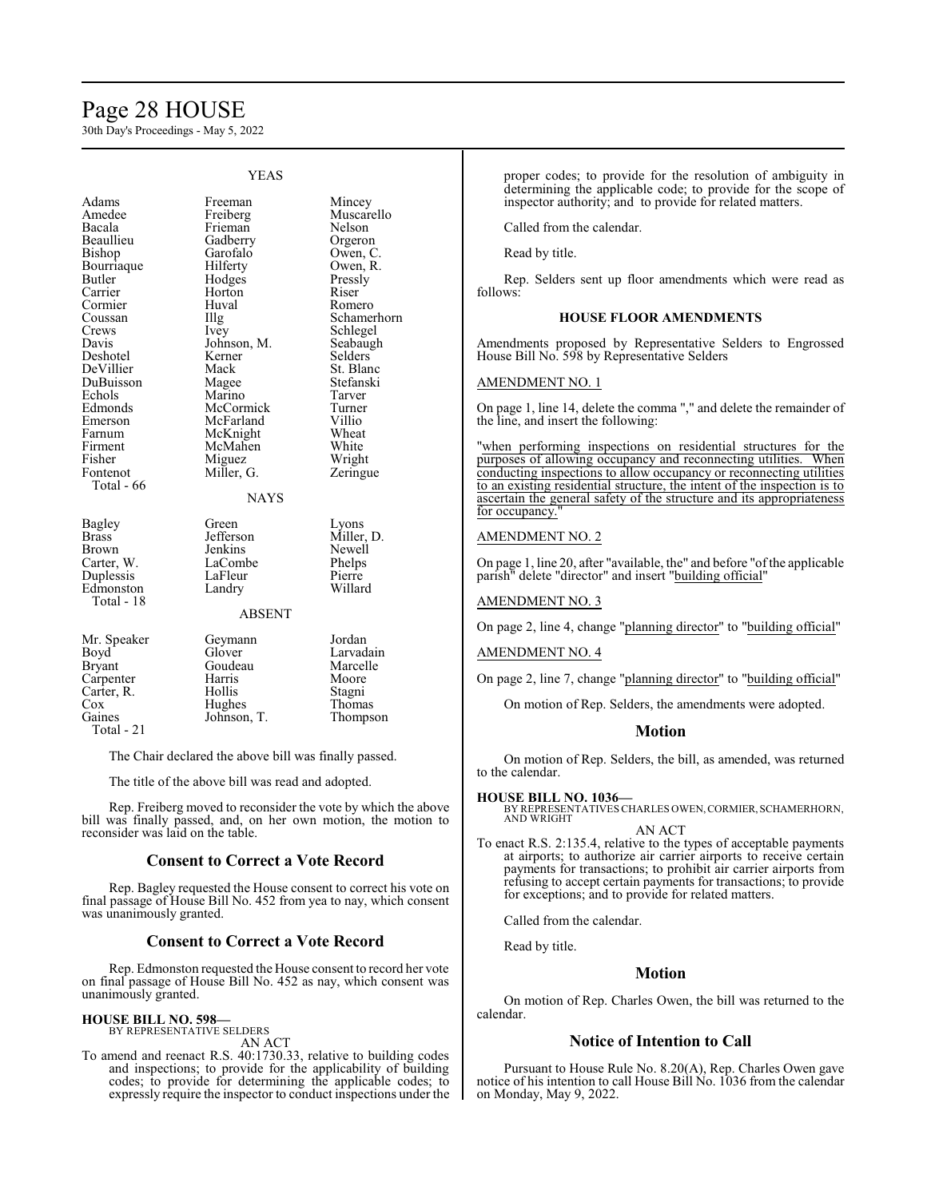YEAS

| | | |
|---|---|---|
| Adams | Freeman | Mincey |
| Amedee | Freiberg | Muscarello |
| Bacala | Frieman | Nelson |
| Beaullieu | Gadberry | Orgeron |
| Bishop | Garofalo | Owen, C. |
| Bourriaque | Hilferty | Owen, R. |
| Butler | Hodges | Pressly |
| Carrier | Horton | Riser |
| Cormier | Huval | Romero |
| Coussan | Illg | Schamerhorn |
| Crews | Ivey | Schlegel |
| Davis | Johnson, M. | Seabaugh |
| Deshotel | Kerner | Selders |
| DeVillier | Mack | St. Blanc |
| DuBuisson | Magee | Stefanski |
| Echols | Marino | Tarver |
| Edmonds | McCormick | Turner |
| Emerson | McFarland | Villio |
| Farnum | McKnight | Wheat |
| Firment | McMahen | White |
| Fisher | Miguez | Wright |
| Fontenot | Miller, G. | Zeringue |

Total - 66

NAYS

| | | |
|---|---|---|
| Bagley | Green | Lyons |
| Brass | Jefferson | Miller, D. |
| Brown | Jenkins | Newell |
| Carter, W. | LaCombe | Phelps |
| Duplessis | LaFleur | Pierre |
| Edmonston | Landry | Willard |

Total - 18

ABSENT

| | | |
|---|---|---|
| Mr. Speaker | Geymann | Jordan |
| Boyd | Glover | Larvadain |
| Bryant | Goudeau | Marcelle |
| Carpenter | Harris | Moore |
| Carter, R. | Hollis | Stagni |
| Cox | Hughes | Thomas |
| Gaines | Johnson, T. | Thompson |

Total - 21

The Chair declared the above bill was finally passed.

The title of the above bill was read and adopted.

Rep. Freiberg moved to reconsider the vote by which the above bill was finally passed, and, on her own motion, the motion to reconsider was laid on the table.

## Consent to Correct a Vote Record

Rep. Bagley requested the House consent to correct his vote on final passage of House Bill No. 452 from yea to nay, which consent was unanimously granted.

## Consent to Correct a Vote Record

Rep. Edmonston requested the House consent to record her vote on final passage of House Bill No. 452 as nay, which consent was unanimously granted.

**HOUSE BILL NO. 598—**
BY REPRESENTATIVE SELDERS

AN ACT

To amend and reenact R.S. 40:1730.33, relative to building codes and inspections; to provide for the applicability of building codes; to provide for determining the applicable codes; to expressly require the inspector to conduct inspections under the proper codes; to provide for the resolution of ambiguity in determining the applicable code; to provide for the scope of inspector authority; and to provide for related matters.

Called from the calendar.

Read by title.

Rep. Selders sent up floor amendments which were read as follows:

### HOUSE FLOOR AMENDMENTS

Amendments proposed by Representative Selders to Engrossed House Bill No. 598 by Representative Selders

AMENDMENT NO. 1

On page 1, line 14, delete the comma "," and delete the remainder of the line, and insert the following:

"when performing inspections on residential structures for the purposes of allowing occupancy and reconnecting utilities. When conducting inspections to allow occupancy or reconnecting utilities to an existing residential structure, the intent of the inspection is to ascertain the general safety of the structure and its appropriateness for occupancy."

AMENDMENT NO. 2

On page 1, line 20, after "available, the" and before "of the applicable parish" delete "director" and insert "building official"

AMENDMENT NO. 3

On page 2, line 4, change "planning director" to "building official"

AMENDMENT NO. 4

On page 2, line 7, change "planning director" to "building official"

On motion of Rep. Selders, the amendments were adopted.

## Motion

On motion of Rep. Selders, the bill, as amended, was returned to the calendar.

**HOUSE BILL NO. 1036—**
BY REPRESENTATIVES CHARLES OWEN, CORMIER, SCHAMERHORN, AND WRIGHT

AN ACT

To enact R.S. 2:135.4, relative to the types of acceptable payments at airports; to authorize air carrier airports to receive certain payments for transactions; to prohibit air carrier airports from refusing to accept certain payments for transactions; to provide for exceptions; and to provide for related matters.

Called from the calendar.

Read by title.

## Motion

On motion of Rep. Charles Owen, the bill was returned to the calendar.

## Notice of Intention to Call

Pursuant to House Rule No. 8.20(A), Rep. Charles Owen gave notice of his intention to call House Bill No. 1036 from the calendar on Monday, May 9, 2022.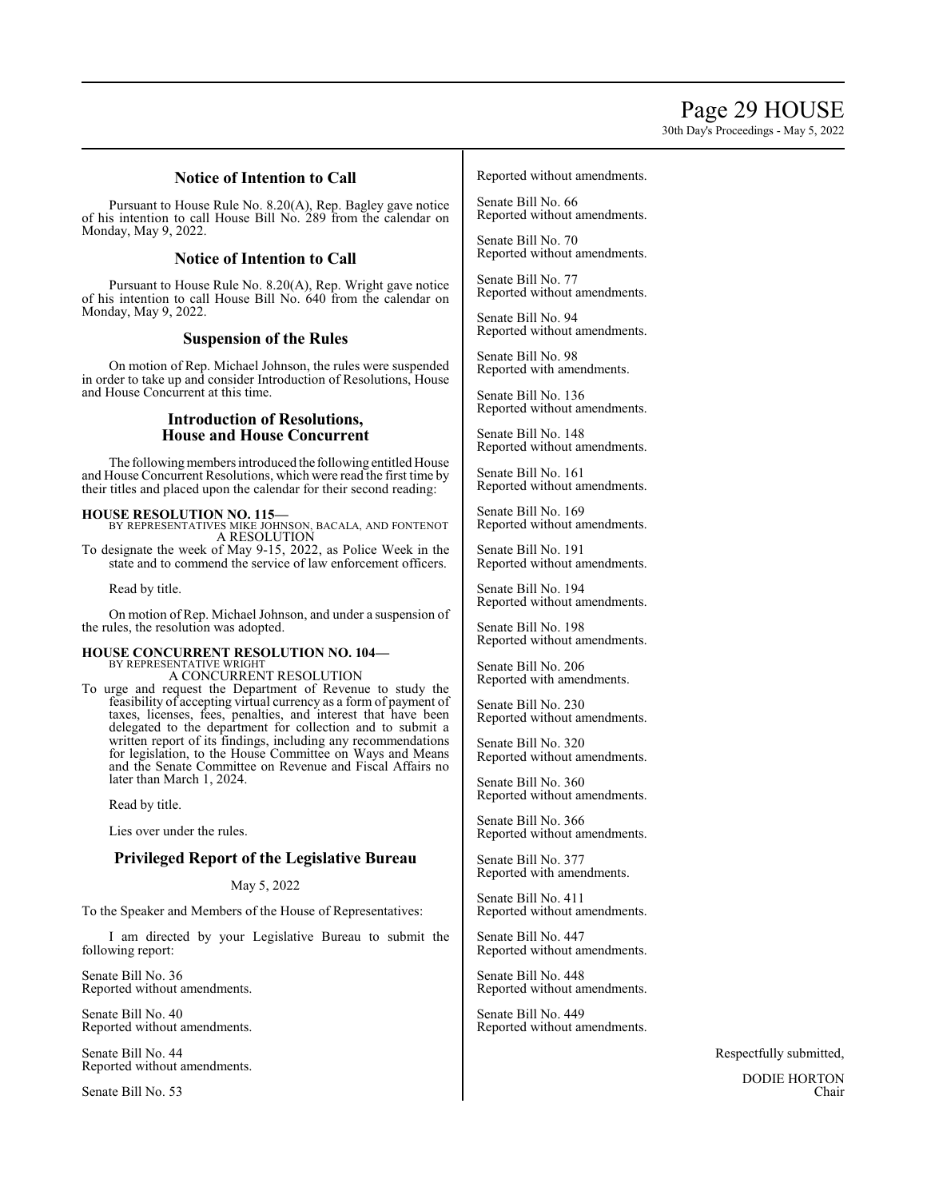## Notice of Intention to Call

Pursuant to House Rule No. 8.20(A), Rep. Bagley gave notice of his intention to call House Bill No. 289 from the calendar on Monday, May 9, 2022.

## Notice of Intention to Call

Pursuant to House Rule No. 8.20(A), Rep. Wright gave notice of his intention to call House Bill No. 640 from the calendar on Monday, May 9, 2022.

## Suspension of the Rules

On motion of Rep. Michael Johnson, the rules were suspended in order to take up and consider Introduction of Resolutions, House and House Concurrent at this time.

## Introduction of Resolutions, House and House Concurrent

The following members introduced the following entitled House and House Concurrent Resolutions, which were read the first time by their titles and placed upon the calendar for their second reading:

**HOUSE RESOLUTION NO. 115—**
BY REPRESENTATIVES MIKE JOHNSON, BACALA, AND FONTENOT
A RESOLUTION
To designate the week of May 9-15, 2022, as Police Week in the state and to commend the service of law enforcement officers.

Read by title.

On motion of Rep. Michael Johnson, and under a suspension of the rules, the resolution was adopted.

**HOUSE CONCURRENT RESOLUTION NO. 104—**
BY REPRESENTATIVE WRIGHT
A CONCURRENT RESOLUTION
To urge and request the Department of Revenue to study the feasibility of accepting virtual currency as a form of payment of taxes, licenses, fees, penalties, and interest that have been delegated to the department for collection and to submit a written report of its findings, including any recommendations for legislation, to the House Committee on Ways and Means and the Senate Committee on Revenue and Fiscal Affairs no later than March 1, 2024.

Read by title.

Lies over under the rules.

## Privileged Report of the Legislative Bureau

May 5, 2022

To the Speaker and Members of the House of Representatives:

I am directed by your Legislative Bureau to submit the following report:

Senate Bill No. 36
Reported without amendments.

Senate Bill No. 40
Reported without amendments.

Senate Bill No. 44
Reported without amendments.

Senate Bill No. 53
Reported without amendments.

Senate Bill No. 66
Reported without amendments.

Senate Bill No. 70
Reported without amendments.

Senate Bill No. 77
Reported without amendments.

Senate Bill No. 94
Reported without amendments.

Senate Bill No. 98
Reported with amendments.

Senate Bill No. 136
Reported without amendments.

Senate Bill No. 148
Reported without amendments.

Senate Bill No. 161
Reported without amendments.

Senate Bill No. 169
Reported without amendments.

Senate Bill No. 191
Reported without amendments.

Senate Bill No. 194
Reported without amendments.

Senate Bill No. 198
Reported without amendments.

Senate Bill No. 206
Reported with amendments.

Senate Bill No. 230
Reported without amendments.

Senate Bill No. 320
Reported without amendments.

Senate Bill No. 360
Reported without amendments.

Senate Bill No. 366
Reported without amendments.

Senate Bill No. 377
Reported with amendments.

Senate Bill No. 411
Reported without amendments.

Senate Bill No. 447
Reported without amendments.

Senate Bill No. 448
Reported without amendments.

Senate Bill No. 449
Reported without amendments.

Respectfully submitted,

DODIE HORTON
Chair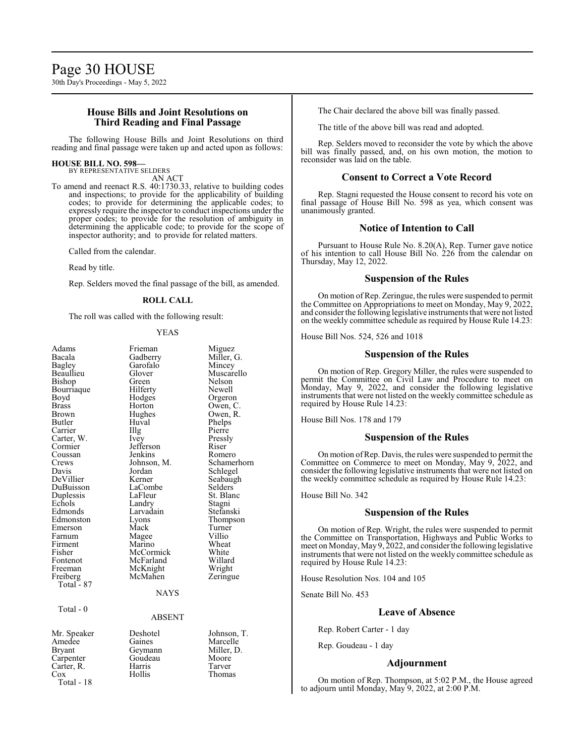## House Bills and Joint Resolutions on Third Reading and Final Passage

The following House Bills and Joint Resolutions on third reading and final passage were taken up and acted upon as follows:

**HOUSE BILL NO. 598—**
BY REPRESENTATIVE SELDERS
AN ACT

To amend and reenact R.S. 40:1730.33, relative to building codes and inspections; to provide for the applicability of building codes; to provide for determining the applicable codes; to expressly require the inspector to conduct inspections under the proper codes; to provide for the resolution of ambiguity in determining the applicable code; to provide for the scope of inspector authority; and to provide for related matters.

Called from the calendar.

Read by title.

Rep. Selders moved the final passage of the bill, as amended.

**ROLL CALL**

The roll was called with the following result:

YEAS

| | | |
|---|---|---|
| Adams | Frieman | Miguez |
| Bacala | Gadberry | Miller, G. |
| Bagley | Garofalo | Mincey |
| Beaullieu | Glover | Muscarello |
| Bishop | Green | Nelson |
| Bourriaque | Hilferty | Newell |
| Boyd | Hodges | Orgeron |
| Brass | Horton | Owen, C. |
| Brown | Hughes | Owen, R. |
| Butler | Huval | Phelps |
| Carrier | Illg | Pierre |
| Carter, W. | Ivey | Pressly |
| Cormier | Jefferson | Riser |
| Coussan | Jenkins | Romero |
| Crews | Johnson, M. | Schamerhorn |
| Davis | Jordan | Schlegel |
| DeVillier | Kerner | Seabaugh |
| DuBuisson | LaCombe | Selders |
| Duplessis | LaFleur | St. Blanc |
| Echols | Landry | Stagni |
| Edmonds | Larvadain | Stefanski |
| Edmonston | Lyons | Thompson |
| Emerson | Mack | Turner |
| Farnum | Magee | Villio |
| Firment | Marino | Wheat |
| Fisher | McCormick | White |
| Fontenot | McFarland | Willard |
| Freeman | McKnight | Wright |
| Freiberg | McMahen | Zeringue |

Total - 87

NAYS

Total - 0

ABSENT

| | | |
|---|---|---|
| Mr. Speaker | Deshotel | Johnson, T. |
| Amedee | Gaines | Marcelle |
| Bryant | Geymann | Miller, D. |
| Carpenter | Goudeau | Moore |
| Carter, R. | Harris | Tarver |
| Cox | Hollis | Thomas |

Total - 18

The Chair declared the above bill was finally passed.

The title of the above bill was read and adopted.

Rep. Selders moved to reconsider the vote by which the above bill was finally passed, and, on his own motion, the motion to reconsider was laid on the table.

## Consent to Correct a Vote Record

Rep. Stagni requested the House consent to record his vote on final passage of House Bill No. 598 as yea, which consent was unanimously granted.

## Notice of Intention to Call

Pursuant to House Rule No. 8.20(A), Rep. Turner gave notice of his intention to call House Bill No. 226 from the calendar on Thursday, May 12, 2022.

## Suspension of the Rules

On motion of Rep. Zeringue, the rules were suspended to permit the Committee on Appropriations to meet on Monday, May 9, 2022, and consider the following legislative instruments that were not listed on the weekly committee schedule as required by House Rule 14.23:

House Bill Nos. 524, 526 and 1018

## Suspension of the Rules

On motion of Rep. Gregory Miller, the rules were suspended to permit the Committee on Civil Law and Procedure to meet on Monday, May 9, 2022, and consider the following legislative instruments that were not listed on the weekly committee schedule as required by House Rule 14.23:

House Bill Nos. 178 and 179

## Suspension of the Rules

On motion of Rep. Davis, the rules were suspended to permit the Committee on Commerce to meet on Monday, May 9, 2022, and consider the following legislative instruments that were not listed on the weekly committee schedule as required by House Rule 14.23:

House Bill No. 342

## Suspension of the Rules

On motion of Rep. Wright, the rules were suspended to permit the Committee on Transportation, Highways and Public Works to meet on Monday, May 9, 2022, and consider the following legislative instruments that were not listed on the weekly committee schedule as required by House Rule 14.23:

House Resolution Nos. 104 and 105

Senate Bill No. 453

## Leave of Absence

Rep. Robert Carter - 1 day

Rep. Goudeau - 1 day

## Adjournment

On motion of Rep. Thompson, at 5:02 P.M., the House agreed to adjourn until Monday, May 9, 2022, at 2:00 P.M.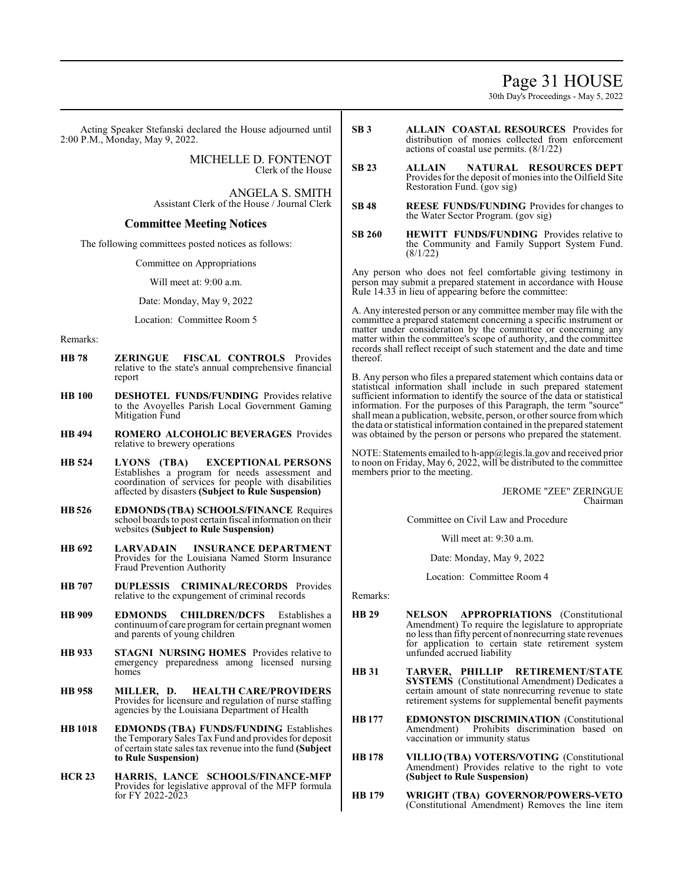Acting Speaker Stefanski declared the House adjourned until 2:00 P.M., Monday, May 9, 2022.

MICHELLE D. FONTENOT
Clerk of the House

ANGELA S. SMITH
Assistant Clerk of the House / Journal Clerk

## Committee Meeting Notices

The following committees posted notices as follows:

Committee on Appropriations

Will meet at: 9:00 a.m.

Date: Monday, May 9, 2022

Location: Committee Room 5

Remarks:

**HB 78** **ZERINGUE FISCAL CONTROLS** Provides relative to the state's annual comprehensive financial report

**HB 100** **DESHOTEL FUNDS/FUNDING** Provides relative to the Avoyelles Parish Local Government Gaming Mitigation Fund

**HB 494** **ROMERO ALCOHOLIC BEVERAGES** Provides relative to brewery operations

**HB 524** **LYONS (TBA) EXCEPTIONAL PERSONS** Establishes a program for needs assessment and coordination of services for people with disabilities affected by disasters **(Subject to Rule Suspension)**

**HB 526** **EDMONDS (TBA) SCHOOLS/FINANCE** Requires school boards to post certain fiscal information on their websites **(Subject to Rule Suspension)**

**HB 692** **LARVADAIN INSURANCE DEPARTMENT** Provides for the Louisiana Named Storm Insurance Fraud Prevention Authority

**HB 707** **DUPLESSIS CRIMINAL/RECORDS** Provides relative to the expungement of criminal records

**HB 909** **EDMONDS CHILDREN/DCFS** Establishes a continuum of care program for certain pregnant women and parents of young children

**HB 933** **STAGNI NURSING HOMES** Provides relative to emergency preparedness among licensed nursing homes

**HB 958** **MILLER, D. HEALTH CARE/PROVIDERS** Provides for licensure and regulation of nurse staffing agencies by the Louisiana Department of Health

**HB 1018** **EDMONDS (TBA) FUNDS/FUNDING** Establishes the Temporary Sales Tax Fund and provides for deposit of certain state sales tax revenue into the fund **(Subject to Rule Suspension)**

**HCR 23** **HARRIS, LANCE SCHOOLS/FINANCE-MFP** Provides for legislative approval of the MFP formula for FY 2022-2023

**SB 3** **ALLAIN COASTAL RESOURCES** Provides for distribution of monies collected from enforcement actions of coastal use permits. (8/1/22)

**SB 23** **ALLAIN NATURAL RESOURCES DEPT** Provides for the deposit of monies into the Oilfield Site Restoration Fund. (gov sig)

**SB 48** **REESE FUNDS/FUNDING** Provides for changes to the Water Sector Program. (gov sig)

**SB 260** **HEWITT FUNDS/FUNDING** Provides relative to the Community and Family Support System Fund. (8/1/22)

Any person who does not feel comfortable giving testimony in person may submit a prepared statement in accordance with House Rule 14.33 in lieu of appearing before the committee:

A. Any interested person or any committee member may file with the committee a prepared statement concerning a specific instrument or matter under consideration by the committee or concerning any matter within the committee's scope of authority, and the committee records shall reflect receipt of such statement and the date and time thereof.

B. Any person who files a prepared statement which contains data or statistical information shall include in such prepared statement sufficient information to identify the source of the data or statistical information. For the purposes of this Paragraph, the term "source" shall mean a publication, website, person, or other source from which the data or statistical information contained in the prepared statement was obtained by the person or persons who prepared the statement.

NOTE: Statements emailed to h-app@legis.la.gov and received prior to noon on Friday, May 6, 2022, will be distributed to the committee members prior to the meeting.

JEROME "ZEE" ZERINGUE
Chairman

Committee on Civil Law and Procedure

Will meet at: 9:30 a.m.

Date: Monday, May 9, 2022

Location: Committee Room 4

Remarks:

**HB 29** **NELSON APPROPRIATIONS** (Constitutional Amendment) To require the legislature to appropriate no less than fifty percent of nonrecurring state revenues for application to certain state retirement system unfunded accrued liability

**HB 31** **TARVER, PHILLIP RETIREMENT/STATE SYSTEMS** (Constitutional Amendment) Dedicates a certain amount of state nonrecurring revenue to state retirement systems for supplemental benefit payments

**HB 177** **EDMONSTON DISCRIMINATION** (Constitutional Amendment) Prohibits discrimination based on vaccination or immunity status

**HB 178** **VILLIO (TBA) VOTERS/VOTING** (Constitutional Amendment) Provides relative to the right to vote **(Subject to Rule Suspension)**

**HB 179** **WRIGHT (TBA) GOVERNOR/POWERS-VETO** (Constitutional Amendment) Removes the line item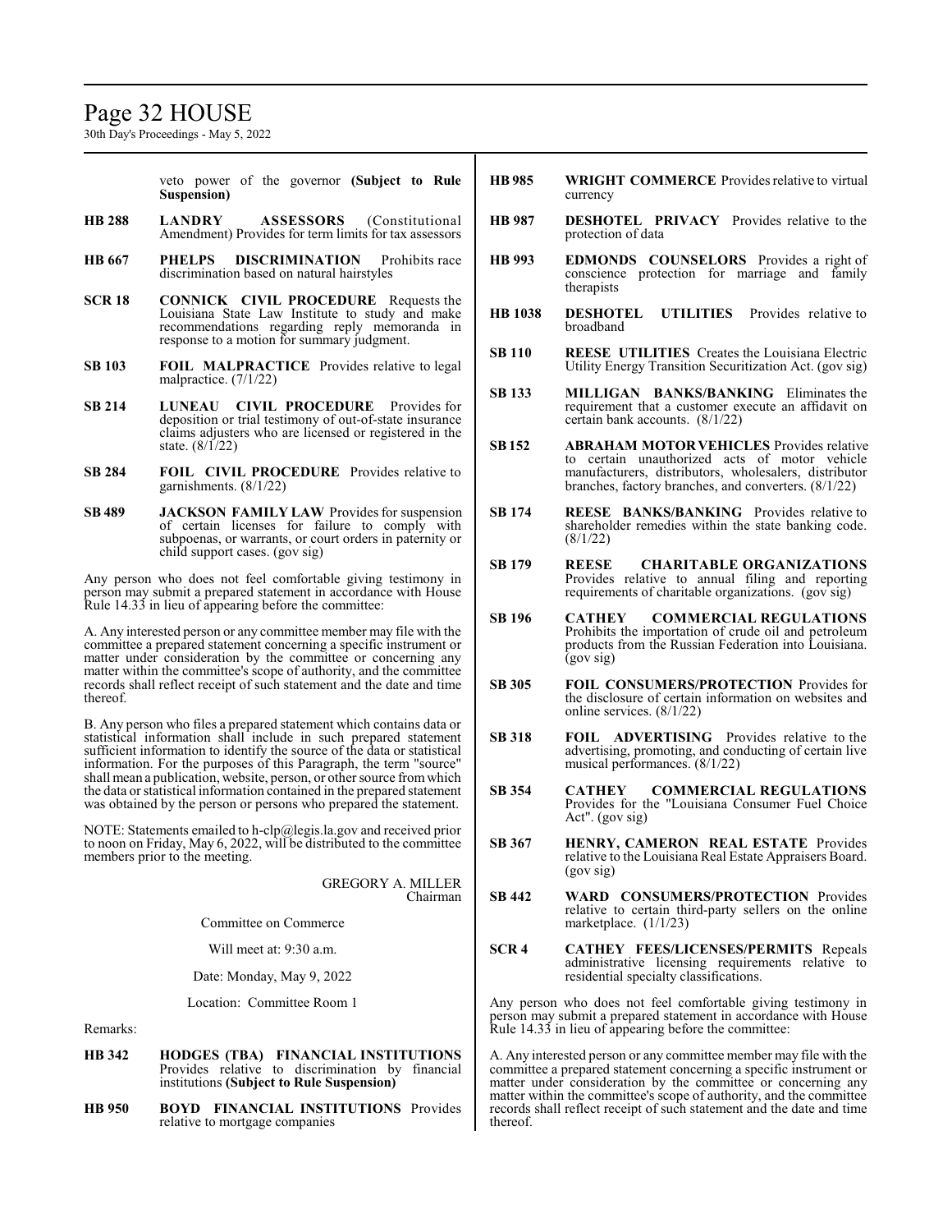veto power of the governor **(Subject to Rule Suspension)**

**HB 288** **LANDRY ASSESSORS** (Constitutional Amendment) Provides for term limits for tax assessors

**HB 667** **PHELPS DISCRIMINATION** Prohibits race discrimination based on natural hairstyles

**SCR 18** **CONNICK CIVIL PROCEDURE** Requests the Louisiana State Law Institute to study and make recommendations regarding reply memoranda in response to a motion for summary judgment.

**SB 103** **FOIL MALPRACTICE** Provides relative to legal malpractice. (7/1/22)

**SB 214** **LUNEAU CIVIL PROCEDURE** Provides for deposition or trial testimony of out-of-state insurance claims adjusters who are licensed or registered in the state. (8/1/22)

**SB 284** **FOIL CIVIL PROCEDURE** Provides relative to garnishments. (8/1/22)

**SB 489** **JACKSON FAMILY LAW** Provides for suspension of certain licenses for failure to comply with subpoenas, or warrants, or court orders in paternity or child support cases. (gov sig)

Any person who does not feel comfortable giving testimony in person may submit a prepared statement in accordance with House Rule 14.33 in lieu of appearing before the committee:

A. Any interested person or any committee member may file with the committee a prepared statement concerning a specific instrument or matter under consideration by the committee or concerning any matter within the committee's scope of authority, and the committee records shall reflect receipt of such statement and the date and time thereof.

B. Any person who files a prepared statement which contains data or statistical information shall include in such prepared statement sufficient information to identify the source of the data or statistical information. For the purposes of this Paragraph, the term "source" shall mean a publication, website, person, or other source from which the data or statistical information contained in the prepared statement was obtained by the person or persons who prepared the statement.

NOTE: Statements emailed to h-clp@legis.la.gov and received prior to noon on Friday, May 6, 2022, will be distributed to the committee members prior to the meeting.

GREGORY A. MILLER
Chairman

Committee on Commerce

Will meet at: 9:30 a.m.

Date: Monday, May 9, 2022

Location: Committee Room 1

Remarks:

**HB 342** **HODGES (TBA) FINANCIAL INSTITUTIONS** Provides relative to discrimination by financial institutions **(Subject to Rule Suspension)**

**HB 950** **BOYD FINANCIAL INSTITUTIONS** Provides relative to mortgage companies

**HB 985** **WRIGHT COMMERCE** Provides relative to virtual currency

**HB 987** **DESHOTEL PRIVACY** Provides relative to the protection of data

**HB 993** **EDMONDS COUNSELORS** Provides a right of conscience protection for marriage and family therapists

**HB 1038** **DESHOTEL UTILITIES** Provides relative to broadband

**SB 110** **REESE UTILITIES** Creates the Louisiana Electric Utility Energy Transition Securitization Act. (gov sig)

**SB 133** **MILLIGAN BANKS/BANKING** Eliminates the requirement that a customer execute an affidavit on certain bank accounts. (8/1/22)

**SB 152** **ABRAHAM MOTOR VEHICLES** Provides relative to certain unauthorized acts of motor vehicle manufacturers, distributors, wholesalers, distributor branches, factory branches, and converters. (8/1/22)

**SB 174** **REESE BANKS/BANKING** Provides relative to shareholder remedies within the state banking code. (8/1/22)

**SB 179** **REESE CHARITABLE ORGANIZATIONS** Provides relative to annual filing and reporting requirements of charitable organizations. (gov sig)

**SB 196** **CATHEY COMMERCIAL REGULATIONS** Prohibits the importation of crude oil and petroleum products from the Russian Federation into Louisiana. (gov sig)

**SB 305** **FOIL CONSUMERS/PROTECTION** Provides for the disclosure of certain information on websites and online services. (8/1/22)

**SB 318** **FOIL ADVERTISING** Provides relative to the advertising, promoting, and conducting of certain live musical performances. (8/1/22)

**SB 354** **CATHEY COMMERCIAL REGULATIONS** Provides for the "Louisiana Consumer Fuel Choice Act". (gov sig)

**SB 367** **HENRY, CAMERON REAL ESTATE** Provides relative to the Louisiana Real Estate Appraisers Board. (gov sig)

**SB 442** **WARD CONSUMERS/PROTECTION** Provides relative to certain third-party sellers on the online marketplace. (1/1/23)

**SCR 4** **CATHEY FEES/LICENSES/PERMITS** Repeals administrative licensing requirements relative to residential specialty classifications.

Any person who does not feel comfortable giving testimony in person may submit a prepared statement in accordance with House Rule 14.33 in lieu of appearing before the committee:

A. Any interested person or any committee member may file with the committee a prepared statement concerning a specific instrument or matter under consideration by the committee or concerning any matter within the committee's scope of authority, and the committee records shall reflect receipt of such statement and the date and time thereof.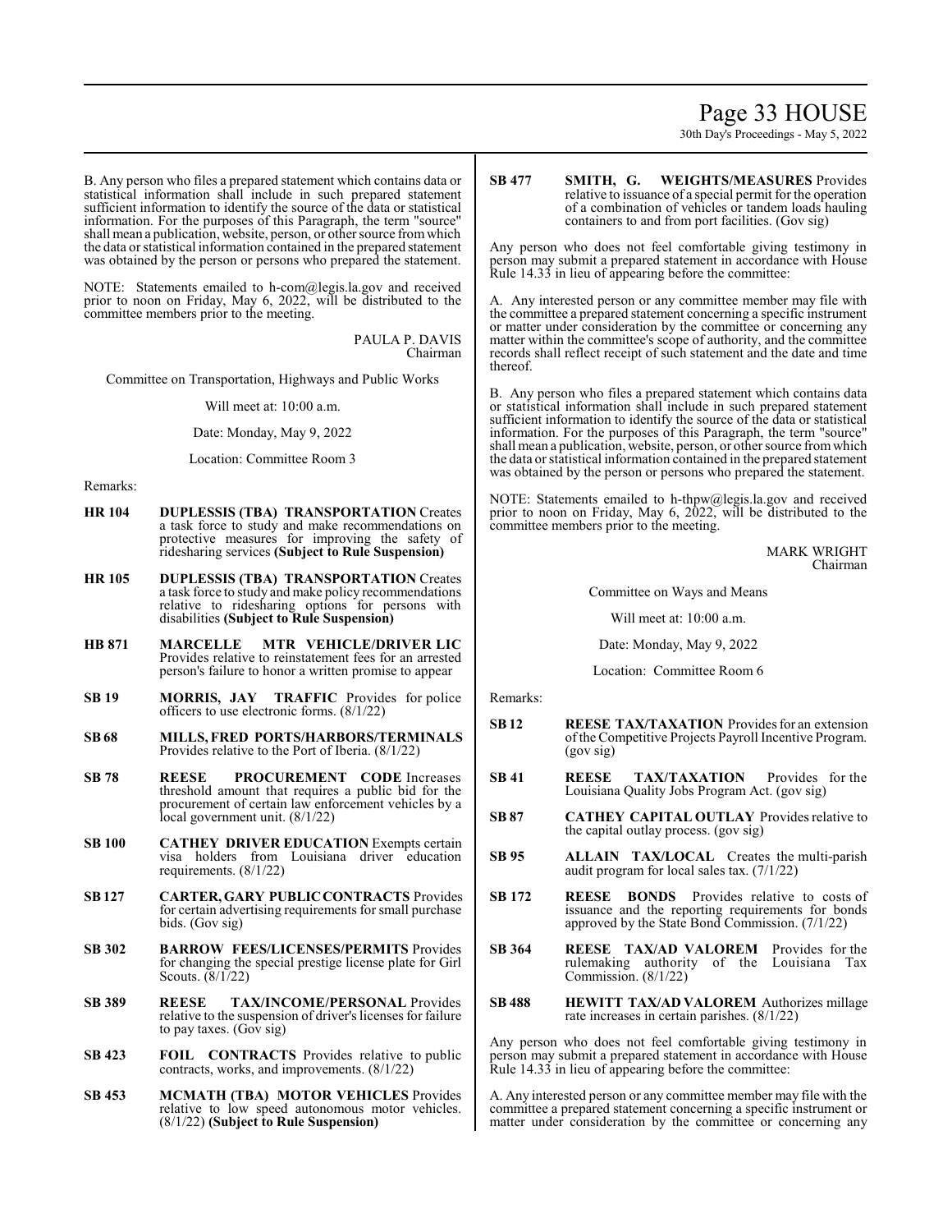B. Any person who files a prepared statement which contains data or statistical information shall include in such prepared statement sufficient information to identify the source of the data or statistical information. For the purposes of this Paragraph, the term "source" shall mean a publication, website, person, or other source from which the data or statistical information contained in the prepared statement was obtained by the person or persons who prepared the statement.

NOTE: Statements emailed to h-com@legis.la.gov and received prior to noon on Friday, May 6, 2022, will be distributed to the committee members prior to the meeting.

PAULA P. DAVIS
Chairman

Committee on Transportation, Highways and Public Works

Will meet at: 10:00 a.m.

Date: Monday, May 9, 2022

Location: Committee Room 3

Remarks:

**HR 104** **DUPLESSIS (TBA) TRANSPORTATION** Creates a task force to study and make recommendations on protective measures for improving the safety of ridesharing services **(Subject to Rule Suspension)**

**HR 105** **DUPLESSIS (TBA) TRANSPORTATION** Creates a task force to study and make policy recommendations relative to ridesharing options for persons with disabilities **(Subject to Rule Suspension)**

**HB 871** **MARCELLE MTR VEHICLE/DRIVER LIC** Provides relative to reinstatement fees for an arrested person's failure to honor a written promise to appear

**SB 19** **MORRIS, JAY TRAFFIC** Provides for police officers to use electronic forms. (8/1/22)

**SB 68** **MILLS, FRED PORTS/HARBORS/TERMINALS** Provides relative to the Port of Iberia. (8/1/22)

**SB 78** **REESE PROCUREMENT CODE** Increases threshold amount that requires a public bid for the procurement of certain law enforcement vehicles by a local government unit. (8/1/22)

**SB 100** **CATHEY DRIVER EDUCATION** Exempts certain visa holders from Louisiana driver education requirements. (8/1/22)

**SB 127** **CARTER, GARY PUBLIC CONTRACTS** Provides for certain advertising requirements for small purchase bids. (Gov sig)

**SB 302** **BARROW FEES/LICENSES/PERMITS** Provides for changing the special prestige license plate for Girl Scouts. (8/1/22)

**SB 389** **REESE TAX/INCOME/PERSONAL** Provides relative to the suspension of driver's licenses for failure to pay taxes. (Gov sig)

**SB 423** **FOIL CONTRACTS** Provides relative to public contracts, works, and improvements. (8/1/22)

**SB 453** **MCMATH (TBA) MOTOR VEHICLES** Provides relative to low speed autonomous motor vehicles. (8/1/22) **(Subject to Rule Suspension)**

**SB 477** **SMITH, G. WEIGHTS/MEASURES** Provides relative to issuance of a special permit for the operation of a combination of vehicles or tandem loads hauling containers to and from port facilities. (Gov sig)

Any person who does not feel comfortable giving testimony in person may submit a prepared statement in accordance with House Rule 14.33 in lieu of appearing before the committee:

A. Any interested person or any committee member may file with the committee a prepared statement concerning a specific instrument or matter under consideration by the committee or concerning any matter within the committee's scope of authority, and the committee records shall reflect receipt of such statement and the date and time thereof.

B. Any person who files a prepared statement which contains data or statistical information shall include in such prepared statement sufficient information to identify the source of the data or statistical information. For the purposes of this Paragraph, the term "source" shall mean a publication, website, person, or other source from which the data or statistical information contained in the prepared statement was obtained by the person or persons who prepared the statement.

NOTE: Statements emailed to h-thpw@legis.la.gov and received prior to noon on Friday, May 6, 2022, will be distributed to the committee members prior to the meeting.

MARK WRIGHT
Chairman

Committee on Ways and Means

Will meet at: 10:00 a.m.

Date: Monday, May 9, 2022

Location: Committee Room 6

Remarks:

**SB 12** **REESE TAX/TAXATION** Provides for an extension of the Competitive Projects Payroll Incentive Program. (gov sig)

**SB 41** **REESE TAX/TAXATION** Provides for the Louisiana Quality Jobs Program Act. (gov sig)

**SB 87** **CATHEY CAPITAL OUTLAY** Provides relative to the capital outlay process. (gov sig)

**SB 95** **ALLAIN TAX/LOCAL** Creates the multi-parish audit program for local sales tax. (7/1/22)

**SB 172** **REESE BONDS** Provides relative to costs of issuance and the reporting requirements for bonds approved by the State Bond Commission. (7/1/22)

**SB 364** **REESE TAX/AD VALOREM** Provides for the rulemaking authority of the Louisiana Tax Commission. (8/1/22)

**SB 488** **HEWITT TAX/AD VALOREM** Authorizes millage rate increases in certain parishes. (8/1/22)

Any person who does not feel comfortable giving testimony in person may submit a prepared statement in accordance with House Rule 14.33 in lieu of appearing before the committee:

A. Any interested person or any committee member may file with the committee a prepared statement concerning a specific instrument or matter under consideration by the committee or concerning any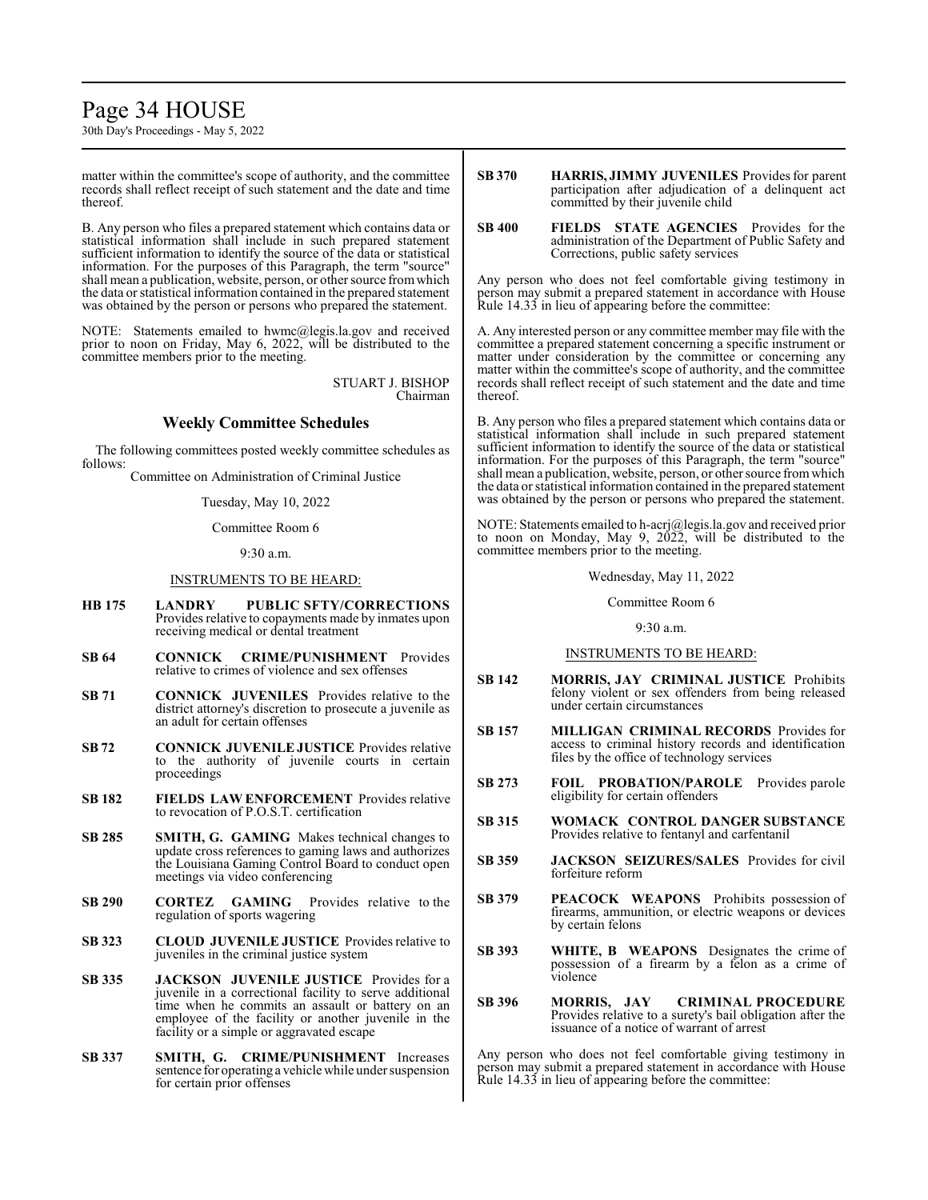matter within the committee's scope of authority, and the committee records shall reflect receipt of such statement and the date and time thereof.

B. Any person who files a prepared statement which contains data or statistical information shall include in such prepared statement sufficient information to identify the source of the data or statistical information. For the purposes of this Paragraph, the term "source" shall mean a publication, website, person, or other source from which the data or statistical information contained in the prepared statement was obtained by the person or persons who prepared the statement.

NOTE: Statements emailed to hwmc@legis.la.gov and received prior to noon on Friday, May 6, 2022, will be distributed to the committee members prior to the meeting.

STUART J. BISHOP
Chairman

## Weekly Committee Schedules

The following committees posted weekly committee schedules as follows:

Committee on Administration of Criminal Justice

Tuesday, May 10, 2022

Committee Room 6

9:30 a.m.

INSTRUMENTS TO BE HEARD:

**HB 175** **LANDRY PUBLIC SFTY/CORRECTIONS** Provides relative to copayments made by inmates upon receiving medical or dental treatment

**SB 64** **CONNICK CRIME/PUNISHMENT** Provides relative to crimes of violence and sex offenses

**SB 71** **CONNICK JUVENILES** Provides relative to the district attorney's discretion to prosecute a juvenile as an adult for certain offenses

**SB 72** **CONNICK JUVENILE JUSTICE** Provides relative to the authority of juvenile courts in certain proceedings

**SB 182** **FIELDS LAW ENFORCEMENT** Provides relative to revocation of P.O.S.T. certification

**SB 285** **SMITH, G. GAMING** Makes technical changes to update cross references to gaming laws and authorizes the Louisiana Gaming Control Board to conduct open meetings via video conferencing

**SB 290** **CORTEZ GAMING** Provides relative to the regulation of sports wagering

**SB 323** **CLOUD JUVENILE JUSTICE** Provides relative to juveniles in the criminal justice system

**SB 335** **JACKSON JUVENILE JUSTICE** Provides for a juvenile in a correctional facility to serve additional time when he commits an assault or battery on an employee of the facility or another juvenile in the facility or a simple or aggravated escape

**SB 337** **SMITH, G. CRIME/PUNISHMENT** Increases sentence for operating a vehicle while under suspension for certain prior offenses

**SB 370** **HARRIS, JIMMY JUVENILES** Provides for parent participation after adjudication of a delinquent act committed by their juvenile child

**SB 400** **FIELDS STATE AGENCIES** Provides for the administration of the Department of Public Safety and Corrections, public safety services

Any person who does not feel comfortable giving testimony in person may submit a prepared statement in accordance with House Rule 14.33 in lieu of appearing before the committee:

A. Any interested person or any committee member may file with the committee a prepared statement concerning a specific instrument or matter under consideration by the committee or concerning any matter within the committee's scope of authority, and the committee records shall reflect receipt of such statement and the date and time thereof.

B. Any person who files a prepared statement which contains data or statistical information shall include in such prepared statement sufficient information to identify the source of the data or statistical information. For the purposes of this Paragraph, the term "source" shall mean a publication, website, person, or other source from which the data or statistical information contained in the prepared statement was obtained by the person or persons who prepared the statement.

NOTE: Statements emailed to h-acrj@legis.la.gov and received prior to noon on Monday, May 9, 2022, will be distributed to the committee members prior to the meeting.

Wednesday, May 11, 2022

Committee Room 6

9:30 a.m.

INSTRUMENTS TO BE HEARD:

**SB 142** **MORRIS, JAY CRIMINAL JUSTICE** Prohibits felony violent or sex offenders from being released under certain circumstances

**SB 157** **MILLIGAN CRIMINAL RECORDS** Provides for access to criminal history records and identification files by the office of technology services

**SB 273** **FOIL PROBATION/PAROLE** Provides parole eligibility for certain offenders

**SB 315** **WOMACK CONTROL DANGER SUBSTANCE** Provides relative to fentanyl and carfentanil

**SB 359** **JACKSON SEIZURES/SALES** Provides for civil forfeiture reform

**SB 379** **PEACOCK WEAPONS** Prohibits possession of firearms, ammunition, or electric weapons or devices by certain felons

**SB 393** **WHITE, B WEAPONS** Designates the crime of possession of a firearm by a felon as a crime of violence

**SB 396** **MORRIS, JAY CRIMINAL PROCEDURE** Provides relative to a surety's bail obligation after the issuance of a notice of warrant of arrest

Any person who does not feel comfortable giving testimony in person may submit a prepared statement in accordance with House Rule 14.33 in lieu of appearing before the committee: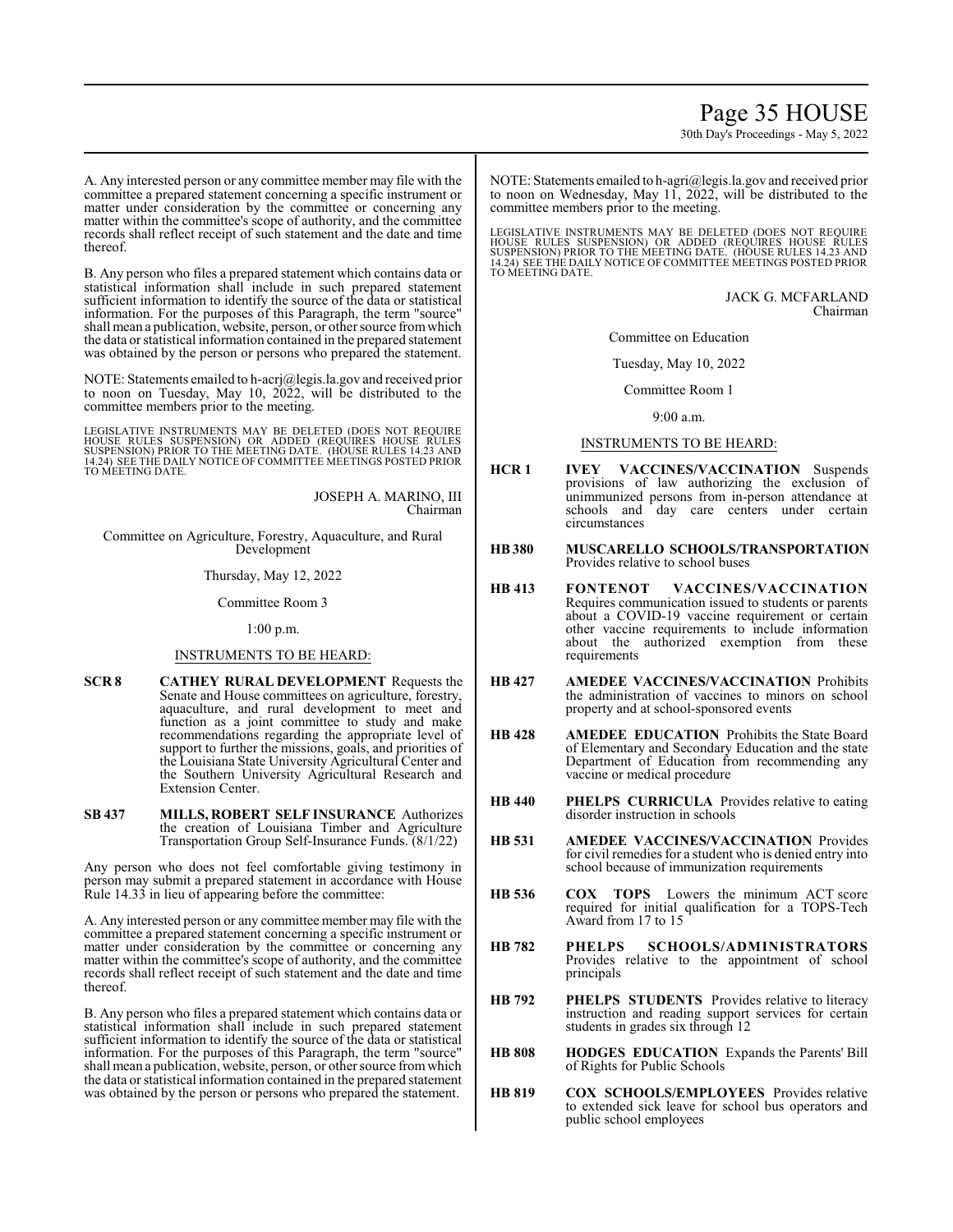A. Any interested person or any committee member may file with the committee a prepared statement concerning a specific instrument or matter under consideration by the committee or concerning any matter within the committee's scope of authority, and the committee records shall reflect receipt of such statement and the date and time thereof.

B. Any person who files a prepared statement which contains data or statistical information shall include in such prepared statement sufficient information to identify the source of the data or statistical information. For the purposes of this Paragraph, the term "source" shall mean a publication, website, person, or other source from which the data or statistical information contained in the prepared statement was obtained by the person or persons who prepared the statement.

NOTE: Statements emailed to h-acrj@legis.la.gov and received prior to noon on Tuesday, May 10, 2022, will be distributed to the committee members prior to the meeting.

LEGISLATIVE INSTRUMENTS MAY BE DELETED (DOES NOT REQUIRE HOUSE RULES SUSPENSION) OR ADDED (REQUIRES HOUSE RULES SUSPENSION) PRIOR TO THE MEETING DATE. (HOUSE RULES 14.23 AND 14.24) SEE THE DAILY NOTICE OF COMMITTEE MEETINGS POSTED PRIOR TO MEETING DATE.

JOSEPH A. MARINO, III
Chairman

Committee on Agriculture, Forestry, Aquaculture, and Rural Development

Thursday, May 12, 2022

Committee Room 3

1:00 p.m.

INSTRUMENTS TO BE HEARD:

**SCR 8** **CATHEY RURAL DEVELOPMENT** Requests the Senate and House committees on agriculture, forestry, aquaculture, and rural development to meet and function as a joint committee to study and make recommendations regarding the appropriate level of support to further the missions, goals, and priorities of the Louisiana State University Agricultural Center and the Southern University Agricultural Research and Extension Center.

**SB 437** **MILLS, ROBERT SELF INSURANCE** Authorizes the creation of Louisiana Timber and Agriculture Transportation Group Self-Insurance Funds. (8/1/22)

Any person who does not feel comfortable giving testimony in person may submit a prepared statement in accordance with House Rule 14.33 in lieu of appearing before the committee:

A. Any interested person or any committee member may file with the committee a prepared statement concerning a specific instrument or matter under consideration by the committee or concerning any matter within the committee's scope of authority, and the committee records shall reflect receipt of such statement and the date and time thereof.

B. Any person who files a prepared statement which contains data or statistical information shall include in such prepared statement sufficient information to identify the source of the data or statistical information. For the purposes of this Paragraph, the term "source" shall mean a publication, website, person, or other source from which the data or statistical information contained in the prepared statement was obtained by the person or persons who prepared the statement.

NOTE: Statements emailed to h-agri@legis.la.gov and received prior to noon on Wednesday, May 11, 2022, will be distributed to the committee members prior to the meeting.

LEGISLATIVE INSTRUMENTS MAY BE DELETED (DOES NOT REQUIRE HOUSE RULES SUSPENSION) OR ADDED (REQUIRES HOUSE RULES SUSPENSION) PRIOR TO THE MEETING DATE. (HOUSE RULES 14.23 AND 14.24) SEE THE DAILY NOTICE OF COMMITTEE MEETINGS POSTED PRIOR TO MEETING DATE.

JACK G. MCFARLAND
Chairman

Committee on Education

Tuesday, May 10, 2022

Committee Room 1

9:00 a.m.

INSTRUMENTS TO BE HEARD:

**HCR 1** **IVEY VACCINES/VACCINATION** Suspends provisions of law authorizing the exclusion of unimmunized persons from in-person attendance at schools and day care centers under certain circumstances

**HB 380** **MUSCARELLO SCHOOLS/TRANSPORTATION** Provides relative to school buses

**HB 413** **FONTENOT VACCINES/VACCINATION** Requires communication issued to students or parents about a COVID-19 vaccine requirement or certain other vaccine requirements to include information about the authorized exemption from these requirements

**HB 427** **AMEDEE VACCINES/VACCINATION** Prohibits the administration of vaccines to minors on school property and at school-sponsored events

**HB 428** **AMEDEE EDUCATION** Prohibits the State Board of Elementary and Secondary Education and the state Department of Education from recommending any vaccine or medical procedure

**HB 440** **PHELPS CURRICULA** Provides relative to eating disorder instruction in schools

**HB 531** **AMEDEE VACCINES/VACCINATION** Provides for civil remedies for a student who is denied entry into school because of immunization requirements

**HB 536** **COX TOPS** Lowers the minimum ACT score required for initial qualification for a TOPS-Tech Award from 17 to 15

**HB 782** **PHELPS SCHOOLS/ADMINISTRATORS** Provides relative to the appointment of school principals

**HB 792** **PHELPS STUDENTS** Provides relative to literacy instruction and reading support services for certain students in grades six through 12

**HB 808** **HODGES EDUCATION** Expands the Parents' Bill of Rights for Public Schools

**HB 819** **COX SCHOOLS/EMPLOYEES** Provides relative to extended sick leave for school bus operators and public school employees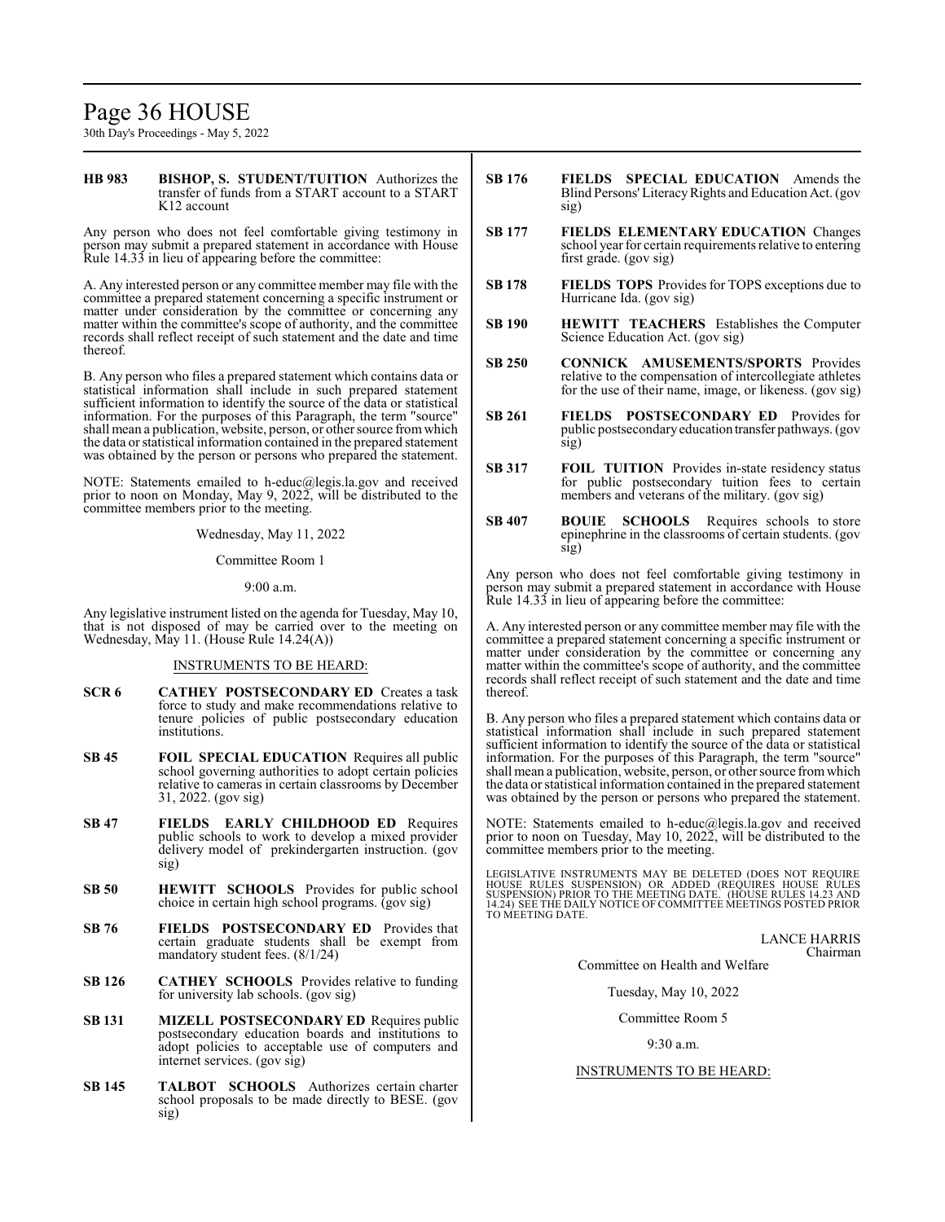**HB 983** **BISHOP, S. STUDENT/TUITION** Authorizes the transfer of funds from a START account to a START K12 account

Any person who does not feel comfortable giving testimony in person may submit a prepared statement in accordance with House Rule 14.33 in lieu of appearing before the committee:

A. Any interested person or any committee member may file with the committee a prepared statement concerning a specific instrument or matter under consideration by the committee or concerning any matter within the committee's scope of authority, and the committee records shall reflect receipt of such statement and the date and time thereof.

B. Any person who files a prepared statement which contains data or statistical information shall include in such prepared statement sufficient information to identify the source of the data or statistical information. For the purposes of this Paragraph, the term "source" shall mean a publication, website, person, or other source from which the data or statistical information contained in the prepared statement was obtained by the person or persons who prepared the statement.

NOTE: Statements emailed to h-educ@legis.la.gov and received prior to noon on Monday, May 9, 2022, will be distributed to the committee members prior to the meeting.

Wednesday, May 11, 2022

Committee Room 1

9:00 a.m.

Any legislative instrument listed on the agenda for Tuesday, May 10, that is not disposed of may be carried over to the meeting on Wednesday, May 11. (House Rule 14.24(A))

INSTRUMENTS TO BE HEARD:

**SCR 6** **CATHEY POSTSECONDARY ED** Creates a task force to study and make recommendations relative to tenure policies of public postsecondary education institutions.

**SB 45** **FOIL SPECIAL EDUCATION** Requires all public school governing authorities to adopt certain policies relative to cameras in certain classrooms by December 31, 2022. (gov sig)

**SB 47** **FIELDS EARLY CHILDHOOD ED** Requires public schools to work to develop a mixed provider delivery model of prekindergarten instruction. (gov sig)

**SB 50** **HEWITT SCHOOLS** Provides for public school choice in certain high school programs. (gov sig)

**SB 76** **FIELDS POSTSECONDARY ED** Provides that certain graduate students shall be exempt from mandatory student fees. (8/1/24)

**SB 126** **CATHEY SCHOOLS** Provides relative to funding for university lab schools. (gov sig)

**SB 131** **MIZELL POSTSECONDARY ED** Requires public postsecondary education boards and institutions to adopt policies to acceptable use of computers and internet services. (gov sig)

**SB 145** **TALBOT SCHOOLS** Authorizes certain charter school proposals to be made directly to BESE. (gov sig)

**SB 176** **FIELDS SPECIAL EDUCATION** Amends the Blind Persons' Literacy Rights and Education Act. (gov sig)

**SB 177** **FIELDS ELEMENTARY EDUCATION** Changes school year for certain requirements relative to entering first grade. (gov sig)

**SB 178** **FIELDS TOPS** Provides for TOPS exceptions due to Hurricane Ida. (gov sig)

**SB 190** **HEWITT TEACHERS** Establishes the Computer Science Education Act. (gov sig)

**SB 250** **CONNICK AMUSEMENTS/SPORTS** Provides relative to the compensation of intercollegiate athletes for the use of their name, image, or likeness. (gov sig)

**SB 261** **FIELDS POSTSECONDARY ED** Provides for public postsecondary education transfer pathways. (gov sig)

**SB 317** **FOIL TUITION** Provides in-state residency status for public postsecondary tuition fees to certain members and veterans of the military. (gov sig)

**SB 407** **BOUIE SCHOOLS** Requires schools to store epinephrine in the classrooms of certain students. (gov sig)

Any person who does not feel comfortable giving testimony in person may submit a prepared statement in accordance with House Rule 14.33 in lieu of appearing before the committee:

A. Any interested person or any committee member may file with the committee a prepared statement concerning a specific instrument or matter under consideration by the committee or concerning any matter within the committee's scope of authority, and the committee records shall reflect receipt of such statement and the date and time thereof.

B. Any person who files a prepared statement which contains data or statistical information shall include in such prepared statement sufficient information to identify the source of the data or statistical information. For the purposes of this Paragraph, the term "source" shall mean a publication, website, person, or other source from which the data or statistical information contained in the prepared statement was obtained by the person or persons who prepared the statement.

NOTE: Statements emailed to h-educ@legis.la.gov and received prior to noon on Tuesday, May 10, 2022, will be distributed to the committee members prior to the meeting.

LEGISLATIVE INSTRUMENTS MAY BE DELETED (DOES NOT REQUIRE HOUSE RULES SUSPENSION) OR ADDED (REQUIRES HOUSE RULES SUSPENSION) PRIOR TO THE MEETING DATE. (HOUSE RULES 14.23 AND 14.24) SEE THE DAILY NOTICE OF COMMITTEE MEETINGS POSTED PRIOR TO MEETING DATE.

LANCE HARRIS
Chairman

Committee on Health and Welfare

Tuesday, May 10, 2022

Committee Room 5

9:30 a.m.

INSTRUMENTS TO BE HEARD: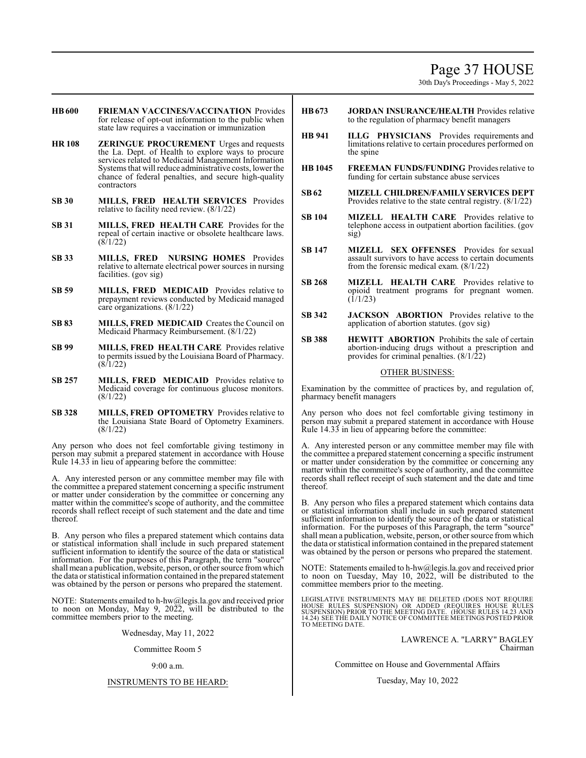**HB 600** **FRIEMAN VACCINES/VACCINATION** Provides for release of opt-out information to the public when state law requires a vaccination or immunization

**HR 108** **ZERINGUE PROCUREMENT** Urges and requests the La. Dept. of Health to explore ways to procure services related to Medicaid Management Information Systems that will reduce administrative costs, lower the chance of federal penalties, and secure high-quality contractors

**SB 30** **MILLS, FRED HEALTH SERVICES** Provides relative to facility need review. (8/1/22)

**SB 31** **MILLS, FRED HEALTH CARE** Provides for the repeal of certain inactive or obsolete healthcare laws. (8/1/22)

**SB 33** **MILLS, FRED NURSING HOMES** Provides relative to alternate electrical power sources in nursing facilities. (gov sig)

**SB 59** **MILLS, FRED MEDICAID** Provides relative to prepayment reviews conducted by Medicaid managed care organizations. (8/1/22)

**SB 83** **MILLS, FRED MEDICAID** Creates the Council on Medicaid Pharmacy Reimbursement. (8/1/22)

**SB 99** **MILLS, FRED HEALTH CARE** Provides relative to permits issued by the Louisiana Board of Pharmacy. (8/1/22)

**SB 257** **MILLS, FRED MEDICAID** Provides relative to Medicaid coverage for continuous glucose monitors. (8/1/22)

**SB 328** **MILLS, FRED OPTOMETRY** Provides relative to the Louisiana State Board of Optometry Examiners. (8/1/22)

Any person who does not feel comfortable giving testimony in person may submit a prepared statement in accordance with House Rule 14.33 in lieu of appearing before the committee:

A. Any interested person or any committee member may file with the committee a prepared statement concerning a specific instrument or matter under consideration by the committee or concerning any matter within the committee's scope of authority, and the committee records shall reflect receipt of such statement and the date and time thereof.

B. Any person who files a prepared statement which contains data or statistical information shall include in such prepared statement sufficient information to identify the source of the data or statistical information. For the purposes of this Paragraph, the term "source" shall mean a publication, website, person, or other source from which the data or statistical information contained in the prepared statement was obtained by the person or persons who prepared the statement.

NOTE: Statements emailed to h-hw@legis.la.gov and received prior to noon on Monday, May 9, 2022, will be distributed to the committee members prior to the meeting.

Wednesday, May 11, 2022

Committee Room 5

9:00 a.m.

INSTRUMENTS TO BE HEARD:

**HB 673** **JORDAN INSURANCE/HEALTH** Provides relative to the regulation of pharmacy benefit managers

**HB 941** **ILLG PHYSICIANS** Provides requirements and limitations relative to certain procedures performed on the spine

**HB 1045** **FREEMAN FUNDS/FUNDING** Provides relative to funding for certain substance abuse services

**SB 62** **MIZELL CHILDREN/FAMILY SERVICES DEPT** Provides relative to the state central registry. (8/1/22)

**SB 104** **MIZELL HEALTH CARE** Provides relative to telephone access in outpatient abortion facilities. (gov sig)

**SB 147** **MIZELL SEX OFFENSES** Provides for sexual assault survivors to have access to certain documents from the forensic medical exam. (8/1/22)

**SB 268** **MIZELL HEALTH CARE** Provides relative to opioid treatment programs for pregnant women. (1/1/23)

**SB 342** **JACKSON ABORTION** Provides relative to the application of abortion statutes. (gov sig)

**SB 388** **HEWITT ABORTION** Prohibits the sale of certain abortion-inducing drugs without a prescription and provides for criminal penalties. (8/1/22)

OTHER BUSINESS:

Examination by the committee of practices by, and regulation of, pharmacy benefit managers

Any person who does not feel comfortable giving testimony in person may submit a prepared statement in accordance with House Rule 14.33 in lieu of appearing before the committee:

A. Any interested person or any committee member may file with the committee a prepared statement concerning a specific instrument or matter under consideration by the committee or concerning any matter within the committee's scope of authority, and the committee records shall reflect receipt of such statement and the date and time thereof.

B. Any person who files a prepared statement which contains data or statistical information shall include in such prepared statement sufficient information to identify the source of the data or statistical information. For the purposes of this Paragraph, the term "source" shall mean a publication, website, person, or other source from which the data or statistical information contained in the prepared statement was obtained by the person or persons who prepared the statement.

NOTE: Statements emailed to h-hw@legis.la.gov and received prior to noon on Tuesday, May 10, 2022, will be distributed to the committee members prior to the meeting.

LEGISLATIVE INSTRUMENTS MAY BE DELETED (DOES NOT REQUIRE HOUSE RULES SUSPENSION) OR ADDED (REQUIRES HOUSE RULES SUSPENSION) PRIOR TO THE MEETING DATE. (HOUSE RULES 14.23 AND 14.24) SEE THE DAILY NOTICE OF COMMITTEE MEETINGS POSTED PRIOR TO MEETING DATE.

LAWRENCE A. "LARRY" BAGLEY
Chairman

Committee on House and Governmental Affairs

Tuesday, May 10, 2022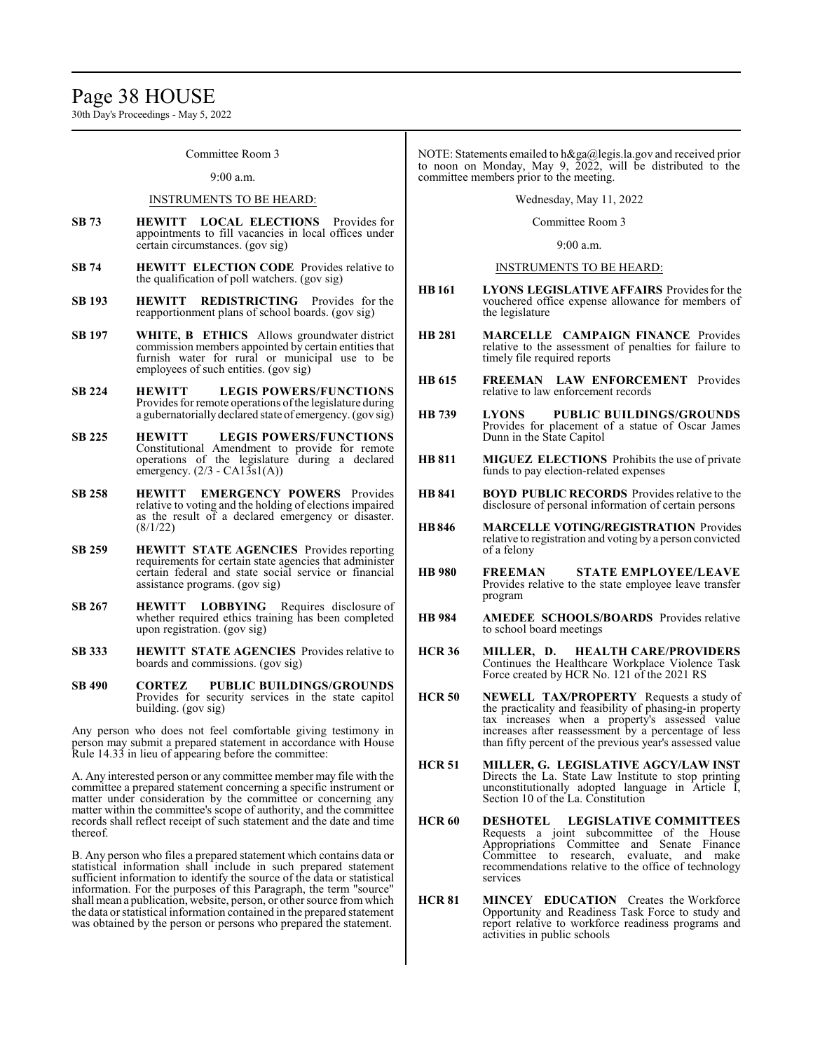Committee Room 3

9:00 a.m.

INSTRUMENTS TO BE HEARD:

**SB 73** **HEWITT LOCAL ELECTIONS** Provides for appointments to fill vacancies in local offices under certain circumstances. (gov sig)

**SB 74** **HEWITT ELECTION CODE** Provides relative to the qualification of poll watchers. (gov sig)

**SB 193** **HEWITT REDISTRICTING** Provides for the reapportionment plans of school boards. (gov sig)

**SB 197** **WHITE, B ETHICS** Allows groundwater district commission members appointed by certain entities that furnish water for rural or municipal use to be employees of such entities. (gov sig)

**SB 224** **HEWITT LEGIS POWERS/FUNCTIONS** Provides for remote operations of the legislature during a gubernatorially declared state of emergency. (gov sig)

**SB 225** **HEWITT LEGIS POWERS/FUNCTIONS** Constitutional Amendment to provide for remote operations of the legislature during a declared emergency. (2/3 - CA13s1(A))

**SB 258** **HEWITT EMERGENCY POWERS** Provides relative to voting and the holding of elections impaired as the result of a declared emergency or disaster. (8/1/22)

**SB 259** **HEWITT STATE AGENCIES** Provides reporting requirements for certain state agencies that administer certain federal and state social service or financial assistance programs. (gov sig)

**SB 267** **HEWITT LOBBYING** Requires disclosure of whether required ethics training has been completed upon registration. (gov sig)

**SB 333** **HEWITT STATE AGENCIES** Provides relative to boards and commissions. (gov sig)

**SB 490** **CORTEZ PUBLIC BUILDINGS/GROUNDS** Provides for security services in the state capitol building. (gov sig)

Any person who does not feel comfortable giving testimony in person may submit a prepared statement in accordance with House Rule 14.33 in lieu of appearing before the committee:

A. Any interested person or any committee member may file with the committee a prepared statement concerning a specific instrument or matter under consideration by the committee or concerning any matter within the committee's scope of authority, and the committee records shall reflect receipt of such statement and the date and time thereof.

B. Any person who files a prepared statement which contains data or statistical information shall include in such prepared statement sufficient information to identify the source of the data or statistical information. For the purposes of this Paragraph, the term "source" shall mean a publication, website, person, or other source from which the data or statistical information contained in the prepared statement was obtained by the person or persons who prepared the statement.

NOTE: Statements emailed to h&ga@legis.la.gov and received prior to noon on Monday, May 9, 2022, will be distributed to the committee members prior to the meeting.

Wednesday, May 11, 2022

Committee Room 3

9:00 a.m.

INSTRUMENTS TO BE HEARD:

**HB 161** **LYONS LEGISLATIVE AFFAIRS** Provides for the vouchered office expense allowance for members of the legislature

**HB 281** **MARCELLE CAMPAIGN FINANCE** Provides relative to the assessment of penalties for failure to timely file required reports

**HB 615** **FREEMAN LAW ENFORCEMENT** Provides relative to law enforcement records

**HB 739** **LYONS PUBLIC BUILDINGS/GROUNDS** Provides for placement of a statue of Oscar James Dunn in the State Capitol

**HB 811** **MIGUEZ ELECTIONS** Prohibits the use of private funds to pay election-related expenses

**HB 841** **BOYD PUBLIC RECORDS** Provides relative to the disclosure of personal information of certain persons

**HB 846** **MARCELLE VOTING/REGISTRATION** Provides relative to registration and voting by a person convicted of a felony

**HB 980** **FREEMAN STATE EMPLOYEE/LEAVE** Provides relative to the state employee leave transfer program

**HB 984** **AMEDEE SCHOOLS/BOARDS** Provides relative to school board meetings

**HCR 36** **MILLER, D. HEALTH CARE/PROVIDERS** Continues the Healthcare Workplace Violence Task Force created by HCR No. 121 of the 2021 RS

**HCR 50** **NEWELL TAX/PROPERTY** Requests a study of the practicality and feasibility of phasing-in property tax increases when a property's assessed value increases after reassessment by a percentage of less than fifty percent of the previous year's assessed value

**HCR 51** **MILLER, G. LEGISLATIVE AGCY/LAW INST** Directs the La. State Law Institute to stop printing unconstitutionally adopted language in Article I, Section 10 of the La. Constitution

**HCR 60** **DESHOTEL LEGISLATIVE COMMITTEES** Requests a joint subcommittee of the House Appropriations Committee and Senate Finance Committee to research, evaluate, and make recommendations relative to the office of technology services

**HCR 81** **MINCEY EDUCATION** Creates the Workforce Opportunity and Readiness Task Force to study and report relative to workforce readiness programs and activities in public schools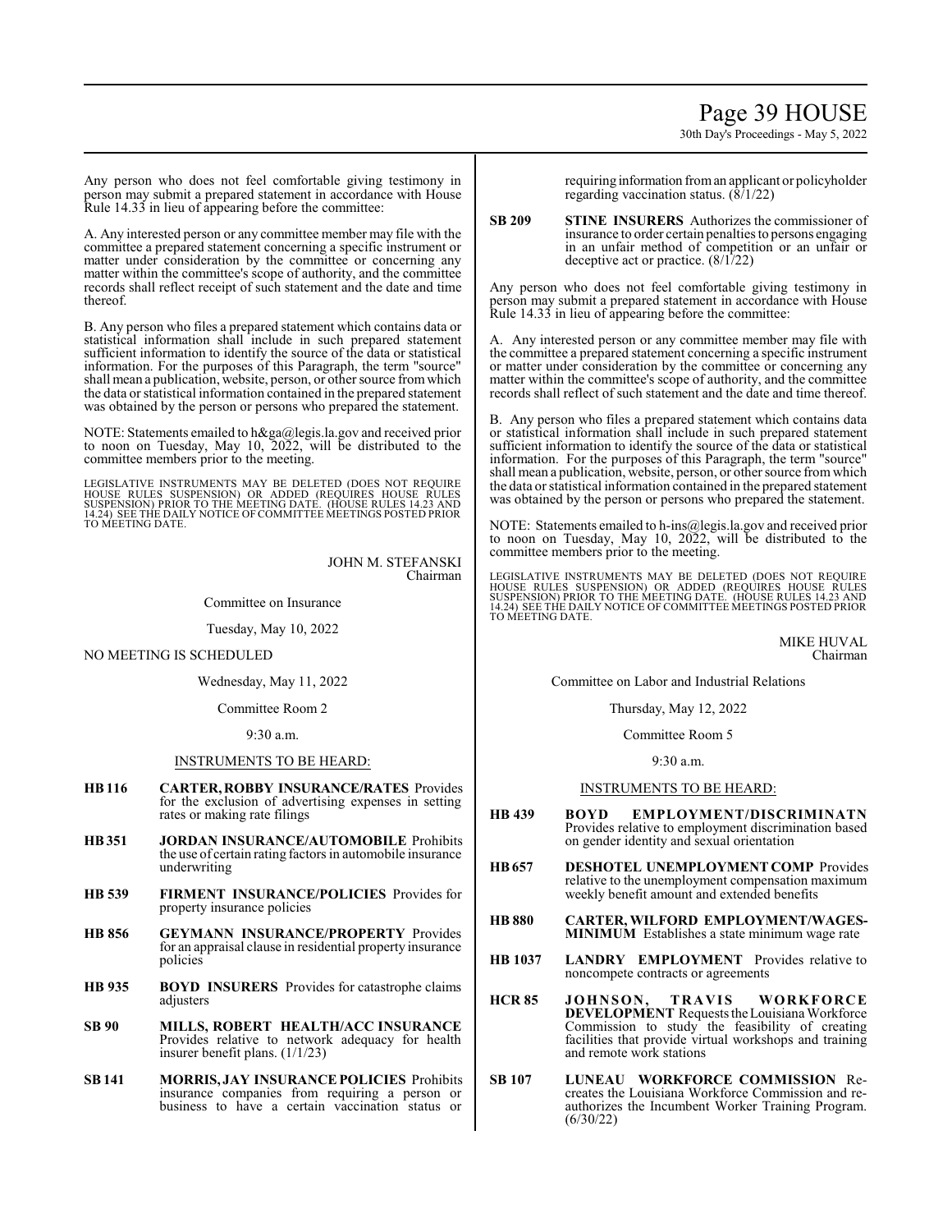Any person who does not feel comfortable giving testimony in person may submit a prepared statement in accordance with House Rule 14.33 in lieu of appearing before the committee:

A. Any interested person or any committee member may file with the committee a prepared statement concerning a specific instrument or matter under consideration by the committee or concerning any matter within the committee's scope of authority, and the committee records shall reflect receipt of such statement and the date and time thereof.

B. Any person who files a prepared statement which contains data or statistical information shall include in such prepared statement sufficient information to identify the source of the data or statistical information. For the purposes of this Paragraph, the term "source" shall mean a publication, website, person, or other source from which the data or statistical information contained in the prepared statement was obtained by the person or persons who prepared the statement.

NOTE: Statements emailed to h&ga@legis.la.gov and received prior to noon on Tuesday, May 10, 2022, will be distributed to the committee members prior to the meeting.

LEGISLATIVE INSTRUMENTS MAY BE DELETED (DOES NOT REQUIRE HOUSE RULES SUSPENSION) OR ADDED (REQUIRES HOUSE RULES SUSPENSION) PRIOR TO THE MEETING DATE. (HOUSE RULES 14.23 AND 14.24) SEE THE DAILY NOTICE OF COMMITTEE MEETINGS POSTED PRIOR TO MEETING DATE.

JOHN M. STEFANSKI
Chairman

Committee on Insurance

Tuesday, May 10, 2022

NO MEETING IS SCHEDULED

Wednesday, May 11, 2022

Committee Room 2

9:30 a.m.

INSTRUMENTS TO BE HEARD:

**HB 116** **CARTER, ROBBY INSURANCE/RATES** Provides for the exclusion of advertising expenses in setting rates or making rate filings

**HB 351** **JORDAN INSURANCE/AUTOMOBILE** Prohibits the use of certain rating factors in automobile insurance underwriting

**HB 539** **FIRMENT INSURANCE/POLICIES** Provides for property insurance policies

**HB 856** **GEYMANN INSURANCE/PROPERTY** Provides for an appraisal clause in residential property insurance policies

**HB 935** **BOYD INSURERS** Provides for catastrophe claims adjusters

**SB 90** **MILLS, ROBERT HEALTH/ACC INSURANCE** Provides relative to network adequacy for health insurer benefit plans. (1/1/23)

**SB 141** **MORRIS, JAY INSURANCE POLICIES** Prohibits insurance companies from requiring a person or business to have a certain vaccination status or requiring information from an applicant or policyholder regarding vaccination status. (8/1/22)

**SB 209** **STINE INSURERS** Authorizes the commissioner of insurance to order certain penalties to persons engaging in an unfair method of competition or an unfair or deceptive act or practice. (8/1/22)

Any person who does not feel comfortable giving testimony in person may submit a prepared statement in accordance with House Rule 14.33 in lieu of appearing before the committee:

A. Any interested person or any committee member may file with the committee a prepared statement concerning a specific instrument or matter under consideration by the committee or concerning any matter within the committee's scope of authority, and the committee records shall reflect of such statement and the date and time thereof.

B. Any person who files a prepared statement which contains data or statistical information shall include in such prepared statement sufficient information to identify the source of the data or statistical information. For the purposes of this Paragraph, the term "source" shall mean a publication, website, person, or other source from which the data or statistical information contained in the prepared statement was obtained by the person or persons who prepared the statement.

NOTE: Statements emailed to h-ins@legis.la.gov and received prior to noon on Tuesday, May 10, 2022, will be distributed to the committee members prior to the meeting.

LEGISLATIVE INSTRUMENTS MAY BE DELETED (DOES NOT REQUIRE HOUSE RULES SUSPENSION) OR ADDED (REQUIRES HOUSE RULES SUSPENSION) PRIOR TO THE MEETING DATE. (HOUSE RULES 14.23 AND 14.24) SEE THE DAILY NOTICE OF COMMITTEE MEETINGS POSTED PRIOR TO MEETING DATE.

MIKE HUVAL
Chairman

Committee on Labor and Industrial Relations

Thursday, May 12, 2022

Committee Room 5

9:30 a.m.

INSTRUMENTS TO BE HEARD:

**HB 439** **BOYD EMPLOYMENT/DISCRIMINATN** Provides relative to employment discrimination based on gender identity and sexual orientation

**HB 657** **DESHOTEL UNEMPLOYMENT COMP** Provides relative to the unemployment compensation maximum weekly benefit amount and extended benefits

**HB 880** **CARTER, WILFORD EMPLOYMENT/WAGES-MINIMUM** Establishes a state minimum wage rate

**HB 1037** **LANDRY EMPLOYMENT** Provides relative to noncompete contracts or agreements

**HCR 85** **JOHNSON, TRAVIS WORKFORCE DEVELOPMENT** Requests the Louisiana Workforce Commission to study the feasibility of creating facilities that provide virtual workshops and training and remote work stations

**SB 107** **LUNEAU WORKFORCE COMMISSION** Re-creates the Louisiana Workforce Commission and re-authorizes the Incumbent Worker Training Program. (6/30/22)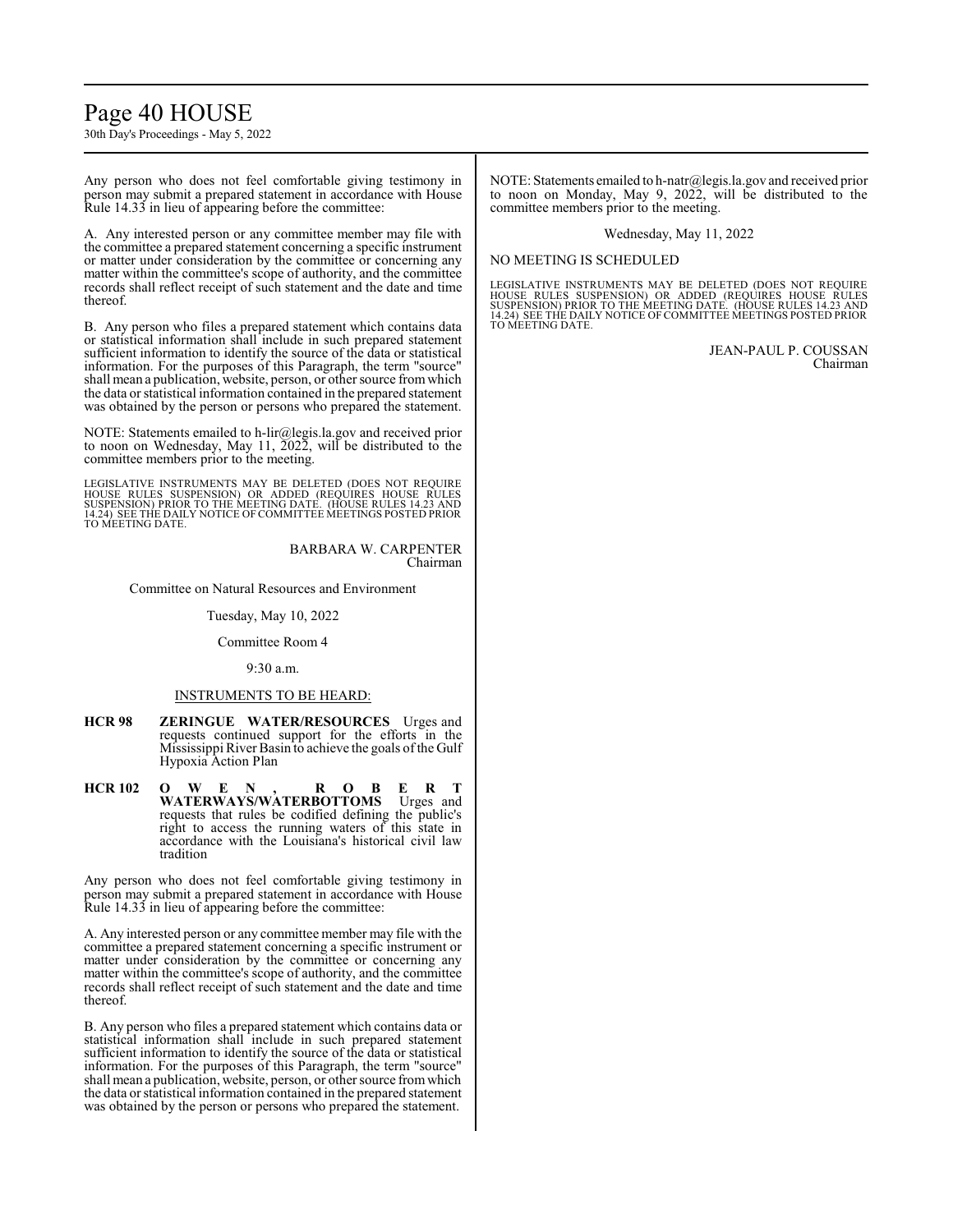Any person who does not feel comfortable giving testimony in person may submit a prepared statement in accordance with House Rule 14.33 in lieu of appearing before the committee:

A. Any interested person or any committee member may file with the committee a prepared statement concerning a specific instrument or matter under consideration by the committee or concerning any matter within the committee's scope of authority, and the committee records shall reflect receipt of such statement and the date and time thereof.

B. Any person who files a prepared statement which contains data or statistical information shall include in such prepared statement sufficient information to identify the source of the data or statistical information. For the purposes of this Paragraph, the term "source" shall mean a publication, website, person, or other source from which the data or statistical information contained in the prepared statement was obtained by the person or persons who prepared the statement.

NOTE: Statements emailed to h-lir@legis.la.gov and received prior to noon on Wednesday, May 11, 2022, will be distributed to the committee members prior to the meeting.

LEGISLATIVE INSTRUMENTS MAY BE DELETED (DOES NOT REQUIRE HOUSE RULES SUSPENSION) OR ADDED (REQUIRES HOUSE RULES SUSPENSION) PRIOR TO THE MEETING DATE. (HOUSE RULES 14.23 AND 14.24) SEE THE DAILY NOTICE OF COMMITTEE MEETINGS POSTED PRIOR TO MEETING DATE.

BARBARA W. CARPENTER
Chairman

Committee on Natural Resources and Environment

Tuesday, May 10, 2022

Committee Room 4

9:30 a.m.

INSTRUMENTS TO BE HEARD:

**HCR 98** **ZERINGUE WATER/RESOURCES** Urges and requests continued support for the efforts in the Mississippi River Basin to achieve the goals of the Gulf Hypoxia Action Plan

**HCR 102** **OWEN, ROBERT WATERWAYS/WATERBOTTOMS** Urges and requests that rules be codified defining the public's right to access the running waters of this state in accordance with the Louisiana's historical civil law tradition

Any person who does not feel comfortable giving testimony in person may submit a prepared statement in accordance with House Rule 14.33 in lieu of appearing before the committee:

A. Any interested person or any committee member may file with the committee a prepared statement concerning a specific instrument or matter under consideration by the committee or concerning any matter within the committee's scope of authority, and the committee records shall reflect receipt of such statement and the date and time thereof.

B. Any person who files a prepared statement which contains data or statistical information shall include in such prepared statement sufficient information to identify the source of the data or statistical information. For the purposes of this Paragraph, the term "source" shall mean a publication, website, person, or other source from which the data or statistical information contained in the prepared statement was obtained by the person or persons who prepared the statement.

NOTE: Statements emailed to h-natr@legis.la.gov and received prior to noon on Monday, May 9, 2022, will be distributed to the committee members prior to the meeting.

Wednesday, May 11, 2022

NO MEETING IS SCHEDULED

LEGISLATIVE INSTRUMENTS MAY BE DELETED (DOES NOT REQUIRE HOUSE RULES SUSPENSION) OR ADDED (REQUIRES HOUSE RULES SUSPENSION) PRIOR TO THE MEETING DATE. (HOUSE RULES 14.23 AND 14.24) SEE THE DAILY NOTICE OF COMMITTEE MEETINGS POSTED PRIOR TO MEETING DATE.

JEAN-PAUL P. COUSSAN
Chairman